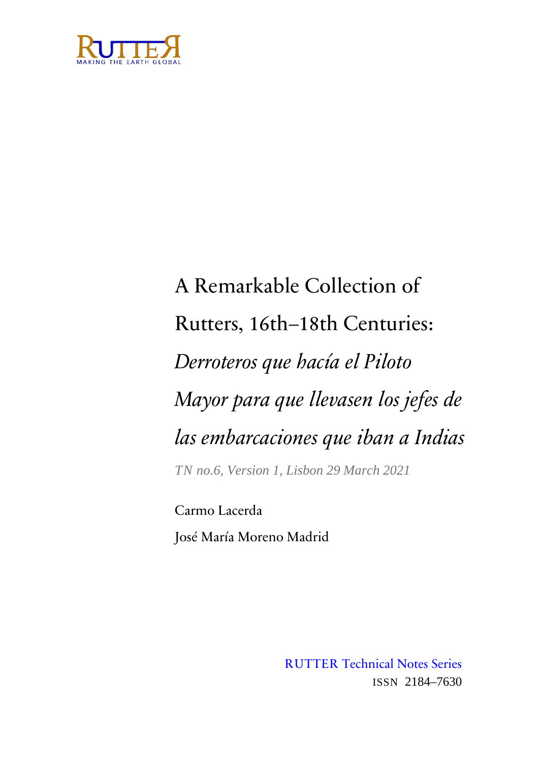RUTTER
MAKING THE EARTH GLOBAL

# A Remarkable Collection of Rutters, 16th–18th Centuries: *Derroteros que hacía el Piloto Mayor para que llevasen los jefes de las embarcaciones que iban a Indias*

*TN no.6, Version 1, Lisbon 29 March 2021*

Carmo Lacerda

José María Moreno Madrid

RUTTER Technical Notes Series

ISSN 2184–7630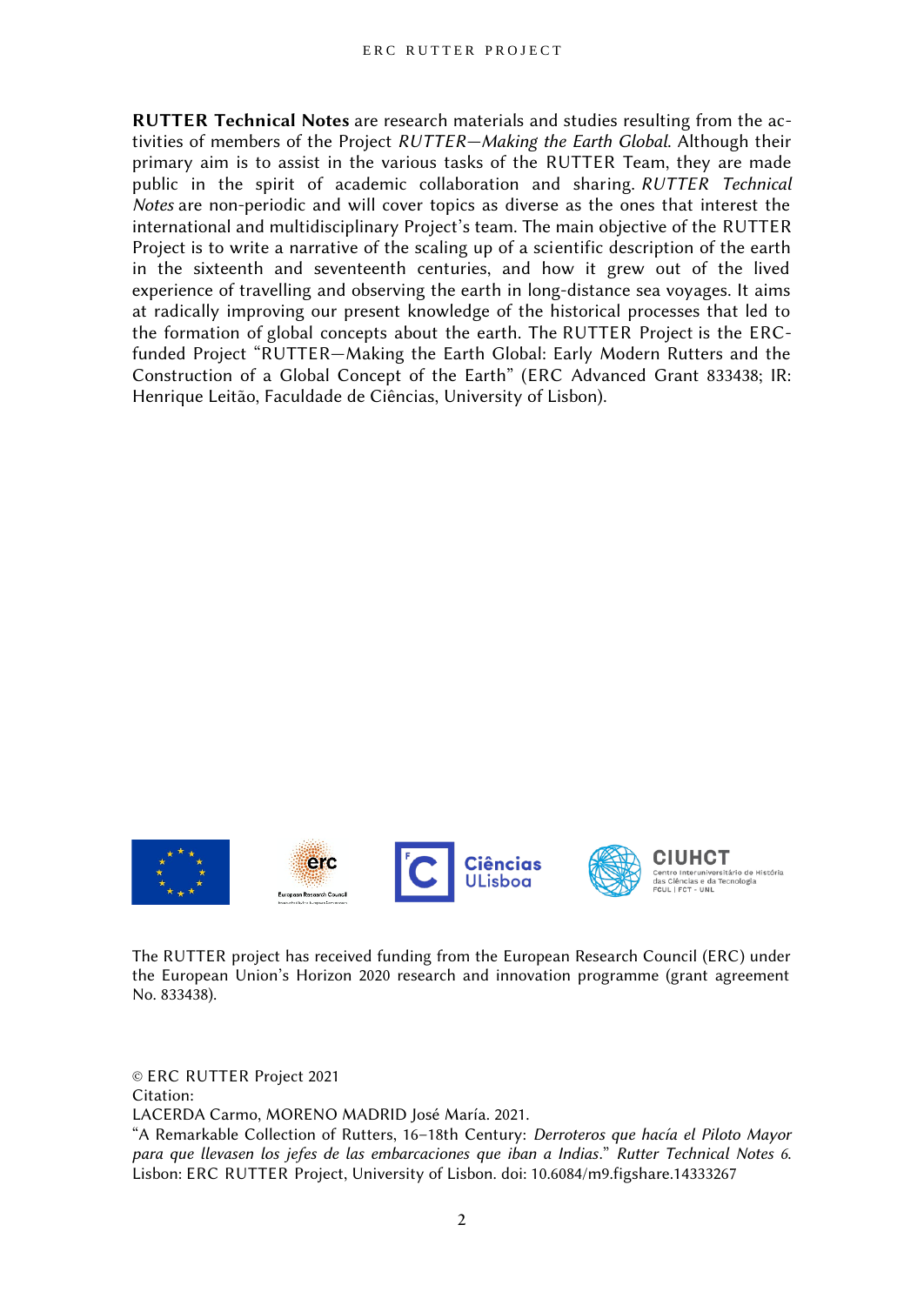**RUTTER Technical Notes** are research materials and studies resulting from the activities of members of the Project *RUTTER—Making the Earth Global*. Although their primary aim is to assist in the various tasks of the RUTTER Team, they are made public in the spirit of academic collaboration and sharing. *RUTTER Technical Notes* are non-periodic and will cover topics as diverse as the ones that interest the international and multidisciplinary Project's team. The main objective of the RUTTER Project is to write a narrative of the scaling up of a scientific description of the earth in the sixteenth and seventeenth centuries, and how it grew out of the lived experience of travelling and observing the earth in long-distance sea voyages. It aims at radically improving our present knowledge of the historical processes that led to the formation of global concepts about the earth. The RUTTER Project is the ERC-funded Project "RUTTER—Making the Earth Global: Early Modern Rutters and the Construction of a Global Concept of the Earth" (ERC Advanced Grant 833438; IR: Henrique Leitão, Faculdade de Ciências, University of Lisbon).

The RUTTER project has received funding from the European Research Council (ERC) under the European Union's Horizon 2020 research and innovation programme (grant agreement No. 833438).

© ERC RUTTER Project 2021
Citation:
LACERDA Carmo, MORENO MADRID José María. 2021.
"A Remarkable Collection of Rutters, 16–18th Century: *Derroteros que hacía el Piloto Mayor para que llevasen los jefes de las embarcaciones que iban a Indias*." *Rutter Technical Notes 6*. Lisbon: ERC RUTTER Project, University of Lisbon. doi: 10.6084/m9.figshare.14333267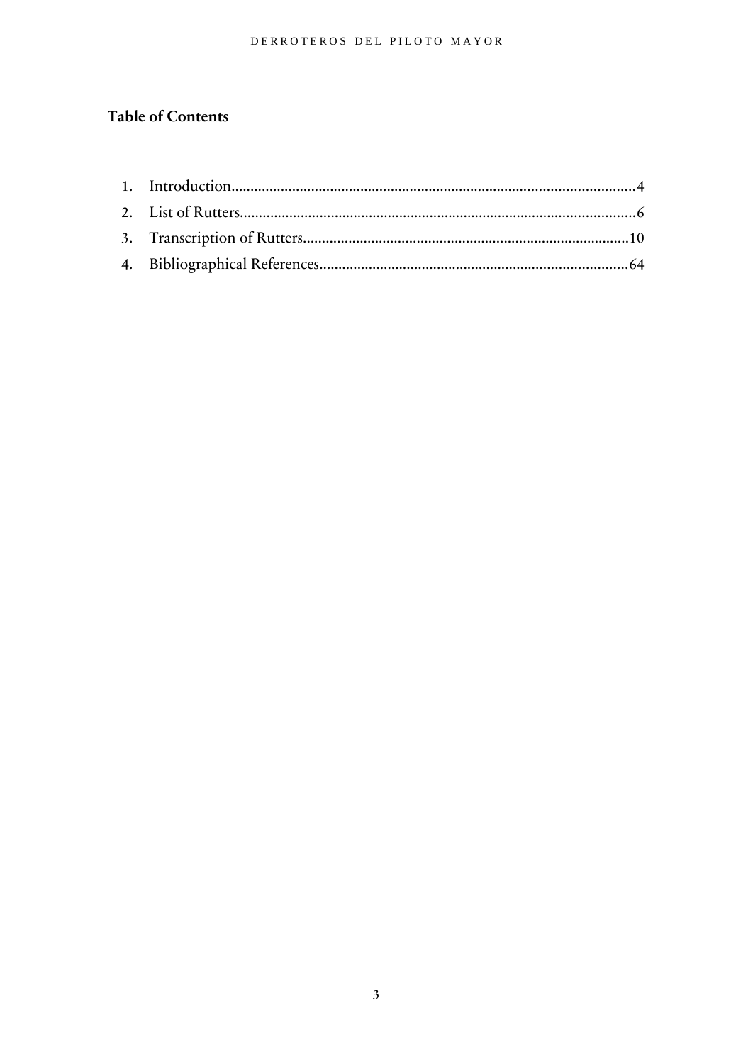# Table of Contents

1. Introduction....................................................................................................4
2. List of Rutters..................................................................................................6
3. Transcription of Rutters...............................................................................10
4. Bibliographical References..........................................................................64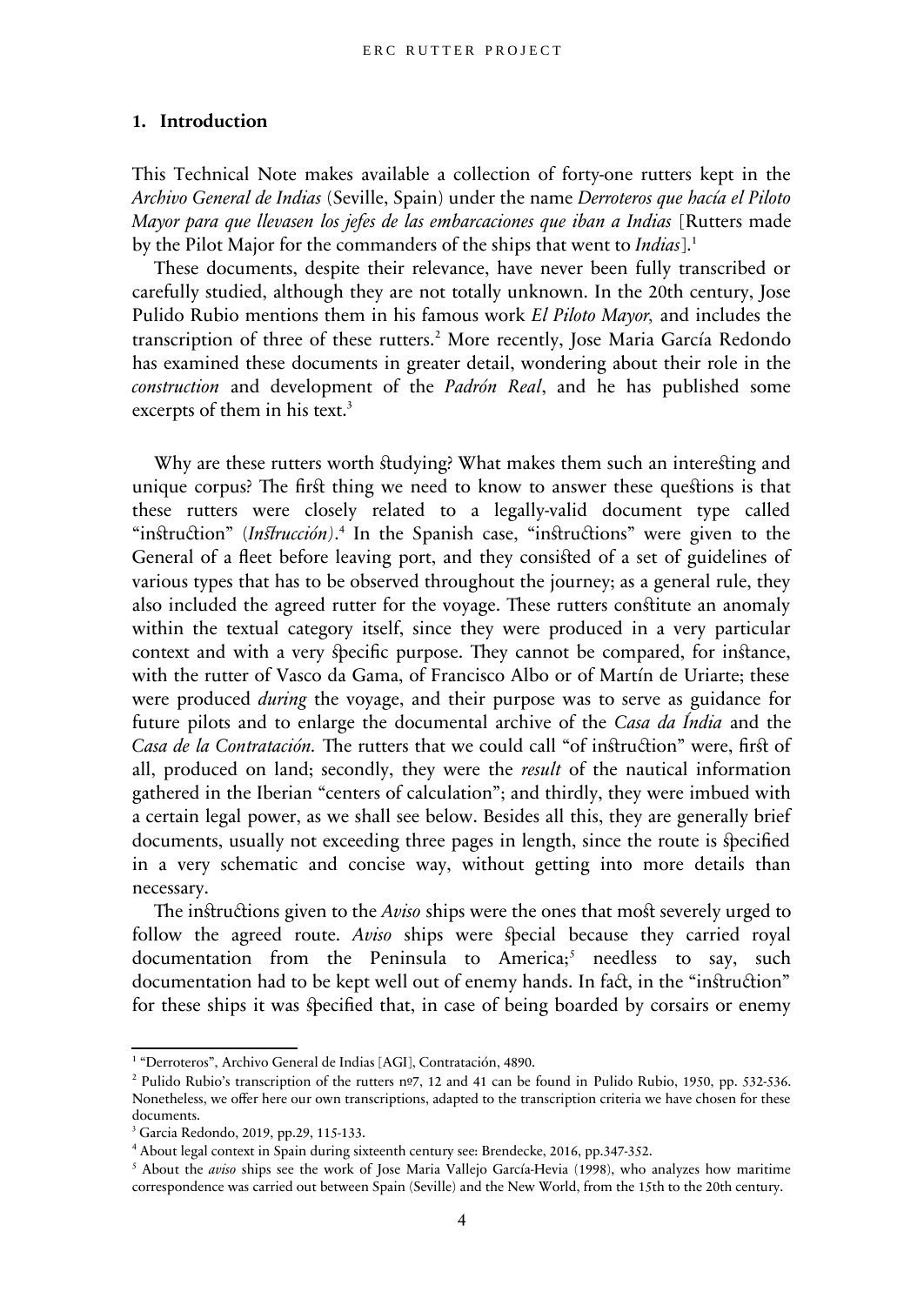## 1. Introduction

This Technical Note makes available a collection of forty-one rutters kept in the *Archivo General de Indias* (Seville, Spain) under the name *Derroteros que hacía el Piloto Mayor para que llevasen los jefes de las embarcaciones que iban a Indias* [Rutters made by the Pilot Major for the commanders of the ships that went to *Indias*].[1]

These documents, despite their relevance, have never been fully transcribed or carefully studied, although they are not totally unknown. In the 20th century, Jose Pulido Rubio mentions them in his famous work *El Piloto Mayor,* and includes the transcription of three of these rutters.[2] More recently, Jose Maria García Redondo has examined these documents in greater detail, wondering about their role in the *construction* and development of the *Padrón Real*, and he has published some excerpts of them in his text.[3]

Why are these rutters worth studying? What makes them such an interesting and unique corpus? The first thing we need to know to answer these questions is that these rutters were closely related to a legally-valid document type called "instruction" (*Instrucción)*.[4] In the Spanish case, "instructions" were given to the General of a fleet before leaving port, and they consisted of a set of guidelines of various types that has to be observed throughout the journey; as a general rule, they also included the agreed rutter for the voyage. These rutters constitute an anomaly within the textual category itself, since they were produced in a very particular context and with a very specific purpose. They cannot be compared, for instance, with the rutter of Vasco da Gama, of Francisco Albo or of Martín de Uriarte; these were produced *during* the voyage, and their purpose was to serve as guidance for future pilots and to enlarge the documental archive of the *Casa da Índia* and the *Casa de la Contratación.* The rutters that we could call "of instruction" were, first of all, produced on land; secondly, they were the *result* of the nautical information gathered in the Iberian "centers of calculation"; and thirdly, they were imbued with a certain legal power, as we shall see below. Besides all this, they are generally brief documents, usually not exceeding three pages in length, since the route is specified in a very schematic and concise way, without getting into more details than necessary.

The instructions given to the *Aviso* ships were the ones that most severely urged to follow the agreed route. *Aviso* ships were special because they carried royal documentation from the Peninsula to America;[5] needless to say, such documentation had to be kept well out of enemy hands. In fact, in the "instruction" for these ships it was specified that, in case of being boarded by corsairs or enemy

---

[1] "Derroteros", Archivo General de Indias [AGI], Contratación, 4890.

[2] Pulido Rubio's transcription of the rutters nº7, 12 and 41 can be found in Pulido Rubio, 1950, pp. 532-536. Nonetheless, we offer here our own transcriptions, adapted to the transcription criteria we have chosen for these documents.

[3] Garcia Redondo, 2019, pp.29, 115-133.

[4] About legal context in Spain during sixteenth century see: Brendecke, 2016, pp.347-352.

[5] About the *aviso* ships see the work of Jose Maria Vallejo García-Hevia (1998), who analyzes how maritime correspondence was carried out between Spain (Seville) and the New World, from the 15th to the 20th century.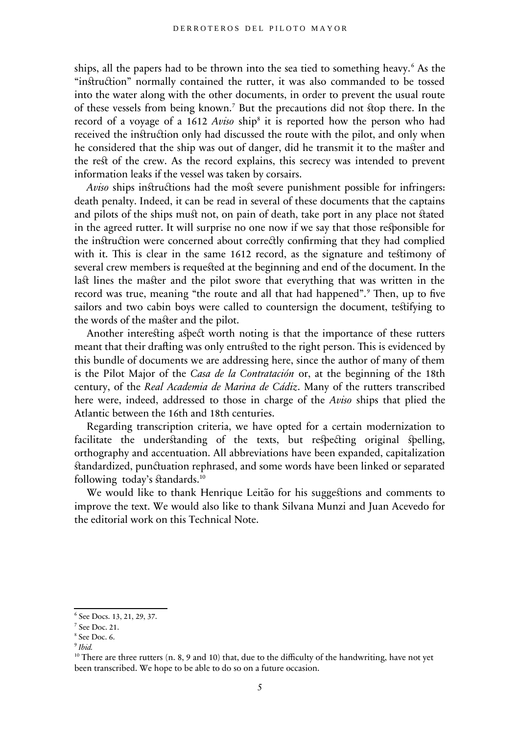ships, all the papers had to be thrown into the sea tied to something heavy.[6] As the "instruction" normally contained the rutter, it was also commanded to be tossed into the water along with the other documents, in order to prevent the usual route of these vessels from being known.[7] But the precautions did not stop there. In the record of a voyage of a 1612 *Aviso* ship[8] it is reported how the person who had received the instruction only had discussed the route with the pilot, and only when he considered that the ship was out of danger, did he transmit it to the master and the rest of the crew. As the record explains, this secrecy was intended to prevent information leaks if the vessel was taken by corsairs.

*Aviso* ships instructions had the most severe punishment possible for infringers: death penalty. Indeed, it can be read in several of these documents that the captains and pilots of the ships must not, on pain of death, take port in any place not stated in the agreed rutter. It will surprise no one now if we say that those responsible for the instruction were concerned about correctly confirming that they had complied with it. This is clear in the same 1612 record, as the signature and testimony of several crew members is requested at the beginning and end of the document. In the last lines the master and the pilot swore that everything that was written in the record was true, meaning "the route and all that had happened".[9] Then, up to five sailors and two cabin boys were called to countersign the document, testifying to the words of the master and the pilot.

Another interesting aspect worth noting is that the importance of these rutters meant that their drafting was only entrusted to the right person. This is evidenced by this bundle of documents we are addressing here, since the author of many of them is the Pilot Major of the *Casa de la Contratación* or, at the beginning of the 18th century, of the *Real Academia de Marina de Cádiz*. Many of the rutters transcribed here were, indeed, addressed to those in charge of the *Aviso* ships that plied the Atlantic between the 16th and 18th centuries.

Regarding transcription criteria, we have opted for a certain modernization to facilitate the understanding of the texts, but respecting original spelling, orthography and accentuation. All abbreviations have been expanded, capitalization standardized, punctuation rephrased, and some words have been linked or separated following today's standards.[10]

We would like to thank Henrique Leitão for his suggestions and comments to improve the text. We would also like to thank Silvana Munzi and Juan Acevedo for the editorial work on this Technical Note.

---

[6] See Docs. 13, 21, 29, 37.

[7] See Doc. 21.

[8] See Doc. 6.

[9] *Ibid.*

[10] There are three rutters (n. 8, 9 and 10) that, due to the difficulty of the handwriting, have not yet been transcribed. We hope to be able to do so on a future occasion.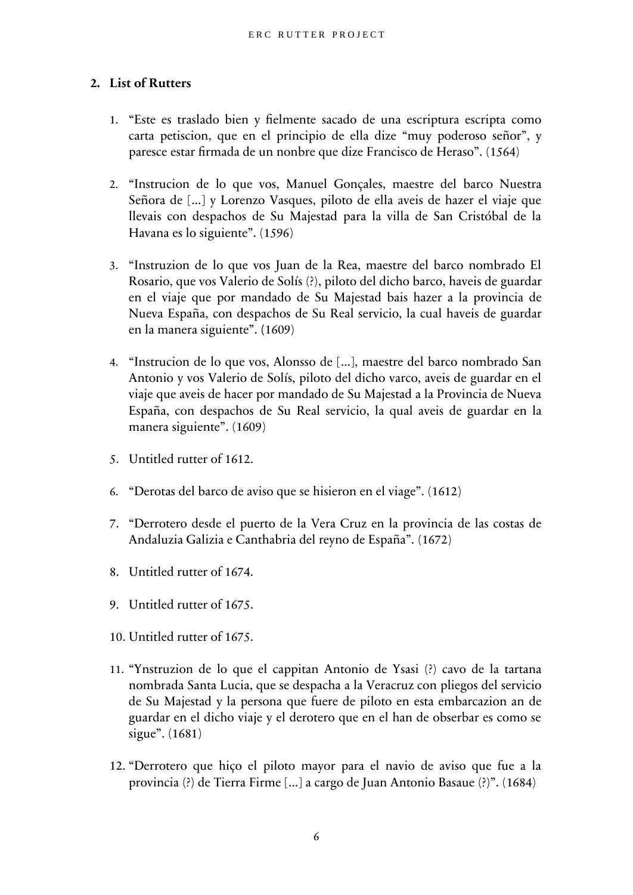## 2. List of Rutters

1. "Este es traslado bien y fielmente sacado de una escriptura escripta como carta petiscion, que en el principio de ella dize "muy poderoso señor", y paresce estar firmada de un nonbre que dize Francisco de Heraso". (1564)

2. "Instrucion de lo que vos, Manuel Gonçales, maestre del barco Nuestra Señora de [...] y Lorenzo Vasques, piloto de ella aveis de hazer el viaje que llevais con despachos de Su Majestad para la villa de San Cristóbal de la Havana es lo siguiente". (1596)

3. "Instruzion de lo que vos Juan de la Rea, maestre del barco nombrado El Rosario, que vos Valerio de Solís (?), piloto del dicho barco, haveis de guardar en el viaje que por mandado de Su Majestad bais hazer a la provincia de Nueva España, con despachos de Su Real servicio, la cual haveis de guardar en la manera siguiente". (1609)

4. "Instrucion de lo que vos, Alonsso de [...], maestre del barco nombrado San Antonio y vos Valerio de Solís, piloto del dicho varco, aveis de guardar en el viaje que aveis de hacer por mandado de Su Majestad a la Provincia de Nueva España, con despachos de Su Real servicio, la qual aveis de guardar en la manera siguiente". (1609)

5. Untitled rutter of 1612.

6. "Derotas del barco de aviso que se hisieron en el viage". (1612)

7. "Derrotero desde el puerto de la Vera Cruz en la provincia de las costas de Andaluzia Galizia e Canthabria del reyno de España". (1672)

8. Untitled rutter of 1674.

9. Untitled rutter of 1675.

10. Untitled rutter of 1675.

11. "Ynstruzion de lo que el cappitan Antonio de Ysasi (?) cavo de la tartana nombrada Santa Lucia, que se despacha a la Veracruz con pliegos del servicio de Su Majestad y la persona que fuere de piloto en esta embarcazion an de guardar en el dicho viaje y el derotero que en el han de obserbar es como se sigue". (1681)

12. "Derrotero que hiço el piloto mayor para el navio de aviso que fue a la provincia (?) de Tierra Firme [...] a cargo de Juan Antonio Basaue (?)". (1684)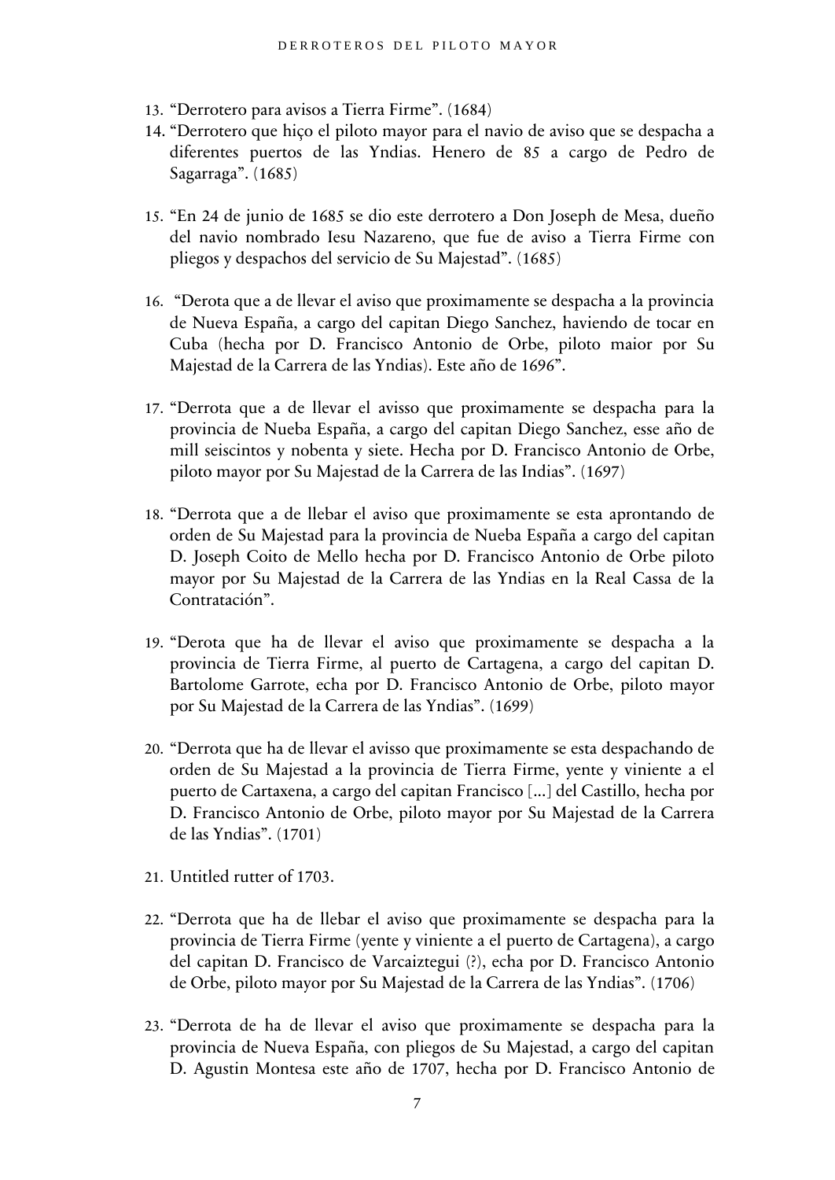13. "Derrotero para avisos a Tierra Firme". (1684)
14. "Derrotero que hiço el piloto mayor para el navio de aviso que se despacha a diferentes puertos de las Yndias. Henero de 85 a cargo de Pedro de Sagarraga". (1685)

15. "En 24 de junio de 1685 se dio este derrotero a Don Joseph de Mesa, dueño del navio nombrado Iesu Nazareno, que fue de aviso a Tierra Firme con pliegos y despachos del servicio de Su Majestad". (1685)

16. "Derota que a de llevar el aviso que proximamente se despacha a la provincia de Nueva España, a cargo del capitan Diego Sanchez, haviendo de tocar en Cuba (hecha por D. Francisco Antonio de Orbe, piloto maior por Su Majestad de la Carrera de las Yndias). Este año de 1696".

17. "Derrota que a de llevar el avisso que proximamente se despacha para la provincia de Nueba España, a cargo del capitan Diego Sanchez, esse año de mill seiscintos y nobenta y siete. Hecha por D. Francisco Antonio de Orbe, piloto mayor por Su Majestad de la Carrera de las Indias". (1697)

18. "Derrota que a de llebar el aviso que proximamente se esta aprontando de orden de Su Majestad para la provincia de Nueba España a cargo del capitan D. Joseph Coito de Mello hecha por D. Francisco Antonio de Orbe piloto mayor por Su Majestad de la Carrera de las Yndias en la Real Cassa de la Contratación".

19. "Derota que ha de llevar el aviso que proximamente se despacha a la provincia de Tierra Firme, al puerto de Cartagena, a cargo del capitan D. Bartolome Garrote, echa por D. Francisco Antonio de Orbe, piloto mayor por Su Majestad de la Carrera de las Yndias". (1699)

20. "Derrota que ha de llevar el avisso que proximamente se esta despachando de orden de Su Majestad a la provincia de Tierra Firme, yente y viniente a el puerto de Cartaxena, a cargo del capitan Francisco [...] del Castillo, hecha por D. Francisco Antonio de Orbe, piloto mayor por Su Majestad de la Carrera de las Yndias". (1701)

21. Untitled rutter of 1703.

22. "Derrota que ha de llebar el aviso que proximamente se despacha para la provincia de Tierra Firme (yente y viniente a el puerto de Cartagena), a cargo del capitan D. Francisco de Varcaiztegui (?), echa por D. Francisco Antonio de Orbe, piloto mayor por Su Majestad de la Carrera de las Yndias". (1706)

23. "Derrota de ha de llevar el aviso que proximamente se despacha para la provincia de Nueva España, con pliegos de Su Majestad, a cargo del capitan D. Agustin Montesa este año de 1707, hecha por D. Francisco Antonio de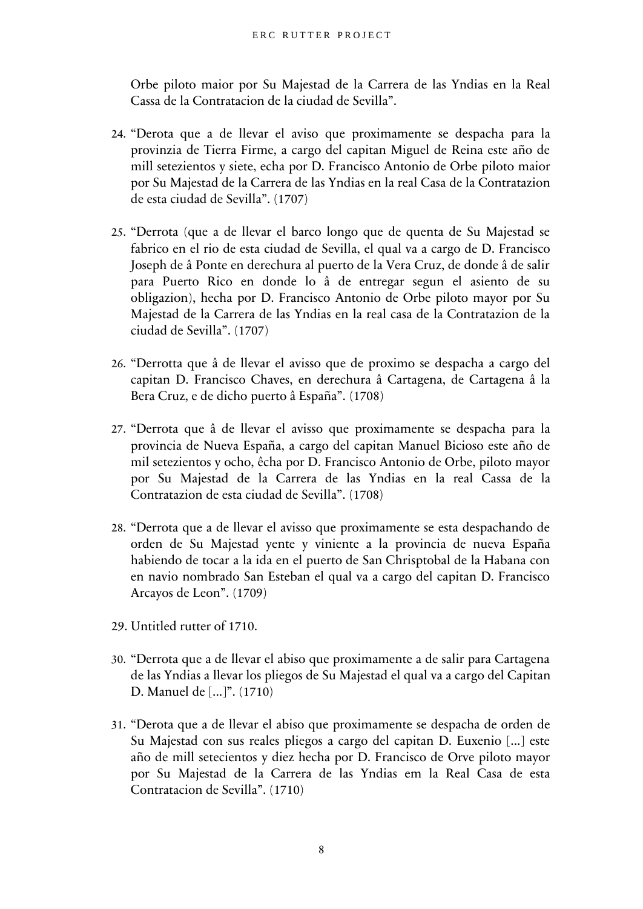Orbe piloto maior por Su Majestad de la Carrera de las Yndias en la Real Cassa de la Contratacion de la ciudad de Sevilla".

24. "Derota que a de llevar el aviso que proximamente se despacha para la provinzia de Tierra Firme, a cargo del capitan Miguel de Reina este año de mill setezientos y siete, echa por D. Francisco Antonio de Orbe piloto maior por Su Majestad de la Carrera de las Yndias en la real Casa de la Contratazion de esta ciudad de Sevilla". (1707)

25. "Derrota (que a de llevar el barco longo que de quenta de Su Majestad se fabrico en el rio de esta ciudad de Sevilla, el qual va a cargo de D. Francisco Joseph de â Ponte en derechura al puerto de la Vera Cruz, de donde â de salir para Puerto Rico en donde lo â de entregar segun el asiento de su obligazion), hecha por D. Francisco Antonio de Orbe piloto mayor por Su Majestad de la Carrera de las Yndias en la real casa de la Contratazion de la ciudad de Sevilla". (1707)

26. "Derrotta que â de llevar el avisso que de proximo se despacha a cargo del capitan D. Francisco Chaves, en derechura â Cartagena, de Cartagena â la Bera Cruz, e de dicho puerto â España". (1708)

27. "Derrota que â de llevar el avisso que proximamente se despacha para la provincia de Nueva España, a cargo del capitan Manuel Bicioso este año de mil setezientos y ocho, êcha por D. Francisco Antonio de Orbe, piloto mayor por Su Majestad de la Carrera de las Yndias en la real Cassa de la Contratazion de esta ciudad de Sevilla". (1708)

28. "Derota que a de llevar el avisso que proximamente se esta despachando de orden de Su Majestad yente y viniente a la provincia de nueva España habiendo de tocar a la ida en el puerto de San Chrisptobal de la Habana con en navio nombrado San Esteban el qual va a cargo del capitan D. Francisco Arcayos de Leon". (1709)

29. Untitled rutter of 1710.

30. "Derota que a de llevar el abiso que proximamente a de salir para Cartagena de las Yndias a llevar los pliegos de Su Majestad el qual va a cargo del Capitan D. Manuel de [...]". (1710)

31. "Derota que a de llevar el abiso que proximamente se despacha de orden de Su Majestad con sus reales pliegos a cargo del capitan D. Euxenio [...] este año de mill setecientos y diez hecha por D. Francisco de Orve piloto mayor por Su Majestad de la Carrera de las Yndias em la Real Casa de esta Contratacion de Sevilla". (1710)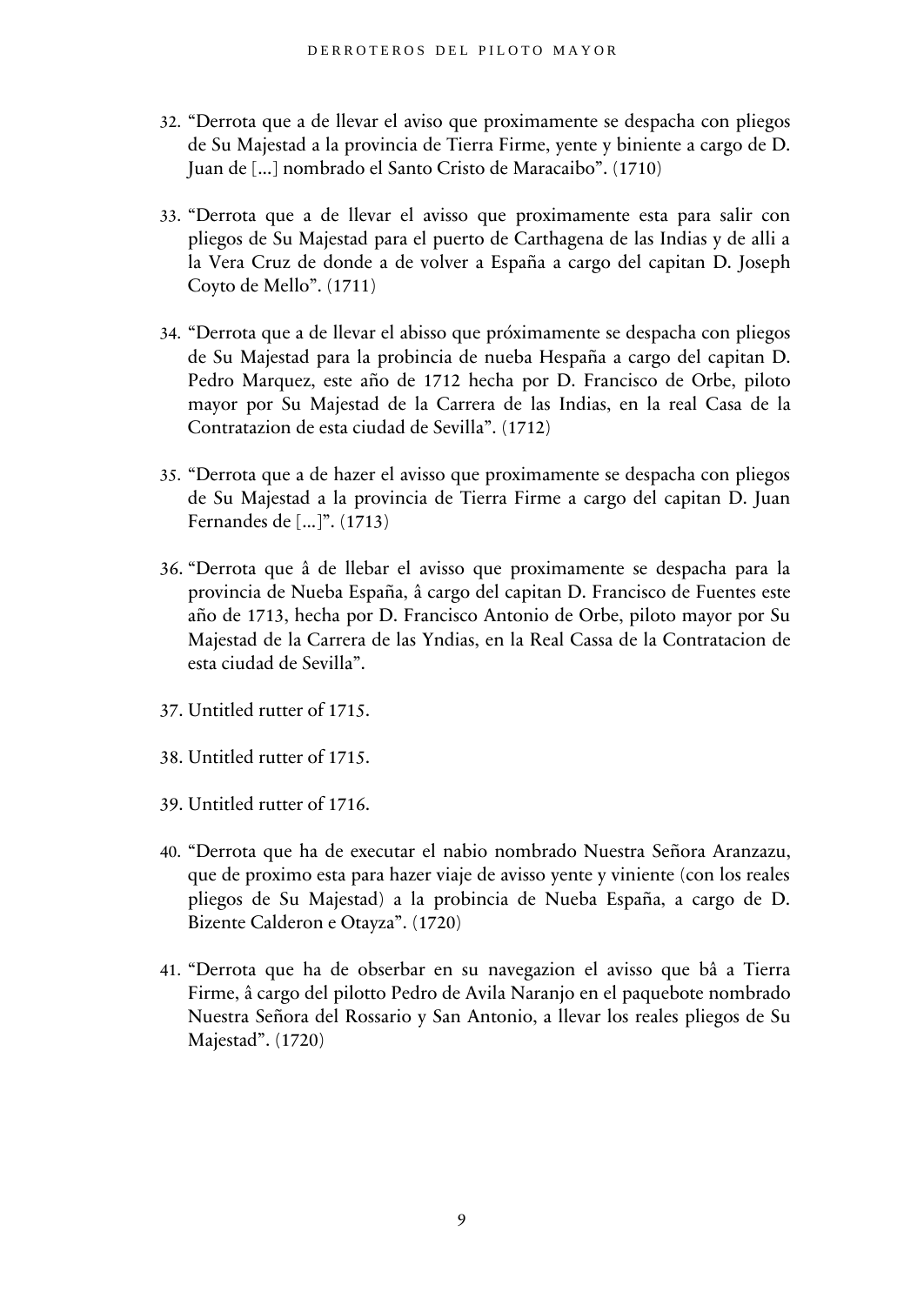32. "Derrota que a de llevar el aviso que proximamente se despacha con pliegos de Su Majestad a la provincia de Tierra Firme, yente y biniente a cargo de D. Juan de [...] nombrado el Santo Cristo de Maracaibo". (1710)

33. "Derrota que a de llevar el avisso que proximamente esta para salir con pliegos de Su Majestad para el puerto de Carthagena de las Indias y de alli a la Vera Cruz de donde a de volver a España a cargo del capitan D. Joseph Coyto de Mello". (1711)

34. "Derrota que a de llevar el abisso que próximamente se despacha con pliegos de Su Majestad para la probincia de nueba Hespaña a cargo del capitan D. Pedro Marquez, este año de 1712 hecha por D. Francisco de Orbe, piloto mayor por Su Majestad de la Carrera de las Indias, en la real Casa de la Contratazion de esta ciudad de Sevilla". (1712)

35. "Derrota que a de hazer el avisso que proximamente se despacha con pliegos de Su Majestad a la provincia de Tierra Firme a cargo del capitan D. Juan Fernandes de [...]". (1713)

36. "Derrota que â de llebar el avisso que proximamente se despacha para la provincia de Nueba España, â cargo del capitan D. Francisco de Fuentes este año de 1713, hecha por D. Francisco Antonio de Orbe, piloto mayor por Su Majestad de la Carrera de las Yndias, en la Real Cassa de la Contratacion de esta ciudad de Sevilla".

37. Untitled rutter of 1715.

38. Untitled rutter of 1715.

39. Untitled rutter of 1716.

40. "Derrota que ha de executar el nabio nombrado Nuestra Señora Aranzazu, que de proximo esta para hazer viaje de avisso yente y viniente (con los reales pliegos de Su Majestad) a la probincia de Nueba España, a cargo de D. Bizente Calderon e Otayza". (1720)

41. "Derrota que ha de obserbar en su navegazion el avisso que bâ a Tierra Firme, â cargo del pilotto Pedro de Avila Naranjo en el paquebote nombrado Nuestra Señora del Rossario y San Antonio, a llevar los reales pliegos de Su Majestad". (1720)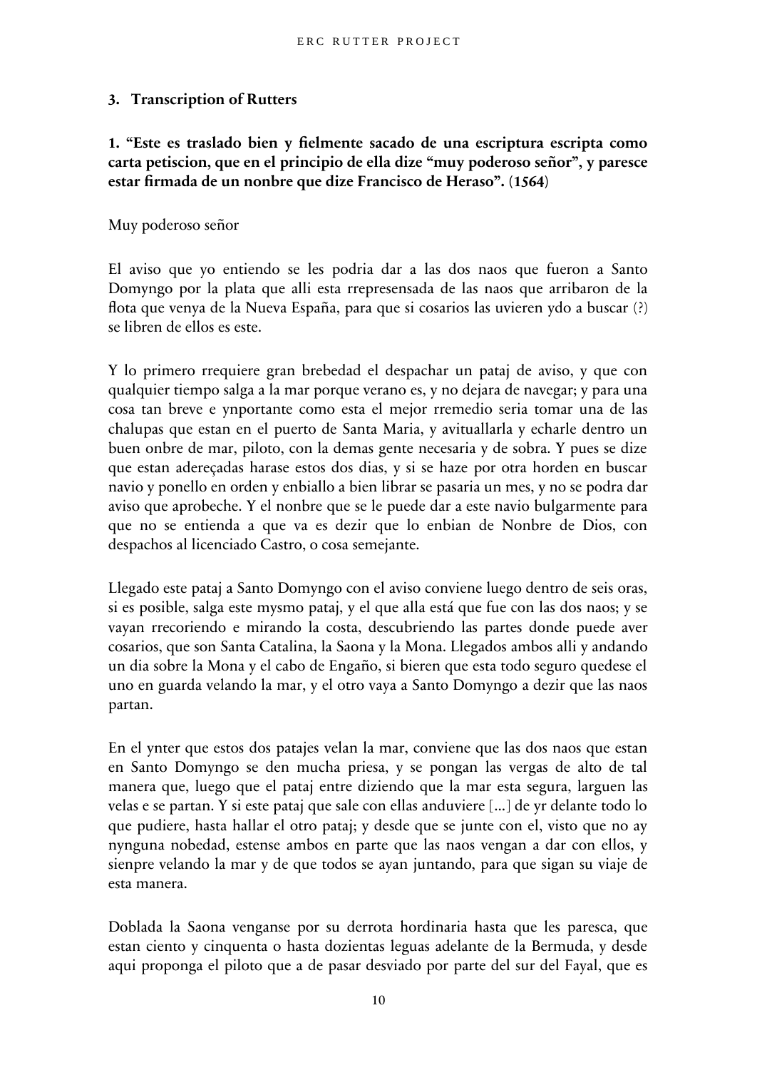## 3. Transcription of Rutters

### 1. "Este es traslado bien y fielmente sacado de una escriptura escripta como carta petiscion, que en el principio de ella dize "muy poderoso señor", y paresce estar firmada de un nonbre que dize Francisco de Heraso". (1564)

Muy poderoso señor

El aviso que yo entiendo se les podria dar a las dos naos que fueron a Santo Domyngo por la plata que alli esta rrepresensada de las naos que arribaron de la flota que venya de la Nueva España, para que si cosarios las uvieren ydo a buscar (?) se libren de ellos es este.

Y lo primero rrequiere gran brebedad el despachar un pataj de aviso, y que con qualquier tiempo salga a la mar porque verano es, y no dejara de navegar; y para una cosa tan breve e ynportante como esta el mejor rremedio seria tomar una de las chalupas que estan en el puerto de Santa Maria, y avituallarla y echarle dentro un buen onbre de mar, piloto, con la demas gente necesaria y de sobra. Y pues se dize que estan adereçadas harase estos dos dias, y si se haze por otra horden en buscar navio y ponello en orden y enbiallo a bien librar se pasaria un mes, y no se podra dar aviso que aprobeche. Y el nonbre que se le puede dar a este navio bulgarmente para que no se entienda a que va es dezir que lo enbian de Nonbre de Dios, con despachos al licenciado Castro, o cosa semejante.

Llegado este pataj a Santo Domyngo con el aviso conviene luego dentro de seis oras, si es posible, salga este mysmo pataj, y el que alla está que fue con las dos naos; y se vayan rrecoriendo e mirando la costa, descubriendo las partes donde puede aver cosarios, que son Santa Catalina, la Saona y la Mona. Llegados ambos alli y andando un dia sobre la Mona y el cabo de Engaño, si bieren que esta todo seguro quedese el uno en guarda velando la mar, y el otro vaya a Santo Domyngo a dezir que las naos partan.

En el ynter que estos dos patajes velan la mar, conviene que las dos naos que estan en Santo Domyngo se den mucha priesa, y se pongan las vergas de alto de tal manera que, luego que el pataj entre diziendo que la mar esta segura, larguen las velas e se partan. Y si este pataj que sale con ellas anduviere [...] de yr delante todo lo que pudiere, hasta hallar el otro pataj; y desde que se junte con el, visto que no ay nynguna nobedad, estense ambos en parte que las naos vengan a dar con ellos, y sienpre velando la mar y de que todos se ayan juntando, para que sigan su viaje de esta manera.

Doblada la Saona venganse por su derrota hordinaria hasta que les paresca, que estan ciento y cinquenta o hasta dozientas leguas adelante de la Bermuda, y desde aqui proponga el piloto que a de pasar desviado por parte del sur del Fayal, que es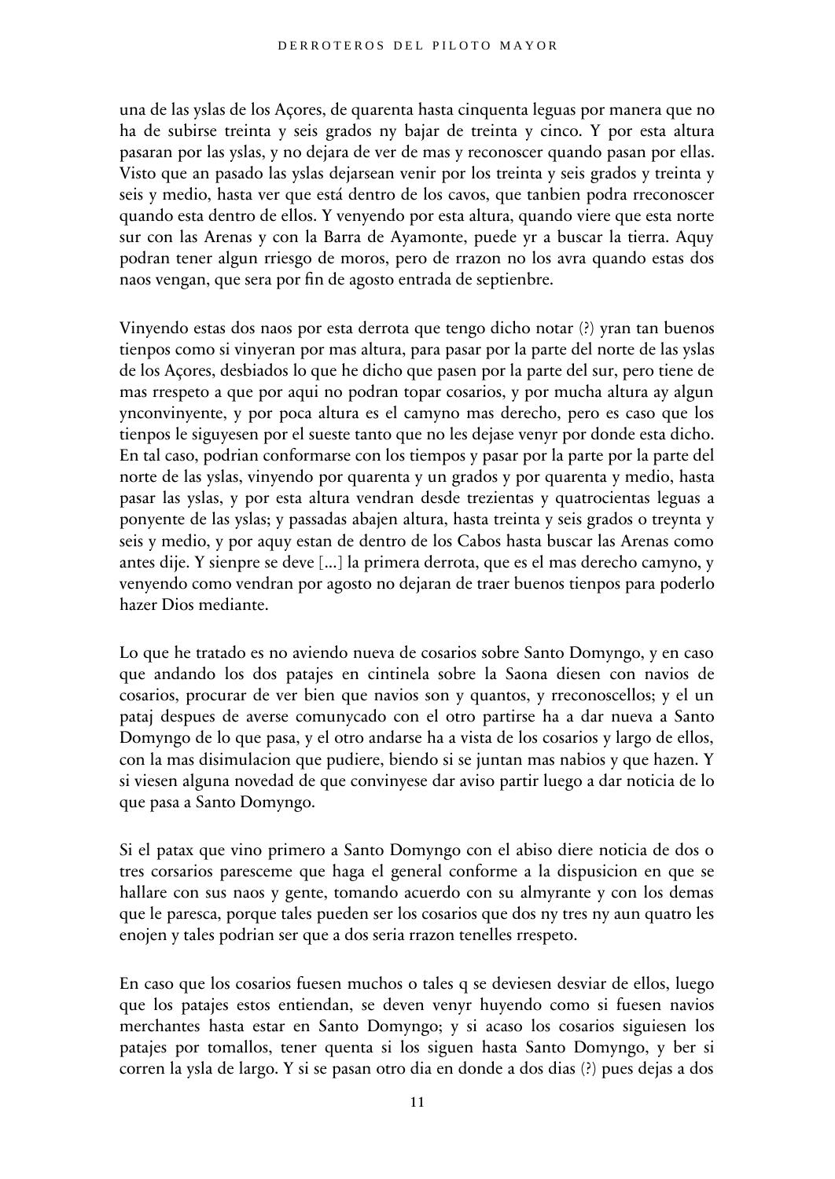una de las yslas de los Açores, de quarenta hasta cinquenta leguas por manera que no ha de subirse treinta y seis grados ny bajar de treinta y cinco. Y por esta altura pasaran por las yslas, y no dejara de ver de mas y reconoscer quando pasan por ellas. Visto que an pasado las yslas dejarsean venir por los treinta y seis grados y treinta y seis y medio, hasta ver que está dentro de los cavos, que tanbien podra rreconoscer quando esta dentro de ellos. Y venyendo por esta altura, quando viere que esta norte sur con las Arenas y con la Barra de Ayamonte, puede yr a buscar la tierra. Aquy podran tener algun rriesgo de moros, pero de rrazon no los avra quando estas dos naos vengan, que sera por fin de agosto entrada de septienbre.

Vinyendo estas dos naos por esta derrota que tengo dicho notar (?) yran tan buenos tienpos como si vinyeran por mas altura, para pasar por la parte del norte de las yslas de los Açores, desbiados lo que he dicho que pasen por la parte del sur, pero tiene de mas rrespeto a que por aqui no podran topar cosarios, y por mucha altura ay algun ynconvinyente, y por poca altura es el camyno mas derecho, pero es caso que los tienpos le siguyesen por el sueste tanto que no les dejase venyr por donde esta dicho. En tal caso, podrian conformarse con los tiempos y pasar por la parte por la parte del norte de las yslas, vinyendo por quarenta y un grados y por quarenta y medio, hasta pasar las yslas, y por esta altura vendran desde trezientas y quatrocientas leguas a ponyente de las yslas; y passadas abajen altura, hasta treinta y seis grados o treynta y seis y medio, y por aquy estan de dentro de los Cabos hasta buscar las Arenas como antes dije. Y sienpre se deve [...] la primera derrota, que es el mas derecho camyno, y venyendo como vendran por agosto no dejaran de traer buenos tienpos para poderlo hazer Dios mediante.

Lo que he tratado es no aviendo nueva de cosarios sobre Santo Domyngo, y en caso que andando los dos patajes en cintinela sobre la Saona diesen con navios de cosarios, procurar de ver bien que navios son y quantos, y rreconoscellos; y el un pataj despues de averse comunycado con el otro partirse ha a dar nueva a Santo Domyngo de lo que pasa, y el otro andarse ha a vista de los cosarios y largo de ellos, con la mas disimulacion que pudiere, biendo si se juntan mas nabios y que hazen. Y si viesen alguna novedad de que convinyese dar aviso partir luego a dar noticia de lo que pasa a Santo Domyngo.

Si el patax que vino primero a Santo Domyngo con el abiso diere noticia de dos o tres corsarios paresceme que haga el general conforme a la dispusicion en que se hallare con sus naos y gente, tomando acuerdo con su almyrante y con los demas que le paresca, porque tales pueden ser los cosarios que dos ny tres ny aun quatro les enojen y tales podrian ser que a dos seria rrazon tenelles rrespeto.

En caso que los cosarios fuesen muchos o tales q se deviesen desviar de ellos, luego que los patajes estos entiendan, se deven venyr huyendo como si fuesen navios merchantes hasta estar en Santo Domyngo; y si acaso los cosarios siguiesen los patajes por tomallos, tener quenta si los siguen hasta Santo Domyngo, y ber si corren la ysla de largo. Y si se pasan otro dia en donde a dos dias (?) pues dejas a dos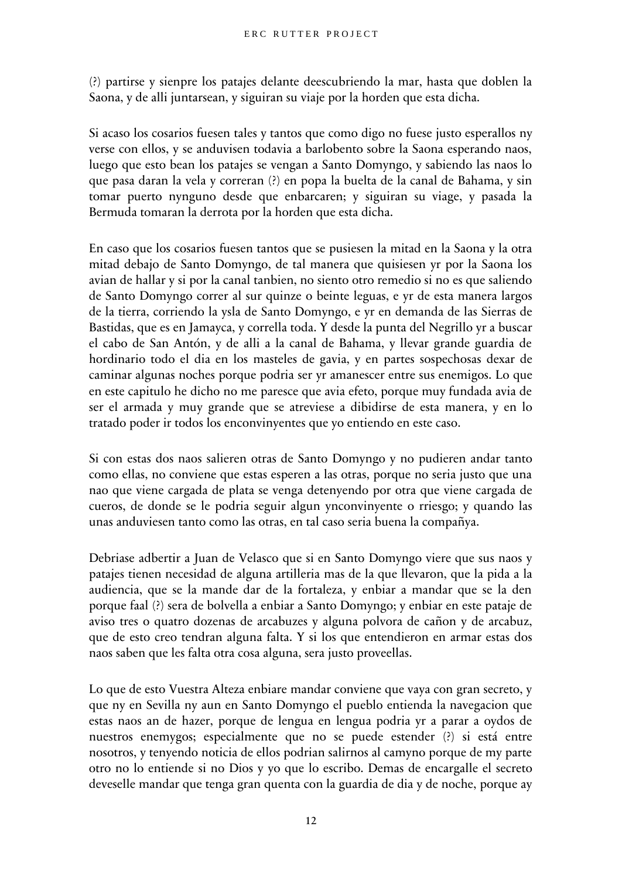(?) partirse y sienpre los patajes delante deescubriendo la mar, hasta que doblen la Saona, y de alli juntarsean, y siguiran su viaje por la horden que esta dicha.

Si acaso los cosarios fuesen tales y tantos que como digo no fuese justo esperallos ny verse con ellos, y se anduvisen todavia a barlobento sobre la Saona esperando naos, luego que esto bean los patajes se vengan a Santo Domyngo, y sabiendo las naos lo que pasa daran la vela y correran (?) en popa la buelta de la canal de Bahama, y sin tomar puerto nynguno desde que enbarcaren; y siguiran su viage, y pasada la Bermuda tomaran la derrota por la horden que esta dicha.

En caso que los cosarios fuesen tantos que se pusiesen la mitad en la Saona y la otra mitad debajo de Santo Domyngo, de tal manera que quisiesen yr por la Saona los avian de hallar y si por la canal tanbien, no siento otro remedio si no es que saliendo de Santo Domyngo correr al sur quinze o beinte leguas, e yr de esta manera largos de la tierra, corriendo la ysla de Santo Domyngo, e yr en demanda de las Sierras de Bastidas, que es en Jamayca, y corrella toda. Y desde la punta del Negrillo yr a buscar el cabo de San Antón, y de alli a la canal de Bahama, y llevar grande guardia de hordinario todo el dia en los masteles de gavia, y en partes sospechosas dexar de caminar algunas noches porque podria ser yr amanescer entre sus enemigos. Lo que en este capitulo he dicho no me paresce que avia efeto, porque muy fundada avia de ser el armada y muy grande que se atreviese a dibidirse de esta manera, y en lo tratado poder ir todos los enconvinyentes que yo entiendo en este caso.

Si con estas dos naos salieren otras de Santo Domyngo y no pudieren andar tanto como ellas, no conviene que estas esperen a las otras, porque no seria justo que una nao que viene cargada de plata se venga detenyendo por otra que viene cargada de cueros, de donde se le podria seguir algun ynconvinyente o rriesgo; y quando las unas anduviesen tanto como las otras, en tal caso seria buena la compañya.

Debriase adbertir a Juan de Velasco que si en Santo Domyngo viere que sus naos y patajes tienen necesidad de alguna artilleria mas de la que llevaron, que la pida a la audiencia, que se la mande dar de la fortaleza, y enbiar a mandar que se la den porque faal (?) sera de bolvella a enbiar a Santo Domyngo; y enbiar en este pataje de aviso tres o quatro dozenas de arcabuzes y alguna polvora de cañon y de arcabuz, que de esto creo tendran alguna falta. Y si los que entendieron en armar estas dos naos saben que les falta otra cosa alguna, sera justo proveellas.

Lo que de esto Vuestra Alteza enbiare mandar conviene que vaya con gran secreto, y que ny en Sevilla ny aun en Santo Domyngo el pueblo entienda la navegacion que estas naos an de hazer, porque de lengua en lengua podria yr a parar a oydos de nuestros enemygos; especialmente que no se puede estender (?) si está entre nosotros, y tenyendo noticia de ellos podrian salirnos al camyno porque de my parte otro no lo entiende si no Dios y yo que lo escribo. Demas de encargalle el secreto deveselle mandar que tenga gran quenta con la guardia de dia y de noche, porque ay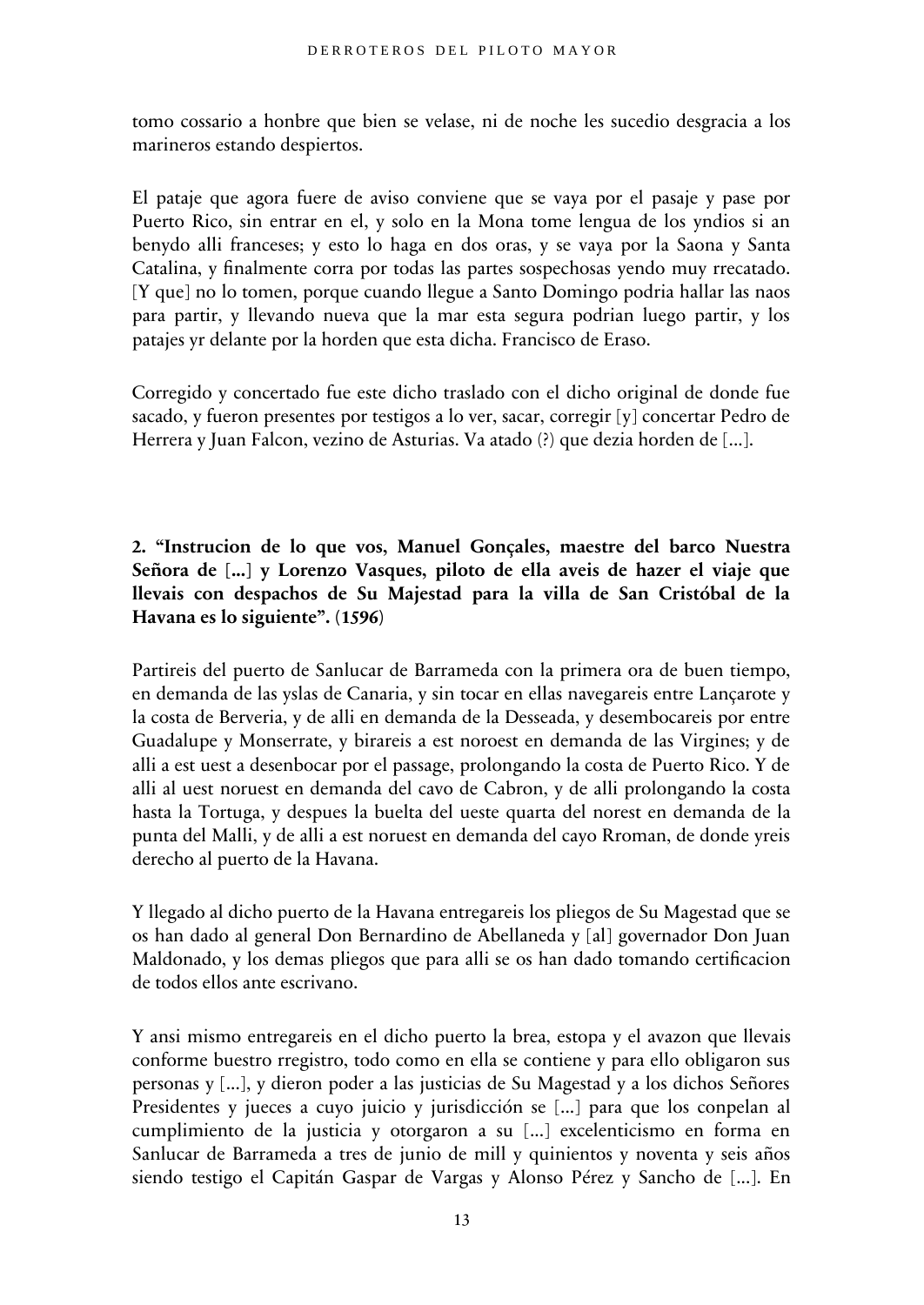tomo cossario a honbre que bien se velase, ni de noche les sucedio desgracia a los marineros estando despiertos.

El pataje que agora fuere de aviso conviene que se vaya por el pasaje y pase por Puerto Rico, sin entrar en el, y solo en la Mona tome lengua de los yndios si an benydo alli franceses; y esto lo haga en dos oras, y se vaya por la Saona y Santa Catalina, y finalmente corra por todas las partes sospechosas yendo muy rrecatado. [Y que] no lo tomen, porque cuando llegue a Santo Domingo podria hallar las naos para partir, y llevando nueva que la mar esta segura podrian luego partir, y los patajes yr delante por la horden que esta dicha. Francisco de Eraso.

Corregido y concertado fue este dicho traslado con el dicho original de donde fue sacado, y fueron presentes por testigos a lo ver, sacar, corregir [y] concertar Pedro de Herrera y Juan Falcon, vezino de Asturias. Va atado (?) que dezia horden de [...].

## 2. "Instrucion de lo que vos, Manuel Gonçales, maestre del barco Nuestra Señora de [...] y Lorenzo Vasques, piloto de ella aveis de hazer el viaje que llevais con despachos de Su Majestad para la villa de San Cristóbal de la Havana es lo siguiente". (1596)

Partireis del puerto de Sanlucar de Barrameda con la primera ora de buen tiempo, en demanda de las yslas de Canaria, y sin tocar en ellas navegareis entre Lançarote y la costa de Berveria, y de alli en demanda de la Desseada, y desembocareis por entre Guadalupe y Monserrate, y birareis a est noroest en demanda de las Virgines; y de alli a est uest a desenbocar por el passage, prolongando la costa de Puerto Rico. Y de alli al uest noruest en demanda del cavo de Cabron, y de alli prolongando la costa hasta la Tortuga, y despues la buelta del ueste quarta del norest en demanda de la punta del Malli, y de alli a est noruest en demanda del cayo Rroman, de donde yreis derecho al puerto de la Havana.

Y llegado al dicho puerto de la Havana entregareis los pliegos de Su Magestad que se os han dado al general Don Bernardino de Abellaneda y [al] governador Don Juan Maldonado, y los demas pliegos que para alli se os han dado tomando certificacion de todos ellos ante escrivano.

Y ansi mismo entregareis en el dicho puerto la brea, estopa y el avazon que llevais conforme buestro rregistro, todo como en ella se contiene y para ello obligaron sus personas y [...], y dieron poder a las justicias de Su Magestad y a los dichos Señores Presidentes y jueces a cuyo juicio y jurisdicción se [...] para que los conpelan al cumplimiento de la justicia y otorgaron a su [...] excelenticismo en forma en Sanlucar de Barrameda a tres de junio de mill y quinientos y noventa y seis años siendo testigo el Capitán Gaspar de Vargas y Alonso Pérez y Sancho de [...]. En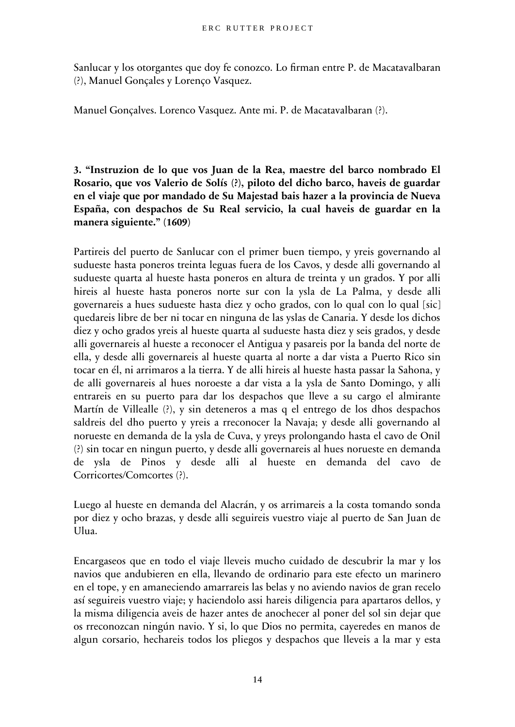Sanlucar y los otorgantes que doy fe conozco. Lo firman entre P. de Macatavalbaran (?), Manuel Gonçales y Lorenço Vasquez.

Manuel Gonçalves. Lorenco Vasquez. Ante mi. P. de Macatavalbaran (?).

**3. "Instruzion de lo que vos Juan de la Rea, maestre del barco nombrado El Rosario, que vos Valerio de Solís (?), piloto del dicho barco, haveis de guardar en el viaje que por mandado de Su Majestad bais hazer a la provincia de Nueva España, con despachos de Su Real servicio, la cual haveis de guardar en la manera siguiente." (1609)**

Partireis del puerto de Sanlucar con el primer buen tiempo, y yreis governando al sudueste hasta poneros treinta leguas fuera de los Cavos, y desde alli governando al sudueste quarta al hueste hasta poneros en altura de treinta y un grados. Y por alli hireis al hueste hasta poneros norte sur con la ysla de La Palma, y desde alli governareis a hues sudueste hasta diez y ocho grados, con lo qual con lo qual [sic] quedareis libre de ber ni tocar en ninguna de las yslas de Canaria. Y desde los dichos diez y ocho grados yreis al hueste quarta al sudueste hasta diez y seis grados, y desde alli governareis al hueste a reconocer el Antigua y pasareis por la banda del norte de ella, y desde alli governareis al hueste quarta al norte a dar vista a Puerto Rico sin tocar en él, ni arrimaros a la tierra. Y de alli hireis al hueste hasta passar la Sahona, y de alli governareis al hues noroeste a dar vista a la ysla de Santo Domingo, y alli entrareis en su puerto para dar los despachos que lleve a su cargo el almirante Martín de Villealle (?), y sin deteneros a mas q el entrego de los dhos despachos saldreis del dho puerto y yreis a rreconocer la Navaja; y desde alli governando al norueste en demanda de la ysla de Cuva, y yreys prolongando hasta el cavo de Onil (?) sin tocar en ningun puerto, y desde alli governareis al hues norueste en demanda de ysla de Pinos y desde alli al hueste en demanda del cavo de Corricortes/Comcortes (?).

Luego al hueste en demanda del Alacrán, y os arrimareis a la costa tomando sonda por diez y ocho brazas, y desde alli seguireis vuestro viaje al puerto de San Juan de Ulua.

Encargaseos que en todo el viaje lleveis mucho cuidado de descubrir la mar y los navios que andubieren en ella, llevando de ordinario para este efecto un marinero en el tope, y en amaneciendo amarrareis las belas y no aviendo navios de gran recelo así seguireis vuestro viaje; y haciendolo assi hareis diligencia para apartaros dellos, y la misma diligencia aveis de hazer antes de anochecer al poner del sol sin dejar que os rreconozcan ningún navio. Y si, lo que Dios no permita, cayeredes en manos de algun corsario, hechareis todos los pliegos y despachos que lleveis a la mar y esta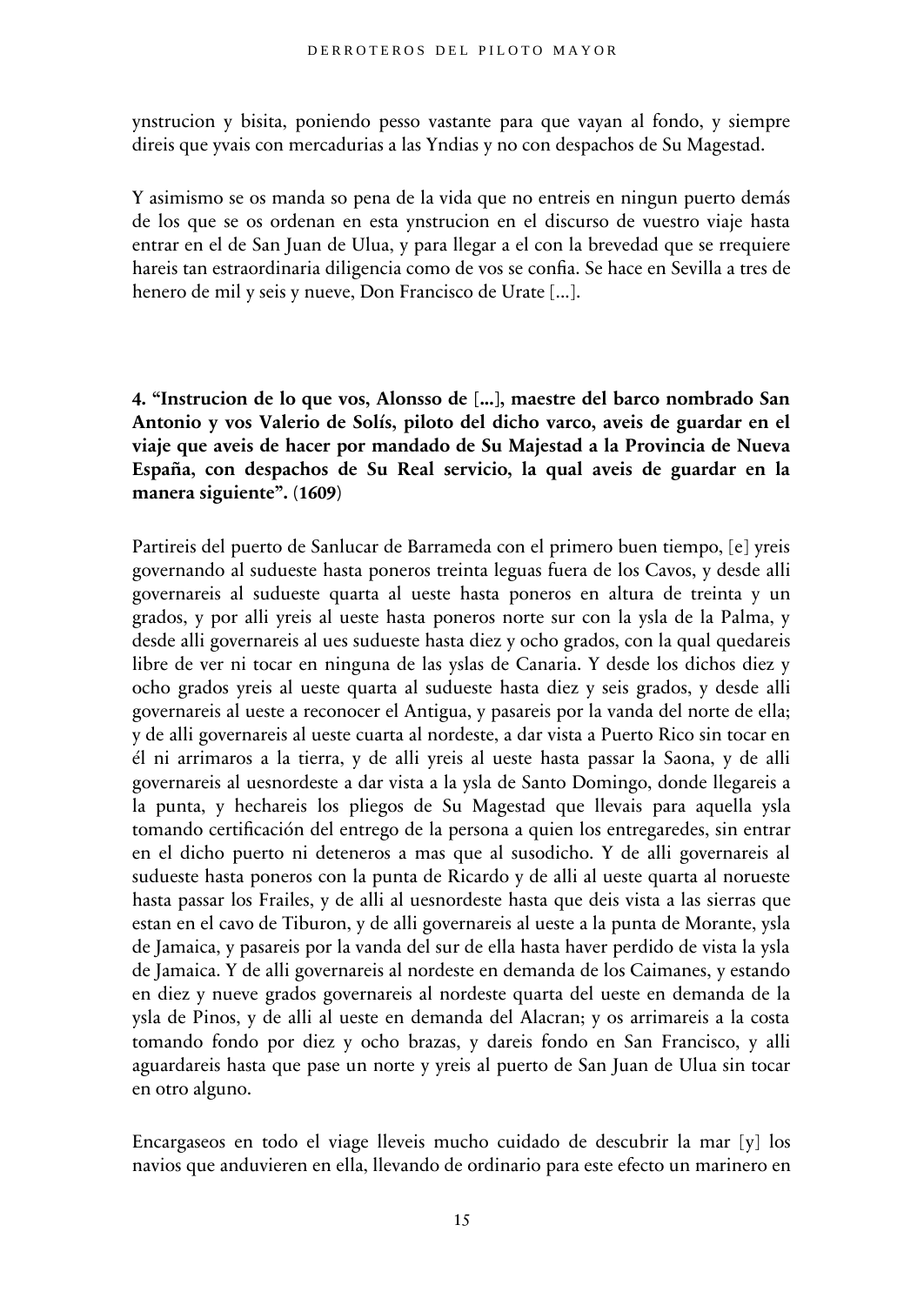ynstrucion y bisita, poniendo pesso vastante para que vayan al fondo, y siempre direis que yvais con mercadurias a las Yndias y no con despachos de Su Magestad.

Y asimismo se os manda so pena de la vida que no entreis en ningun puerto demás de los que se os ordenan en esta ynstrucion en el discurso de vuestro viaje hasta entrar en el de San Juan de Ulua, y para llegar a el con la brevedad que se rrequiere hareis tan estraordinaria diligencia como de vos se confia. Se hace en Sevilla a tres de henero de mil y seis y nueve, Don Francisco de Urate [...].

**4. "Instrucion de lo que vos, Alonsso de [...], maestre del barco nombrado San Antonio y vos Valerio de Solís, piloto del dicho varco, aveis de guardar en el viaje que aveis de hacer por mandado de Su Majestad a la Provincia de Nueva España, con despachos de Su Real servicio, la qual aveis de guardar en la manera siguiente". (1609)**

Partireis del puerto de Sanlucar de Barrameda con el primero buen tiempo, [e] yreis governando al sudueste hasta poneros treinta leguas fuera de los Cavos, y desde alli governareis al sudueste quarta al ueste hasta poneros en altura de treinta y un grados, y por alli yreis al ueste hasta poneros norte sur con la ysla de la Palma, y desde alli governareis al ues sudueste hasta diez y ocho grados, con la qual quedareis libre de ver ni tocar en ninguna de las yslas de Canaria. Y desde los dichos diez y ocho grados yreis al ueste quarta al sudueste hasta diez y seis grados, y desde alli governareis al ueste a reconocer el Antigua, y pasareis por la vanda del norte de ella; y de alli governareis al ueste cuarta al nordeste, a dar vista a Puerto Rico sin tocar en él ni arrimaros a la tierra, y de alli yreis al ueste hasta passar la Saona, y de alli governareis al uesnordeste a dar vista a la ysla de Santo Domingo, donde llegareis a la punta, y hechareis los pliegos de Su Magestad que llevais para aquella ysla tomando certificación del entrego de la persona a quien los entregaredes, sin entrar en el dicho puerto ni deteneros a mas que al susodicho. Y de alli governareis al sudueste hasta poneros con la punta de Ricardo y de alli al ueste quarta al norueste hasta passar los Frailes, y de alli al uesnordeste hasta que deis vista a las sierras que estan en el cavo de Tiburon, y de alli governareis al ueste a la punta de Morante, ysla de Jamaica, y pasareis por la vanda del sur de ella hasta haver perdido de vista la ysla de Jamaica. Y de alli governareis al nordeste en demanda de los Caimanes, y estando en diez y nueve grados governareis al nordeste quarta del ueste en demanda de la ysla de Pinos, y de alli al ueste en demanda del Alacran; y os arrimareis a la costa tomando fondo por diez y ocho brazas, y dareis fondo en San Francisco, y alli aguardareis hasta que pase un norte y yreis al puerto de San Juan de Ulua sin tocar en otro alguno.

Encargaseos en todo el viage lleveis mucho cuidado de descubrir la mar [y] los navios que anduvieren en ella, llevando de ordinario para este efecto un marinero en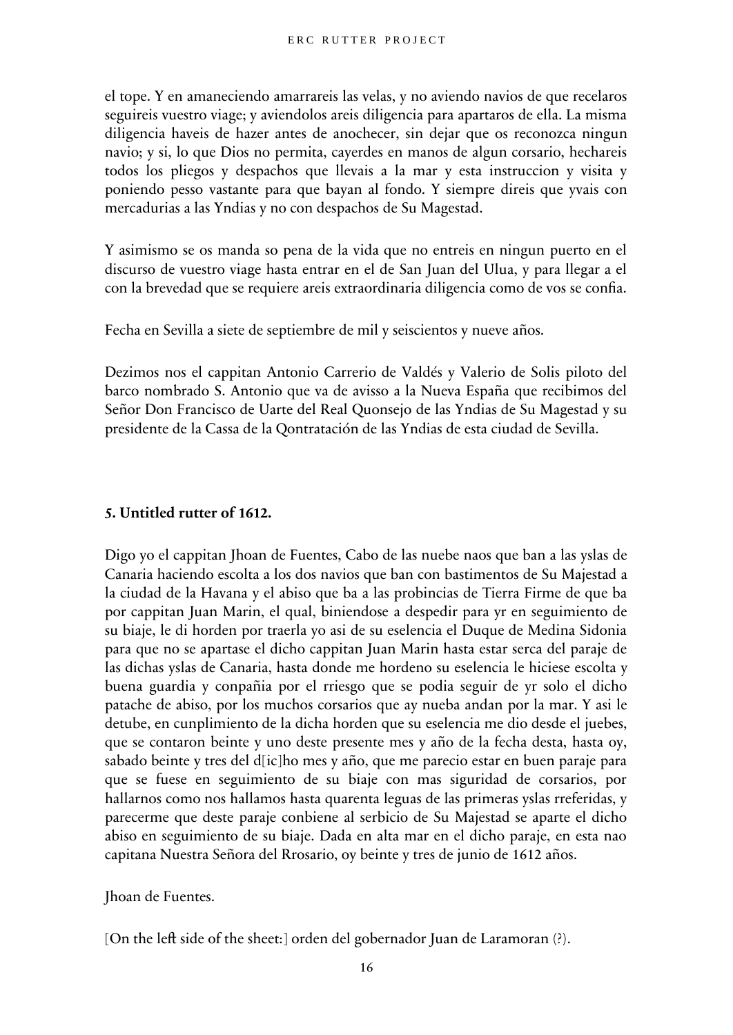el tope. Y en amaneciendo amarrareis las velas, y no aviendo navios de que recelaros seguireis vuestro viage; y aviendolos areis diligencia para apartaros de ella. La misma diligencia haveis de hazer antes de anochecer, sin dejar que os reconozca ningun navio; y si, lo que Dios no permita, cayerdes en manos de algun corsario, hechareis todos los pliegos y despachos que llevais a la mar y esta instruccion y visita y poniendo pesso vastante para que bayan al fondo. Y siempre direis que yvais con mercadurias a las Yndias y no con despachos de Su Magestad.

Y asimismo se os manda so pena de la vida que no entreis en ningun puerto en el discurso de vuestro viage hasta entrar en el de San Juan del Ulua, y para llegar a el con la brevedad que se requiere areis extraordinaria diligencia como de vos se confia.

Fecha en Sevilla a siete de septiembre de mil y seiscientos y nueve años.

Dezimos nos el cappitan Antonio Carrerio de Valdés y Valerio de Solis piloto del barco nombrado S. Antonio que va de avisso a la Nueva España que recibimos del Señor Don Francisco de Uarte del Real Quonsejo de las Yndias de Su Magestad y su presidente de la Cassa de la Qontratación de las Yndias de esta ciudad de Sevilla.

### **5. Untitled rutter of 1612.**

Digo yo el cappitan Jhoan de Fuentes, Cabo de las nuebe naos que ban a las yslas de Canaria haciendo escolta a los dos navios que ban con bastimentos de Su Majestad a la ciudad de la Havana y el abiso que ba a las probincias de Tierra Firme de que ba por cappitan Juan Marin, el qual, biniendose a despedir para yr en seguimiento de su biaje, le di horden por traerla yo asi de su eselencia el Duque de Medina Sidonia para que no se apartase el dicho cappitan Juan Marin hasta estar serca del paraje de las dichas yslas de Canaria, hasta donde me hordeno su eselencia le hiciese escolta y buena guardia y conpañia por el rriesgo que se podia seguir de yr solo el dicho patache de abiso, por los muchos corsarios que ay nueba andan por la mar. Y asi le detube, en cunplimiento de la dicha horden que su eselencia me dio desde el juebes, que se contaron beinte y uno deste presente mes y año de la fecha desta, hasta oy, sabado beinte y tres del d[ic]ho mes y año, que me parecio estar en buen paraje para que se fuese en seguimiento de su biaje con mas siguridad de corsarios, por hallarnos como nos hallamos hasta quarenta leguas de las primeras yslas rreferidas, y parecerme que deste paraje conbiene al serbicio de Su Majestad se aparte el dicho abiso en seguimiento de su biaje. Dada en alta mar en el dicho paraje, en esta nao capitana Nuestra Señora del Rrosario, oy beinte y tres de junio de 1612 años.

Jhoan de Fuentes.

[On the left side of the sheet:] orden del gobernador Juan de Laramoran (?).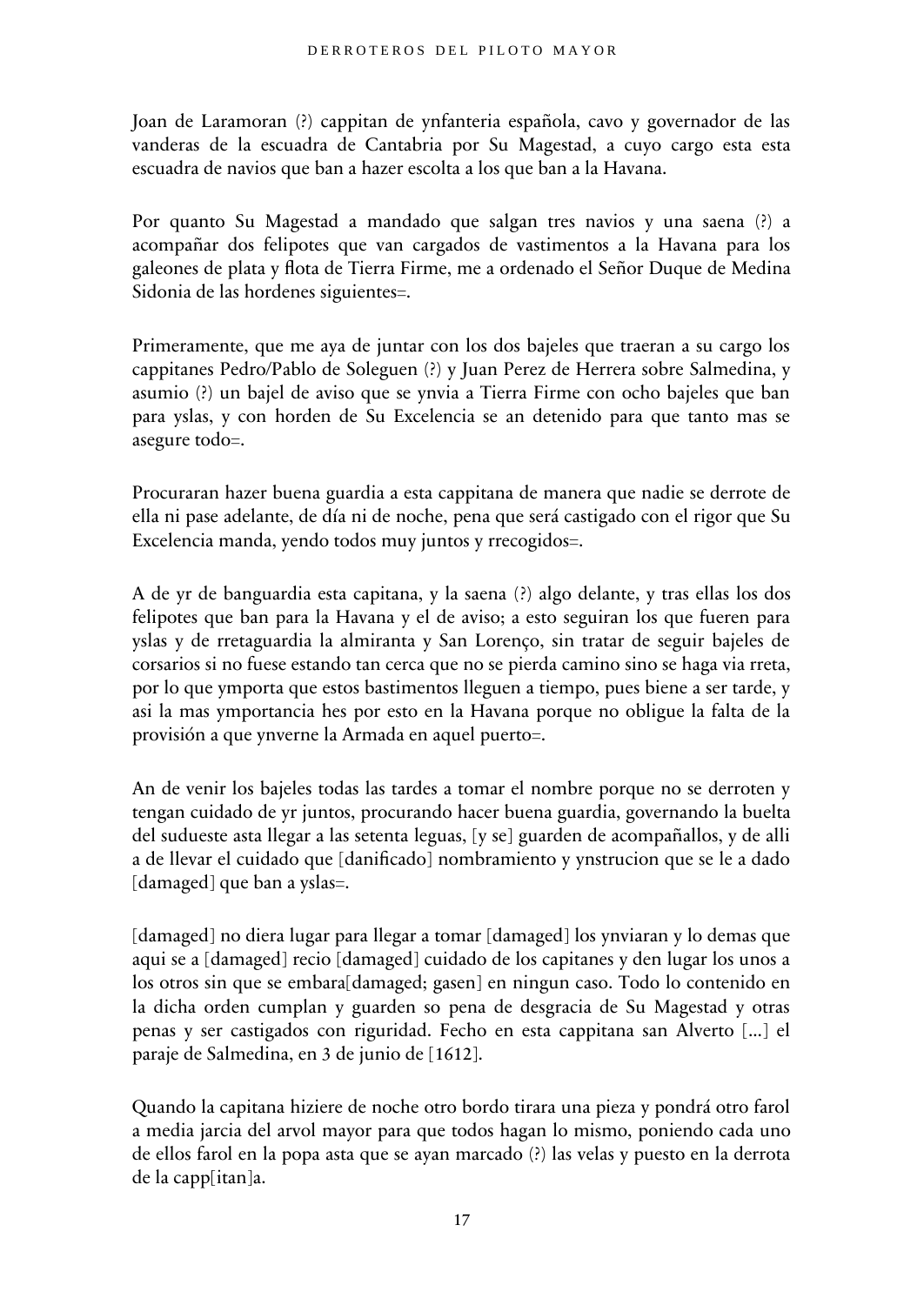Joan de Laramoran (?) cappitan de ynfanteria española, cavo y governador de las vanderas de la escuadra de Cantabria por Su Magestad, a cuyo cargo esta esta escuadra de navios que ban a hazer escolta a los que ban a la Havana.

Por quanto Su Magestad a mandado que salgan tres navios y una saena (?) a acompañar dos felipotes que van cargados de vastimentos a la Havana para los galeones de plata y flota de Tierra Firme, me a ordenado el Señor Duque de Medina Sidonia de las hordenes siguientes=.

Primeramente, que me aya de juntar con los dos bajeles que traeran a su cargo los cappitanes Pedro/Pablo de Soleguen (?) y Juan Perez de Herrera sobre Salmedina, y asumio (?) un bajel de aviso que se ynvia a Tierra Firme con ocho bajeles que ban para yslas, y con horden de Su Excelencia se an detenido para que tanto mas se asegure todo=.

Procuraran hazer buena guardia a esta cappitana de manera que nadie se derrote de ella ni pase adelante, de día ni de noche, pena que será castigado con el rigor que Su Excelencia manda, yendo todos muy juntos y rrecogidos=.

A de yr de banguardia esta capitana, y la saena (?) algo delante, y tras ellas los dos felipotes que ban para la Havana y el de aviso; a esto seguiran los que fueren para yslas y de rretaguardia la almiranta y San Lorenço, sin tratar de seguir bajeles de corsarios si no fuese estando tan cerca que no se pierda camino sino se haga via rreta, por lo que ymporta que estos bastimentos lleguen a tiempo, pues biene a ser tarde, y asi la mas ymportancia hes por esto en la Havana porque no obligue la falta de la provisión a que ynverne la Armada en aquel puerto=.

An de venir los bajeles todas las tardes a tomar el nombre porque no se derroten y tengan cuidado de yr juntos, procurando hacer buena guardia, governando la buelta del sudueste asta llegar a las setenta leguas, [y se] guarden de acompañallos, y de alli a de llevar el cuidado que [danificado] nombramiento y ynstrucion que se le a dado [damaged] que ban a yslas=.

[damaged] no diera lugar para llegar a tomar [damaged] los ynviaran y lo demas que aqui se a [damaged] recio [damaged] cuidado de los capitanes y den lugar los unos a los otros sin que se embara[damaged; gasen] en ningun caso. Todo lo contenido en la dicha orden cumplan y guarden so pena de desgracia de Su Magestad y otras penas y ser castigados con riguridad. Fecho en esta cappitana san Alverto [...] el paraje de Salmedina, en 3 de junio de [1612].

Quando la capitana hiziere de noche otro bordo tirara una pieza y pondrá otro farol a media jarcia del arvol mayor para que todos hagan lo mismo, poniendo cada uno de ellos farol en la popa asta que se ayan marcado (?) las velas y puesto en la derrota de la capp[itan]a.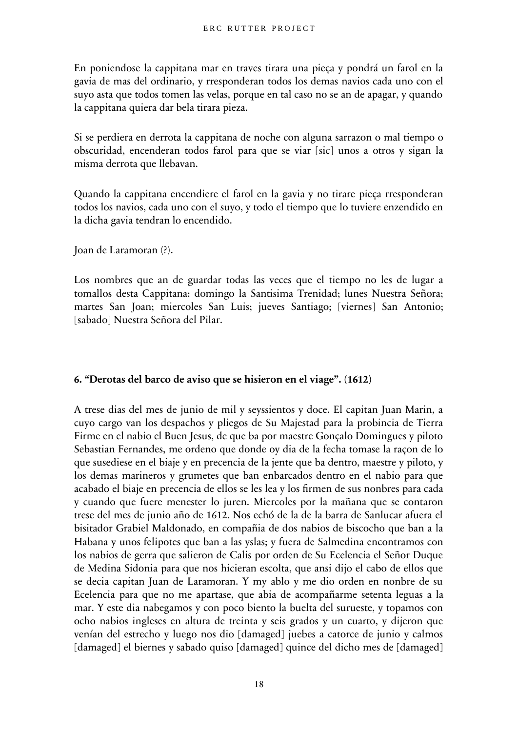En poniendose la cappitana mar en traves tirara una pieça y pondrá un farol en la gavia de mas del ordinario, y rresponderan todos los demas navios cada uno con el suyo asta que todos tomen las velas, porque en tal caso no se an de apagar, y quando la cappitana quiera dar bela tirara pieza.

Si se perdiera en derrota la cappitana de noche con alguna sarrazon o mal tiempo o obscuridad, encenderan todos farol para que se viar [sic] unos a otros y sigan la misma derrota que llebavan.

Quando la cappitana encendiere el farol en la gavia y no tirare pieça rresponderan todos los navios, cada uno con el suyo, y todo el tiempo que lo tuviere enzendido en la dicha gavia tendran lo encendido.

Joan de Laramoran (?).

Los nombres que an de guardar todas las veces que el tiempo no les de lugar a tomallos desta Cappitana: domingo la Santisima Trenidad; lunes Nuestra Señora; martes San Joan; miercoles San Luis; jueves Santiago; [viernes] San Antonio; [sabado] Nuestra Señora del Pilar.

### 6. "Derotas del barco de aviso que se hisieron en el viage". (1612)

A trese dias del mes de junio de mil y seyssientos y doce. El capitan Juan Marin, a cuyo cargo van los despachos y pliegos de Su Majestad para la probincia de Tierra Firme en el nabio el Buen Jesus, de que ba por maestre Gonçalo Domingues y piloto Sebastian Fernandes, me ordeno que donde oy dia de la fecha tomase la raçon de lo que susediese en el biaje y en precencia de la jente que ba dentro, maestre y piloto, y los demas marineros y grumetes que ban enbarcados dentro en el nabio para que acabado el biaje en precencia de ellos se les lea y los firmen de sus nonbres para cada y cuando que fuere menester lo juren. Miercoles por la mañana que se contaron trese del mes de junio año de 1612. Nos echó de la de la barra de Sanlucar afuera el bisitador Grabiel Maldonado, en compañia de dos nabios de biscocho que ban a la Habana y unos felipotes que ban a las yslas; y fuera de Salmedina encontramos con los nabios de gerra que salieron de Calis por orden de Su Ecelencia el Señor Duque de Medina Sidonia para que nos hicieran escolta, que ansi dijo el cabo de ellos que se decia capitan Juan de Laramoran. Y my ablo y me dio orden en nonbre de su Ecelencia para que no me apartase, que abia de acompañarme setenta leguas a la mar. Y este dia nabegamos y con poco biento la buelta del surueste, y topamos con ocho nabios ingleses en altura de treinta y seis grados y un cuarto, y dijeron que venían del estrecho y luego nos dio [damaged] juebes a catorce de junio y calmos [damaged] el biernes y sabado quiso [damaged] quince del dicho mes de [damaged]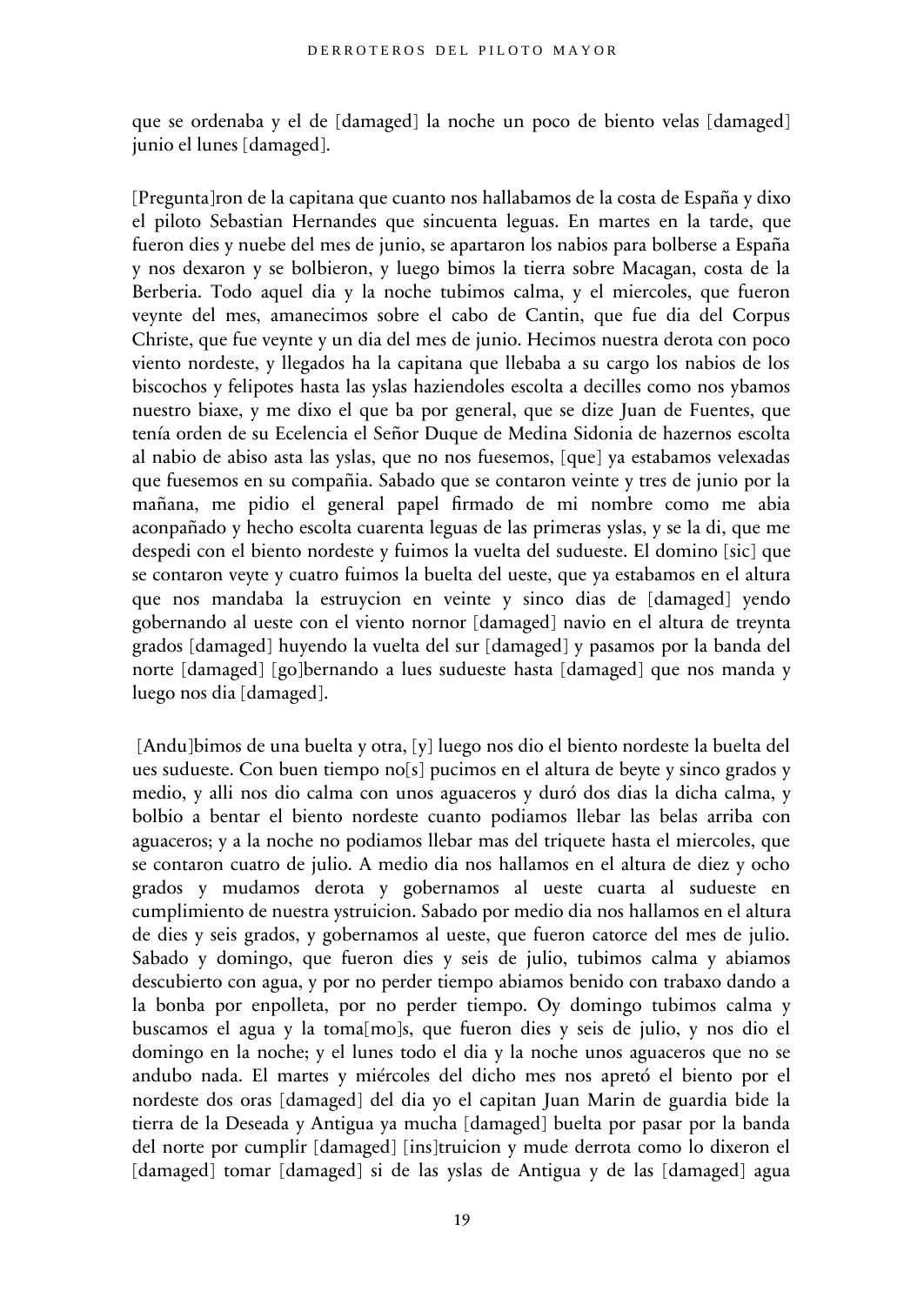que se ordenaba y el de [damaged] la noche un poco de biento velas [damaged] junio el lunes [damaged].

[Pregunta]ron de la capitana que cuanto nos hallabamos de la costa de España y dixo el piloto Sebastian Hernandes que sincuenta leguas. En martes en la tarde, que fueron dies y nuebe del mes de junio, se apartaron los nabios para bolberse a España y nos dexaron y se bolbieron, y luego bimos la tierra sobre Macagan, costa de la Berberia. Todo aquel dia y la noche tubimos calma, y el miercoles, que fueron veynte del mes, amanecimos sobre el cabo de Cantin, que fue dia del Corpus Christe, que fue veynte y un dia del mes de junio. Hecimos nuestra derota con poco viento nordeste, y llegados ha la capitana que llebaba a su cargo los nabios de los biscochos y felipotes hasta las yslas haziendoles escolta a decilles como nos ybamos nuestro biaxe, y me dixo el que ba por general, que se dize Juan de Fuentes, que tenía orden de su Ecelencia el Señor Duque de Medina Sidonia de hazernos escolta al nabio de abiso asta las yslas, que no nos fuesemos, [que] ya estabamos velexadas que fuesemos en su compañia. Sabado que se contaron veinte y tres de junio por la mañana, me pidio el general papel firmado de mi nombre como me abia aconpañado y hecho escolta cuarenta leguas de las primeras yslas, y se la di, que me despedi con el biento nordeste y fuimos la vuelta del sudueste. El domino [sic] que se contaron veyte y cuatro fuimos la buelta del ueste, que ya estabamos en el altura que nos mandaba la estruycion en veinte y sinco dias de [damaged] yendo gobernando al ueste con el viento nornor [damaged] navio en el altura de treynta grados [damaged] huyendo la vuelta del sur [damaged] y pasamos por la banda del norte [damaged] [go]bernando a lues sudueste hasta [damaged] que nos manda y luego nos dia [damaged].

[Andu]bimos de una buelta y otra, [y] luego nos dio el biento nordeste la buelta del ues sudueste. Con buen tiempo no[s] pucimos en el altura de beyte y sinco grados y medio, y alli nos dio calma con unos aguaceros y duró dos dias la dicha calma, y bolbio a bentar el biento nordeste cuanto podiamos llebar las belas arriba con aguaceros; y a la noche no podiamos llebar mas del triquete hasta el miercoles, que se contaron cuatro de julio. A medio dia nos hallamos en el altura de diez y ocho grados y mudamos derota y gobernamos al ueste cuarta al sudueste en cumplimiento de nuestra ystruicion. Sabado por medio dia nos hallamos en el altura de dies y seis grados, y gobernamos al ueste, que fueron catorce del mes de julio. Sabado y domingo, que fueron dies y seis de julio, tubimos calma y abiamos descubierto con agua, y por no perder tiempo abiamos benido con trabaxo dando a la bonba por enpolleta, por no perder tiempo. Oy domingo tubimos calma y buscamos el agua y la toma[mo]s, que fueron dies y seis de julio, y nos dio el domingo en la noche; y el lunes todo el dia y la noche unos aguaceros que no se andubo nada. El martes y miércoles del dicho mes nos apretó el biento por el nordeste dos oras [damaged] del dia yo el capitan Juan Marin de guardia bide la tierra de la Deseada y Antigua ya mucha [damaged] buelta por pasar por la banda del norte por cumplir [damaged] [ins]truicion y mude derrota como lo dixeron el [damaged] tomar [damaged] si de las yslas de Antigua y de las [damaged] agua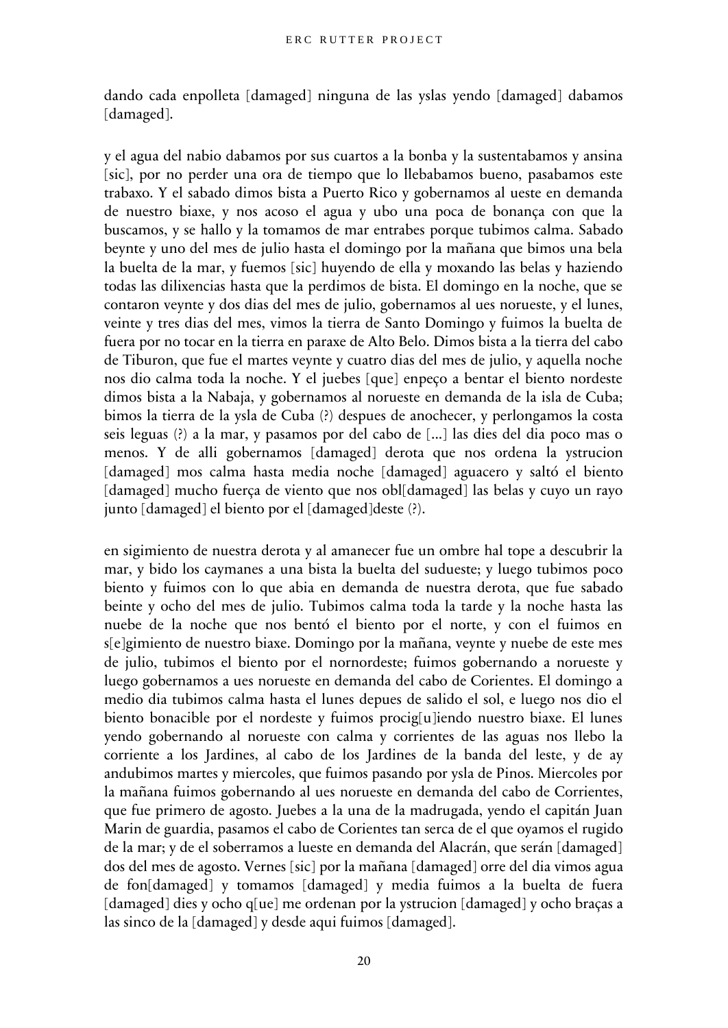dando cada enpolleta [damaged] ninguna de las yslas yendo [damaged] dabamos [damaged].

y el agua del nabio dabamos por sus cuartos a la bonba y la sustentabamos y ansina [sic], por no perder una ora de tiempo que lo llebabamos bueno, pasabamos este trabaxo. Y el sabado dimos bista a Puerto Rico y gobernamos al ueste en demanda de nuestro biaxe, y nos acoso el agua y ubo una poca de bonança con que la buscamos, y se hallo y la tomamos de mar entrabes porque tubimos calma. Sabado beynte y uno del mes de julio hasta el domingo por la mañana que bimos una bela la buelta de la mar, y fuemos [sic] huyendo de ella y moxando las belas y haziendo todas las dilixencias hasta que la perdimos de bista. El domingo en la noche, que se contaron veynte y dos dias del mes de julio, gobernamos al ues norueste, y el lunes, veinte y tres dias del mes, vimos la tierra de Santo Domingo y fuimos la buelta de fuera por no tocar en la tierra en paraxe de Alto Belo. Dimos bista a la tierra del cabo de Tiburon, que fue el martes veynte y cuatro dias del mes de julio, y aquella noche nos dio calma toda la noche. Y el juebes [que] enpeço a bentar el biento nordeste dimos bista a la Nabaja, y gobernamos al norueste en demanda de la isla de Cuba; bimos la tierra de la ysla de Cuba (?) despues de anochecer, y perlongamos la costa seis leguas (?) a la mar, y pasamos por del cabo de [...] las dies del dia poco mas o menos. Y de alli gobernamos [damaged] derota que nos ordena la ystrucion [damaged] mos calma hasta media noche [damaged] aguacero y saltó el biento [damaged] mucho fuerça de viento que nos obl[damaged] las belas y cuyo un rayo junto [damaged] el biento por el [damaged]deste (?).

en sigimiento de nuestra derota y al amanecer fue un ombre hal tope a descubrir la mar, y bido los caymanes a una bista la buelta del sudueste; y luego tubimos poco biento y fuimos con lo que abia en demanda de nuestra derota, que fue sabado beinte y ocho del mes de julio. Tubimos calma toda la tarde y la noche hasta las nuebe de la noche que nos bentó el biento por el norte, y con el fuimos en s[e]gimiento de nuestro biaxe. Domingo por la mañana, veynte y nuebe de este mes de julio, tubimos el biento por el nornordeste; fuimos gobernando a norueste y luego gobernamos a ues norueste en demanda del cabo de Corientes. El domingo a medio dia tubimos calma hasta el lunes depues de salido el sol, e luego nos dio el biento bonacible por el nordeste y fuimos procig[u]iendo nuestro biaxe. El lunes yendo gobernando al norueste con calma y corrientes de las aguas nos llebo la corriente a los Jardines, al cabo de los Jardines de la banda del leste, y de ay andubimos martes y miercoles, que fuimos pasando por ysla de Pinos. Miercoles por la mañana fuimos gobernando al ues norueste en demanda del cabo de Corrientes, que fue primero de agosto. Juebes a la una de la madrugada, yendo el capitán Juan Marin de guardia, pasamos el cabo de Corientes tan serca de el que oyamos el rugido de la mar; y de el soberramos a lueste en demanda del Alacrán, que serán [damaged] dos del mes de agosto. Vernes [sic] por la mañana [damaged] orre del dia vimos agua de fon[damaged] y tomamos [damaged] y media fuimos a la buelta de fuera [damaged] dies y ocho q[ue] me ordenan por la ystrucion [damaged] y ocho braças a las sinco de la [damaged] y desde aqui fuimos [damaged].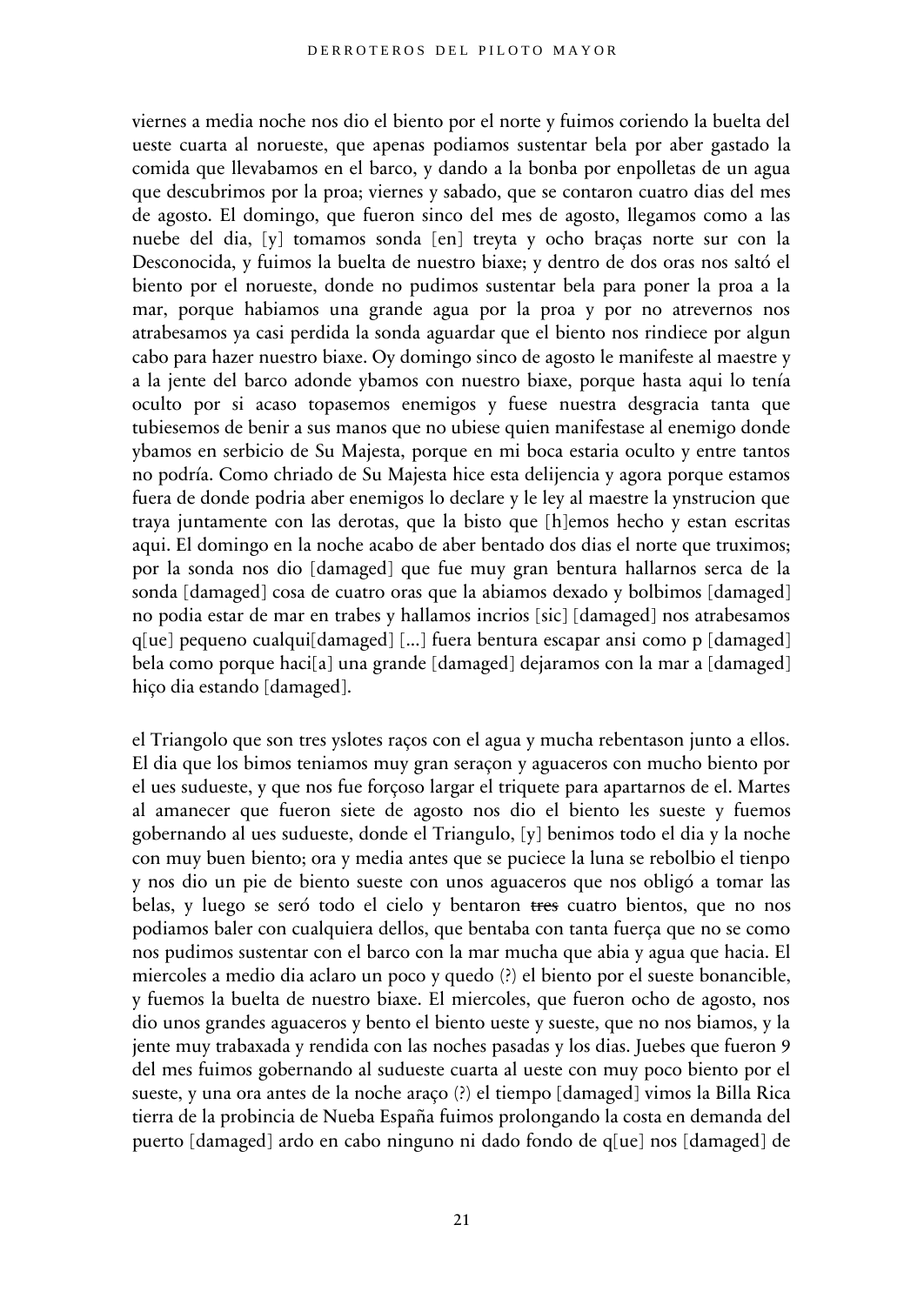viernes a media noche nos dio el biento por el norte y fuimos coriendo la buelta del ueste cuarta al norueste, que apenas podiamos sustentar bela por aber gastado la comida que llevabamos en el barco, y dando a la bonba por enpolletas de un agua que descubrimos por la proa; viernes y sabado, que se contaron cuatro dias del mes de agosto. El domingo, que fueron sinco del mes de agosto, llegamos como a las nuebe del dia, [y] tomamos sonda [en] treyta y ocho braças norte sur con la Desconocida, y fuimos la buelta de nuestro biaxe; y dentro de dos oras nos saltó el biento por el norueste, donde no pudimos sustentar bela para poner la proa a la mar, porque habiamos una grande agua por la proa y por no atrevernos nos atrabesamos ya casi perdida la sonda aguardar que el biento nos rindiece por algun cabo para hazer nuestro biaxe. Oy domingo sinco de agosto le manifeste al maestre y a la jente del barco adonde ybamos con nuestro biaxe, porque hasta aqui lo tenía oculto por si acaso topasemos enemigos y fuese nuestra desgracia tanta que tubiesemos de benir a sus manos que no ubiese quien manifestase al enemigo donde ybamos en serbicio de Su Majesta, porque en mi boca estaria oculto y entre tantos no podría. Como chriado de Su Majesta hice esta delijencia y agora porque estamos fuera de donde podria aber enemigos lo declare y le ley al maestre la ynstrucion que traya juntamente con las derotas, que la bisto que [h]emos hecho y estan escritas aqui. El domingo en la noche acabo de aber bentado dos dias el norte que truximos; por la sonda nos dio [damaged] que fue muy gran bentura hallarnos serca de la sonda [damaged] cosa de cuatro oras que la abiamos dexado y bolbimos [damaged] no podia estar de mar en trabes y hallamos incrios [sic] [damaged] nos atrabesamos q[ue] pequeno cualqui[damaged] [...] fuera bentura escapar ansi como p [damaged] bela como porque haci[a] una grande [damaged] dejaramos con la mar a [damaged] hiço dia estando [damaged].

el Triangolo que son tres yslotes raços con el agua y mucha rebentason junto a ellos. El dia que los bimos teniamos muy gran seraçon y aguaceros con mucho biento por el ues sudueste, y que nos fue forçoso largar el triquete para apartarnos de el. Martes al amanecer que fueron siete de agosto nos dio el biento les sueste y fuemos gobernando al ues sudueste, donde el Triangulo, [y] benimos todo el dia y la noche con muy buen biento; ora y media antes que se puciece la luna se rebolbio el tienpo y nos dio un pie de biento sueste con unos aguaceros que nos obligó a tomar las belas, y luego se seró todo el cielo y bentaron ~~tres~~ cuatro bientos, que no nos podiamos baler con cualquiera dellos, que bentaba con tanta fuerça que no se como nos pudimos sustentar con el barco con la mar mucha que abia y agua que hacia. El miercoles a medio dia aclaro un poco y quedo (?) el biento por el sueste bonancible, y fuemos la buelta de nuestro biaxe. El miercoles, que fueron ocho de agosto, nos dio unos grandes aguaceros y bento el biento ueste y sueste, que no nos biamos, y la jente muy trabaxada y rendida con las noches pasadas y los dias. Juebes que fueron 9 del mes fuimos gobernando al sudueste cuarta al ueste con muy poco biento por el sueste, y una ora antes de la noche araço (?) el tiempo [damaged] vimos la Billa Rica tierra de la probincia de Nueba España fuimos prolongando la costa en demanda del puerto [damaged] ardo en cabo ninguno ni dado fondo de q[ue] nos [damaged] de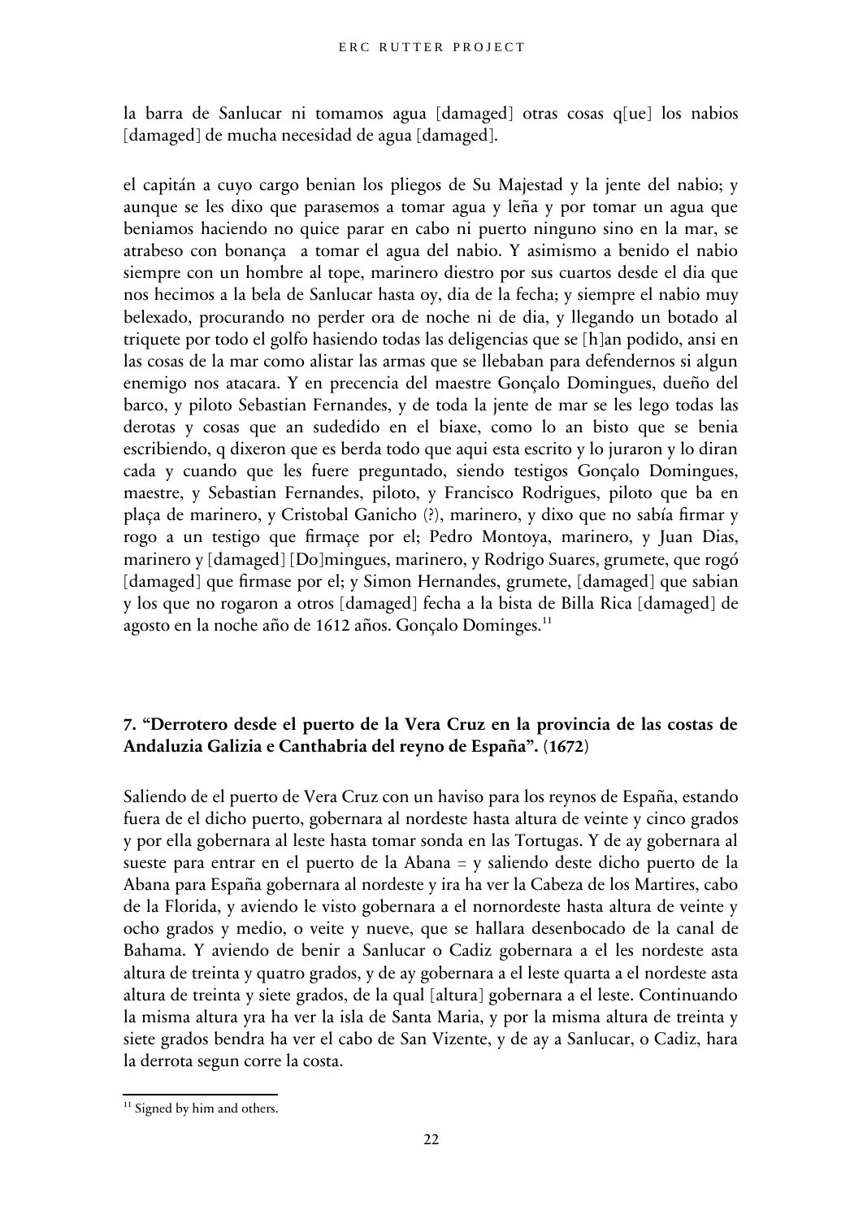la barra de Sanlucar ni tomamos agua [damaged] otras cosas q[ue] los nabios [damaged] de mucha necesidad de agua [damaged].

el capitán a cuyo cargo benian los pliegos de Su Majestad y la jente del nabio; y aunque se les dixo que parasemos a tomar agua y leña y por tomar un agua que beniamos haciendo no quice parar en cabo ni puerto ninguno sino en la mar, se atrabeso con bonança a tomar el agua del nabio. Y asimismo a benido el nabio siempre con un hombre al tope, marinero diestro por sus cuartos desde el dia que nos hecimos a la bela de Sanlucar hasta oy, dia de la fecha; y siempre el nabio muy belexado, procurando no perder ora de noche ni de dia, y llegando un botado al triquete por todo el golfo hasiendo todas las deligencias que se [h]an podido, ansi en las cosas de la mar como alistar las armas que se llebaban para defendernos si algun enemigo nos atacara. Y en precencia del maestre Gonçalo Domingues, dueño del barco, y piloto Sebastian Fernandes, y de toda la jente de mar se les lego todas las derotas y cosas que an sudedido en el biaxe, como lo an bisto que se benia escribiendo, q dixeron que es berda todo que aqui esta escrito y lo juraron y lo diran cada y cuando que les fuere preguntado, siendo testigos Gonçalo Domingues, maestre, y Sebastian Fernandes, piloto, y Francisco Rodrigues, piloto que ba en plaça de marinero, y Cristobal Ganicho (?), marinero, y dixo que no sabía firmar y rogo a un testigo que firmaçe por el; Pedro Montoya, marinero, y Juan Dias, marinero y [damaged] [Do]mingues, marinero, y Rodrigo Suares, grumete, que rogó [damaged] que firmase por el; y Simon Hernandes, grumete, [damaged] que sabian y los que no rogaron a otros [damaged] fecha a la bista de Billa Rica [damaged] de agosto en la noche año de 1612 años. Gonçalo Dominges.[11]

### 7. "Derrotero desde el puerto de la Vera Cruz en la provincia de las costas de Andaluzia Galizia e Canthabria del reyno de España". (1672)

Saliendo de el puerto de Vera Cruz con un haviso para los reynos de España, estando fuera de el dicho puerto, gobernara al nordeste hasta altura de veinte y cinco grados y por ella gobernara al leste hasta tomar sonda en las Tortugas. Y de ay gobernara al sueste para entrar en el puerto de la Abana = y saliendo deste dicho puerto de la Abana para España gobernara al nordeste y ira ha ver la Cabeza de los Martires, cabo de la Florida, y aviendo le visto gobernara a el nornordeste hasta altura de veinte y ocho grados y medio, o veite y nueve, que se hallara desenbocado de la canal de Bahama. Y aviendo de benir a Sanlucar o Cadiz gobernara a el les nordeste asta altura de treinta y quatro grados, y de ay gobernara a el leste quarta a el nordeste asta altura de treinta y siete grados, de la qual [altura] gobernara a el leste. Continuando la misma altura yra ha ver la isla de Santa Maria, y por la misma altura de treinta y siete grados bendra ha ver el cabo de San Vizente, y de ay a Sanlucar, o Cadiz, hara la derrota segun corre la costa.

---

[11] Signed by him and others.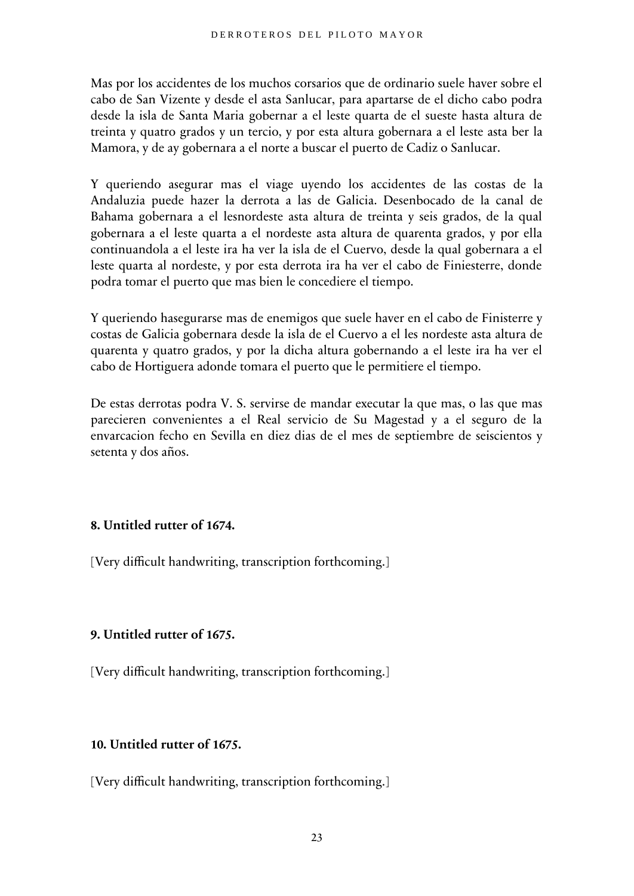Mas por los accidentes de los muchos corsarios que de ordinario suele haver sobre el cabo de San Vizente y desde el asta Sanlucar, para apartarse de el dicho cabo podra desde la isla de Santa Maria gobernar a el leste quarta de el sueste hasta altura de treinta y quatro grados y un tercio, y por esta altura gobernara a el leste asta ber la Mamora, y de ay gobernara a el norte a buscar el puerto de Cadiz o Sanlucar.

Y queriendo asegurar mas el viage uyendo los accidentes de las costas de la Andaluzia puede hazer la derrota a las de Galicia. Desenbocado de la canal de Bahama gobernara a el lesnordeste asta altura de treinta y seis grados, de la qual gobernara a el leste quarta a el nordeste asta altura de quarenta grados, y por ella continuandola a el leste ira ha ver la isla de el Cuervo, desde la qual gobernara a el leste quarta al nordeste, y por esta derrota ira ha ver el cabo de Finiesterre, donde podra tomar el puerto que mas bien le concediere el tiempo.

Y queriendo hasegurarse mas de enemigos que suele haver en el cabo de Finisterre y costas de Galicia gobernara desde la isla de el Cuervo a el les nordeste asta altura de quarenta y quatro grados, y por la dicha altura gobernando a el leste ira ha ver el cabo de Hortiguera adonde tomara el puerto que le permitiere el tiempo.

De estas derrotas podra V. S. servirse de mandar executar la que mas, o las que mas parecieren convenientes a el Real servicio de Su Magestad y a el seguro de la envarcacion fecho en Sevilla en diez dias de el mes de septiembre de seiscientos y setenta y dos años.

### 8. Untitled rutter of 1674.

[Very difficult handwriting, transcription forthcoming.]

### 9. Untitled rutter of 1675.

[Very difficult handwriting, transcription forthcoming.]

### 10. Untitled rutter of 1675.

[Very difficult handwriting, transcription forthcoming.]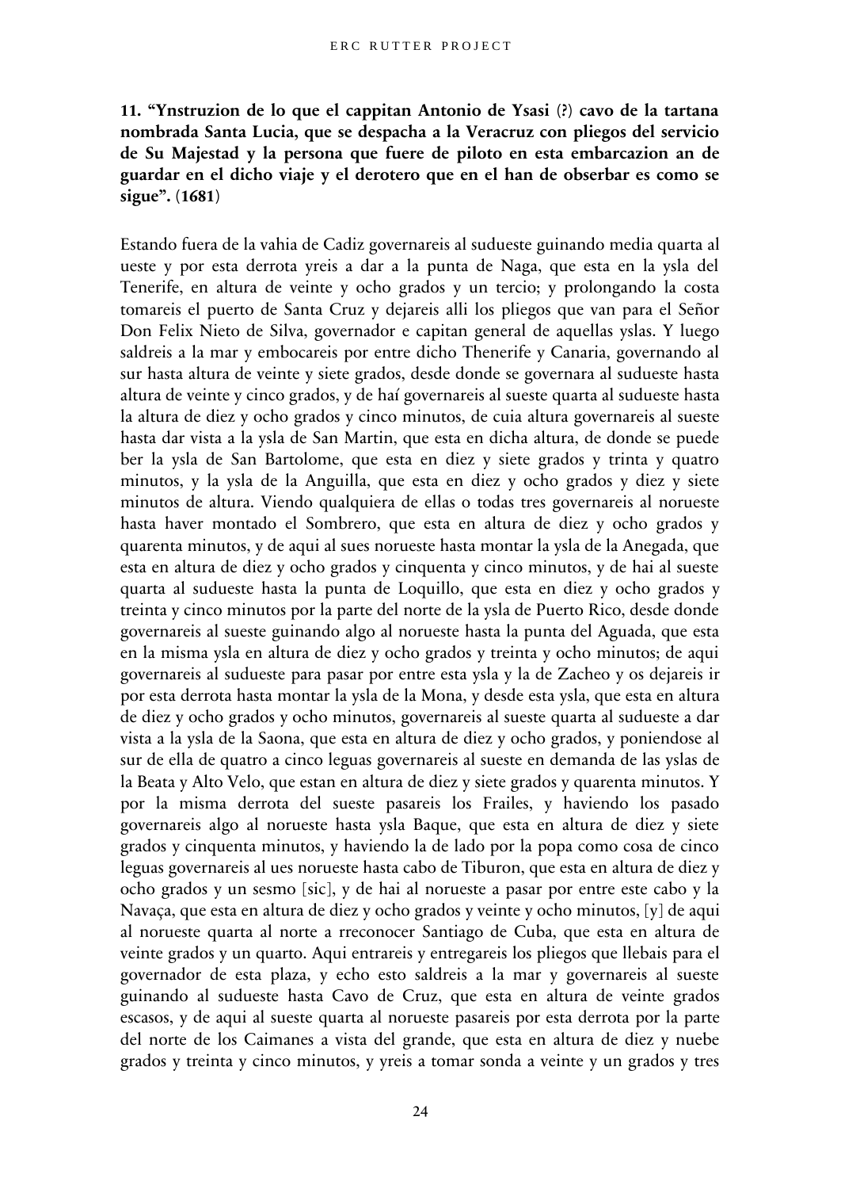**11. "Ynstruzion de lo que el cappitan Antonio de Ysasi (?) cavo de la tartana nombrada Santa Lucia, que se despacha a la Veracruz con pliegos del servicio de Su Majestad y la persona que fuere de piloto en esta embarcazion an de guardar en el dicho viaje y el derotero que en el han de obserbar es como se sigue". (1681)**

Estando fuera de la vahia de Cadiz governareis al sudueste guinando media quarta al ueste y por esta derrota yreis a dar a la punta de Naga, que esta en la ysla del Tenerife, en altura de veinte y ocho grados y un tercio; y prolongando la costa tomareis el puerto de Santa Cruz y dejareis alli los pliegos que van para el Señor Don Felix Nieto de Silva, governador e capitan general de aquellas yslas. Y luego saldreis a la mar y embocareis por entre dicho Thenerife y Canaria, governando al sur hasta altura de veinte y siete grados, desde donde se governara al sudueste hasta altura de veinte y cinco grados, y de haí governareis al sueste quarta al sudueste hasta la altura de diez y ocho grados y cinco minutos, de cuia altura governareis al sueste hasta dar vista a la ysla de San Martin, que esta en dicha altura, de donde se puede ber la ysla de San Bartolome, que esta en diez y siete grados y trinta y quatro minutos, y la ysla de la Anguilla, que esta en diez y ocho grados y diez y siete minutos de altura. Viendo qualquiera de ellas o todas tres governareis al norueste hasta haver montado el Sombrero, que esta en altura de diez y ocho grados y quarenta minutos, y de aqui al sues norueste hasta montar la ysla de la Anegada, que esta en altura de diez y ocho grados y cinquenta y cinco minutos, y de hai al sueste quarta al sudueste hasta la punta de Loquillo, que esta en diez y ocho grados y treinta y cinco minutos por la parte del norte de la ysla de Puerto Rico, desde donde governareis al sueste guinando algo al norueste hasta la punta del Aguada, que esta en la misma ysla en altura de diez y ocho grados y treinta y ocho minutos; de aqui governareis al sudueste para pasar por entre esta ysla y la de Zacheo y os dejareis ir por esta derrota hasta montar la ysla de la Mona, y desde esta ysla, que esta en altura de diez y ocho grados y ocho minutos, governareis al sueste quarta al sudueste a dar vista a la ysla de la Saona, que esta en altura de diez y ocho grados, y poniendose al sur de ella de quatro a cinco leguas governareis al sueste en demanda de las yslas de la Beata y Alto Velo, que estan en altura de diez y siete grados y quarenta minutos. Y por la misma derrota del sueste pasareis los Frailes, y haviendo los pasado governareis algo al norueste hasta ysla Baque, que esta en altura de diez y siete grados y cinquenta minutos, y haviendo la de lado por la popa como cosa de cinco leguas governareis al ues norueste hasta cabo de Tiburon, que esta en altura de diez y ocho grados y un sesmo [sic], y de hai al norueste a pasar por entre este cabo y la Navaça, que esta en altura de diez y ocho grados y veinte y ocho minutos, [y] de aqui al norueste quarta al norte a rreconocer Santiago de Cuba, que esta en altura de veinte grados y un quarto. Aqui entrareis y entregareis los pliegos que llebais para el governador de esta plaza, y echo esto saldreis a la mar y governareis al sueste guinando al sudueste hasta Cavo de Cruz, que esta en altura de veinte grados escasos, y de aqui al sueste quarta al norueste pasareis por esta derrota por la parte del norte de los Caimanes a vista del grande, que esta en altura de diez y nuebe grados y treinta y cinco minutos, y yreis a tomar sonda a veinte y un grados y tres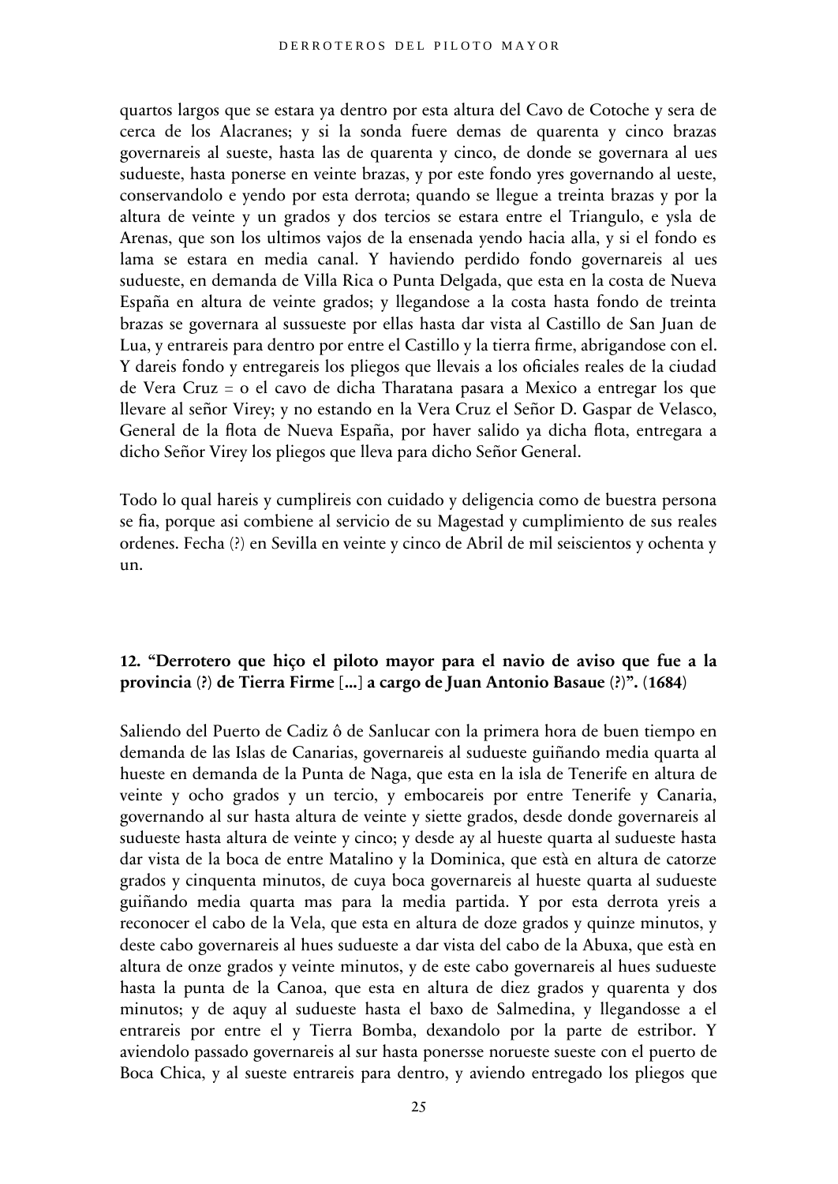quartos largos que se estara ya dentro por esta altura del Cavo de Cotoche y sera de cerca de los Alacranes; y si la sonda fuere demas de quarenta y cinco brazas governareis al sueste, hasta las de quarenta y cinco, de donde se governara al ues sudueste, hasta ponerse en veinte brazas, y por este fondo yres governando al ueste, conservandolo e yendo por esta derrota; quando se llegue a treinta brazas y por la altura de veinte y un grados y dos tercios se estara entre el Triangulo, e ysla de Arenas, que son los ultimos vajos de la ensenada yendo hacia alla, y si el fondo es lama se estara en media canal. Y haviendo perdido fondo governareis al ues sudueste, en demanda de Villa Rica o Punta Delgada, que esta en la costa de Nueva España en altura de veinte grados; y llegandose a la costa hasta fondo de treinta brazas se governara al sussueste por ellas hasta dar vista al Castillo de San Juan de Lua, y entrareis para dentro por entre el Castillo y la tierra firme, abrigandose con el. Y dareis fondo y entregareis los pliegos que llevais a los oficiales reales de la ciudad de Vera Cruz = o el cavo de dicha Tharatana pasara a Mexico a entregar los que llevare al señor Virey; y no estando en la Vera Cruz el Señor D. Gaspar de Velasco, General de la flota de Nueva España, por haver salido ya dicha flota, entregara a dicho Señor Virey los pliegos que lleva para dicho Señor General.

Todo lo qual hareis y cumplireis con cuidado y deligencia como de buestra persona se fia, porque asi combiene al servicio de su Magestad y cumplimiento de sus reales ordenes. Fecha (?) en Sevilla en veinte y cinco de Abril de mil seiscientos y ochenta y un.

### 12. "Derrotero que hiço el piloto mayor para el navio de aviso que fue a la provincia (?) de Tierra Firme [...] a cargo de Juan Antonio Basaue (?)". (1684)

Saliendo del Puerto de Cadiz ô de Sanlucar con la primera hora de buen tiempo en demanda de las Islas de Canarias, governareis al sudueste guiñando media quarta al hueste en demanda de la Punta de Naga, que esta en la isla de Tenerife en altura de veinte y ocho grados y un tercio, y embocareis por entre Tenerife y Canaria, governando al sur hasta altura de veinte y siette grados, desde donde governareis al sudueste hasta altura de veinte y cinco; y desde ay al hueste quarta al sudueste hasta dar vista de la boca de entre Matalino y la Dominica, que està en altura de catorze grados y cinquenta minutos, de cuya boca governareis al hueste quarta al sudueste guiñando media quarta mas para la media partida. Y por esta derrota yreis a reconocer el cabo de la Vela, que esta en altura de doze grados y quinze minutos, y deste cabo governareis al hues sudueste a dar vista del cabo de la Abuxa, que està en altura de onze grados y veinte minutos, y de este cabo governareis al hues sudueste hasta la punta de la Canoa, que esta en altura de diez grados y quarenta y dos minutos; y de aquy al sudueste hasta el baxo de Salmedina, y llegandosse a el entrareis por entre el y Tierra Bomba, dexandolo por la parte de estribor. Y aviendolo passado governareis al sur hasta ponersse norueste sueste con el puerto de Boca Chica, y al sueste entrareis para dentro, y aviendo entregado los pliegos que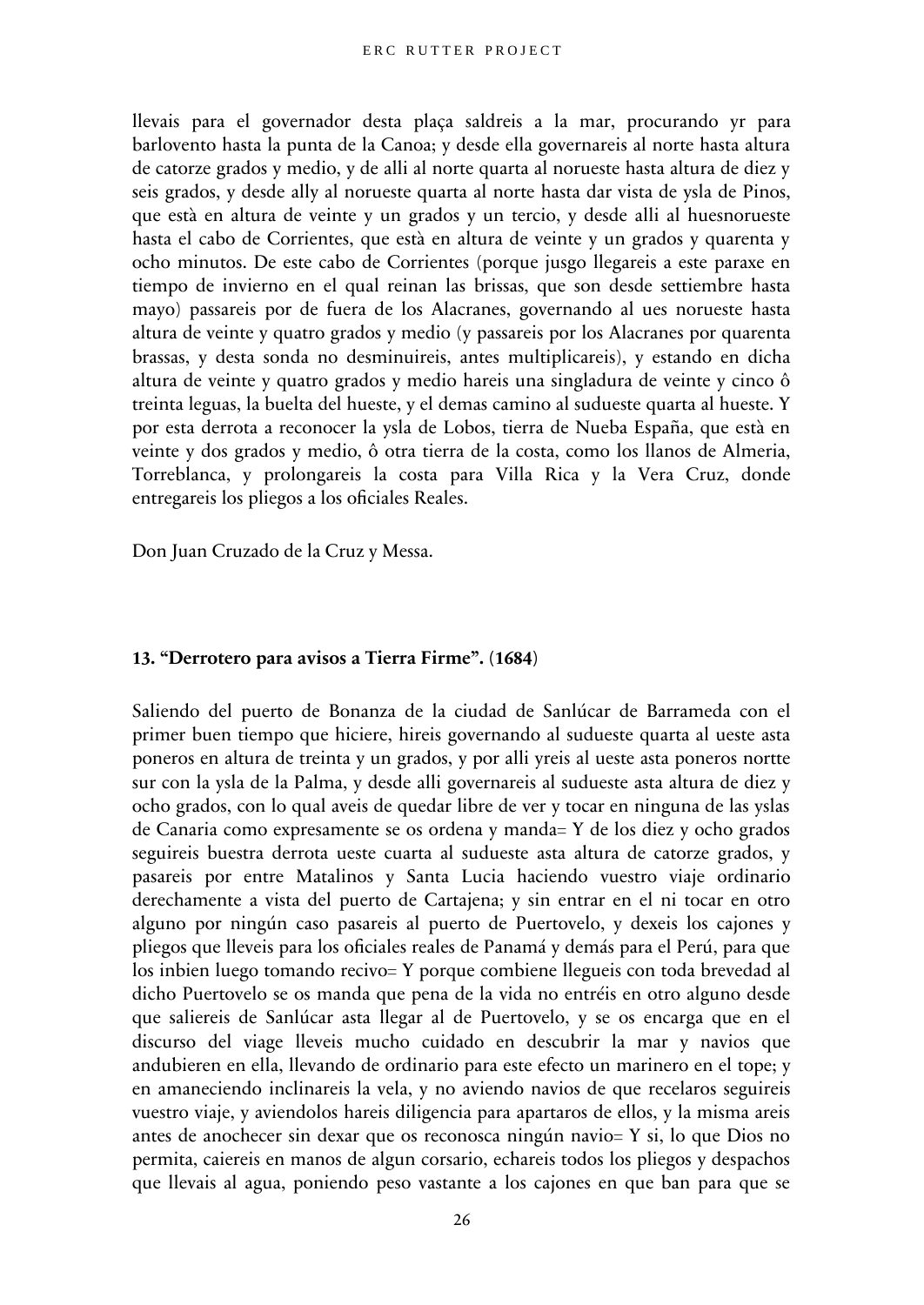llevais para el governador desta plaça saldreis a la mar, procurando yr para barlovento hasta la punta de la Canoa; y desde ella governareis al norte hasta altura de catorze grados y medio, y de alli al norte quarta al norueste hasta altura de diez y seis grados, y desde ally al norueste quarta al norte hasta dar vista de ysla de Pinos, que està en altura de veinte y un grados y un tercio, y desde alli al huesnorueste hasta el cabo de Corrientes, que està en altura de veinte y un grados y quarenta y ocho minutos. De este cabo de Corrientes (porque jusgo llegareis a este paraxe en tiempo de invierno en el qual reinan las brissas, que son desde settiembre hasta mayo) passareis por de fuera de los Alacranes, governando al ues norueste hasta altura de veinte y quatro grados y medio (y passareis por los Alacranes por quarenta brassas, y desta sonda no desminuireis, antes multiplicareis), y estando en dicha altura de veinte y quatro grados y medio hareis una singladura de veinte y cinco ô treinta leguas, la buelta del hueste, y el demas camino al sudueste quarta al hueste. Y por esta derrota a reconocer la ysla de Lobos, tierra de Nueba España, que està en veinte y dos grados y medio, ô otra tierra de la costa, como los llanos de Almeria, Torreblanca, y prolongareis la costa para Villa Rica y la Vera Cruz, donde entregareis los pliegos a los oficiales Reales.

Don Juan Cruzado de la Cruz y Messa.

### 13. "Derrotero para avisos a Tierra Firme". (1684)

Saliendo del puerto de Bonanza de la ciudad de Sanlúcar de Barrameda con el primer buen tiempo que hiciere, hireis governando al sudueste quarta al ueste asta poneros en altura de treinta y un grados, y por alli yreis al ueste asta poneros nortte sur con la ysla de la Palma, y desde alli governareis al sudueste asta altura de diez y ocho grados, con lo qual aveis de quedar libre de ver y tocar en ninguna de las yslas de Canaria como expresamente se os ordena y manda= Y de los diez y ocho grados seguireis buestra derrota ueste cuarta al sudueste asta altura de catorze grados, y pasareis por entre Matalinos y Santa Lucia haciendo vuestro viaje ordinario derechamente a vista del puerto de Cartajena; y sin entrar en el ni tocar en otro alguno por ningún caso pasareis al puerto de Puertovelo, y dexeis los cajones y pliegos que lleveis para los oficiales reales de Panamá y demás para el Perú, para que los inbien luego tomando recivo= Y porque combiene llegueis con toda brevedad al dicho Puertovelo se os manda que pena de la vida no entréis en otro alguno desde que saliereis de Sanlúcar asta llegar al de Puertovelo, y se os encarga que en el discurso del viage lleveis mucho cuidado en descubrir la mar y navios que andubieren en ella, llevando de ordinario para este efecto un marinero en el tope; y en amaneciendo inclinareis la vela, y no aviendo navios de que recelaros seguireis vuestro viaje, y aviendolos hareis diligencia para apartaros de ellos, y la misma areis antes de anochecer sin dexar que os reconosca ningún navio= Y si, lo que Dios no permita, caiereis en manos de algun corsario, echareis todos los pliegos y despachos que llevais al agua, poniendo peso vastante a los cajones en que ban para que se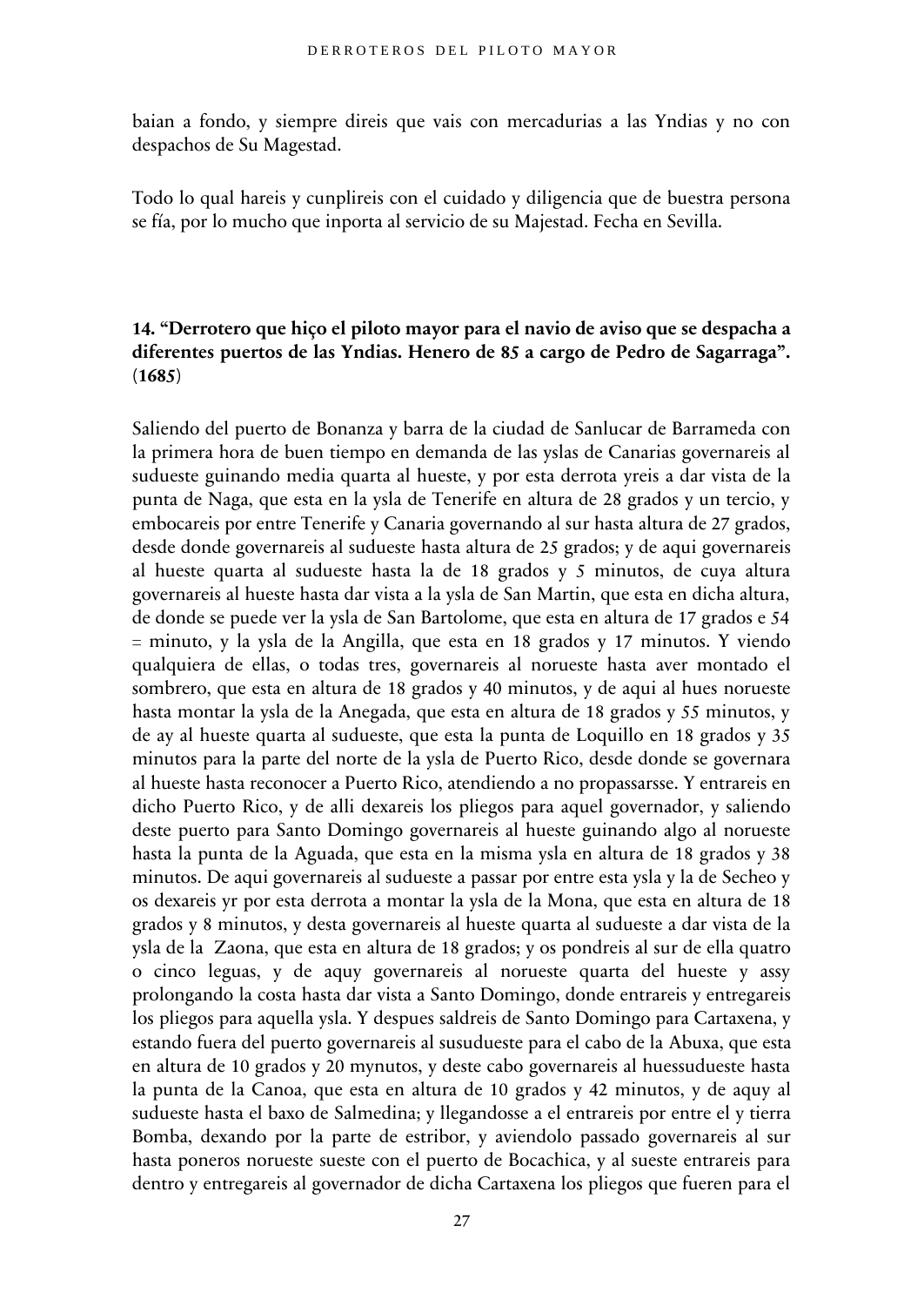baian a fondo, y siempre direis que vais con mercadurias a las Yndias y no con despachos de Su Magestad.

Todo lo qual hareis y cunplireis con el cuidado y diligencia que de buestra persona se fía, por lo mucho que inporta al servicio de su Majestad. Fecha en Sevilla.

### 14. "Derrotero que hiço el piloto mayor para el navio de aviso que se despacha a diferentes puertos de las Yndias. Henero de 85 a cargo de Pedro de Sagarraga". (**1685**)

Saliendo del puerto de Bonanza y barra de la ciudad de Sanlucar de Barrameda con la primera hora de buen tiempo en demanda de las yslas de Canarias governareis al sudueste guinando media quarta al hueste, y por esta derrota yreis a dar vista de la punta de Naga, que esta en la ysla de Tenerife en altura de 28 grados y un tercio, y embocareis por entre Tenerife y Canaria governando al sur hasta altura de 27 grados, desde donde governareis al sudueste hasta altura de 25 grados; y de aqui governareis al hueste quarta al sudueste hasta la de 18 grados y 5 minutos, de cuya altura governareis al hueste hasta dar vista a la ysla de San Martin, que esta en dicha altura, de donde se puede ver la ysla de San Bartolome, que esta en altura de 17 grados e 54 = minuto, y la ysla de la Angilla, que esta en 18 grados y 17 minutos. Y viendo qualquiera de ellas, o todas tres, governareis al norueste hasta aver montado el sombrero, que esta en altura de 18 grados y 40 minutos, y de aqui al hues norueste hasta montar la ysla de la Anegada, que esta en altura de 18 grados y 55 minutos, y de ay al hueste quarta al sudueste, que esta la punta de Loquillo en 18 grados y 35 minutos para la parte del norte de la ysla de Puerto Rico, desde donde se governara al hueste hasta reconocer a Puerto Rico, atendiendo a no propassarsse. Y entrareis en dicho Puerto Rico, y de alli dexareis los pliegos para aquel governador, y saliendo deste puerto para Santo Domingo governareis al hueste guinando algo al norueste hasta la punta de la Aguada, que esta en la misma ysla en altura de 18 grados y 38 minutos. De aqui governareis al sudueste a passar por entre esta ysla y la de Secheo y os dexareis yr por esta derrota a montar la ysla de la Mona, que esta en altura de 18 grados y 8 minutos, y desta governareis al hueste quarta al sudueste a dar vista de la ysla de la Zaona, que esta en altura de 18 grados; y os pondreis al sur de ella quatro o cinco leguas, y de aquy governareis al norueste quarta del hueste y assy prolongando la costa hasta dar vista a Santo Domingo, donde entrareis y entregareis los pliegos para aquella ysla. Y despues saldreis de Santo Domingo para Cartaxena, y estando fuera del puerto governareis al susudueste para el cabo de la Abuxa, que esta en altura de 10 grados y 20 mynutos, y deste cabo governareis al huessudueste hasta la punta de la Canoa, que esta en altura de 10 grados y 42 minutos, y de aquy al sudueste hasta el baxo de Salmedina; y llegandosse a el entrareis por entre el y tierra Bomba, dexando por la parte de estribor, y aviendolo passado governareis al sur hasta poneros norueste sueste con el puerto de Bocachica, y al sueste entrareis para dentro y entregareis al governador de dicha Cartaxena los pliegos que fueren para el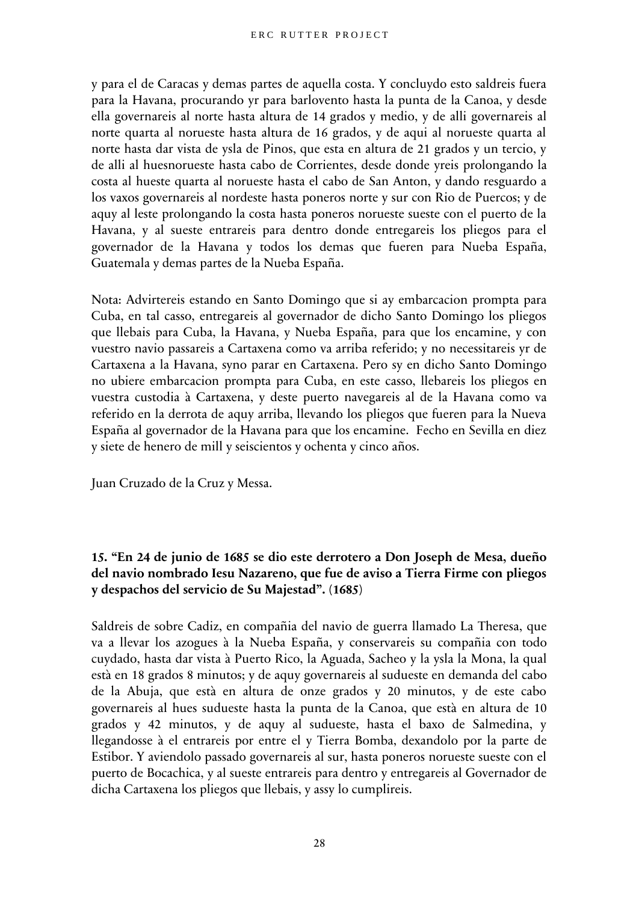y para el de Caracas y demas partes de aquella costa. Y concluydo esto saldreis fuera para la Havana, procurando yr para barlovento hasta la punta de la Canoa, y desde ella governareis al norte hasta altura de 14 grados y medio, y de alli governareis al norte quarta al norueste hasta altura de 16 grados, y de aqui al norueste quarta al norte hasta dar vista de ysla de Pinos, que esta en altura de 21 grados y un tercio, y de alli al huesnorueste hasta cabo de Corrientes, desde donde yreis prolongando la costa al hueste quarta al norueste hasta el cabo de San Anton, y dando resguardo a los vaxos governareis al nordeste hasta poneros norte y sur con Rio de Puercos; y de aquy al leste prolongando la costa hasta poneros norueste sueste con el puerto de la Havana, y al sueste entrareis para dentro donde entregareis los pliegos para el governador de la Havana y todos los demas que fueren para Nueba España, Guatemala y demas partes de la Nueba España.

Nota: Advirtereis estando en Santo Domingo que si ay embarcacion prompta para Cuba, en tal casso, entregareis al governador de dicho Santo Domingo los pliegos que llebais para Cuba, la Havana, y Nueba España, para que los encamine, y con vuestro navio passareis a Cartaxena como va arriba referido; y no necessitareis yr de Cartaxena a la Havana, syno parar en Cartaxena. Pero sy en dicho Santo Domingo no ubiere embarcacion prompta para Cuba, en este casso, llebareis los pliegos en vuestra custodia à Cartaxena, y deste puerto navegareis al de la Havana como va referido en la derrota de aquy arriba, llevando los pliegos que fueren para la Nueva España al governador de la Havana para que los encamine. Fecho en Sevilla en diez y siete de henero de mill y seiscientos y ochenta y cinco años.

Juan Cruzado de la Cruz y Messa.

### 15. "En 24 de junio de 1685 se dio este derrotero a Don Joseph de Mesa, dueño del navio nombrado Iesu Nazareno, que fue de aviso a Tierra Firme con pliegos y despachos del servicio de Su Majestad". (1685)

Saldreis de sobre Cadiz, en compañia del navio de guerra llamado La Theresa, que va a llevar los azogues à la Nueba España, y conservareis su compañia con todo cuydado, hasta dar vista à Puerto Rico, la Aguada, Sacheo y la ysla la Mona, la qual està en 18 grados 8 minutos; y de aquy governareis al sudueste en demanda del cabo de la Abuja, que està en altura de onze grados y 20 minutos, y de este cabo governareis al hues sudueste hasta la punta de la Canoa, que està en altura de 10 grados y 42 minutos, y de aquy al sudueste, hasta el baxo de Salmedina, y llegandosse à el entrareis por entre el y Tierra Bomba, dexandolo por la parte de Estibor. Y aviendolo passado governareis al sur, hasta poneros norueste sueste con el puerto de Bocachica, y al sueste entrareis para dentro y entregareis al Governador de dicha Cartaxena los pliegos que llebais, y assy lo cumplireis.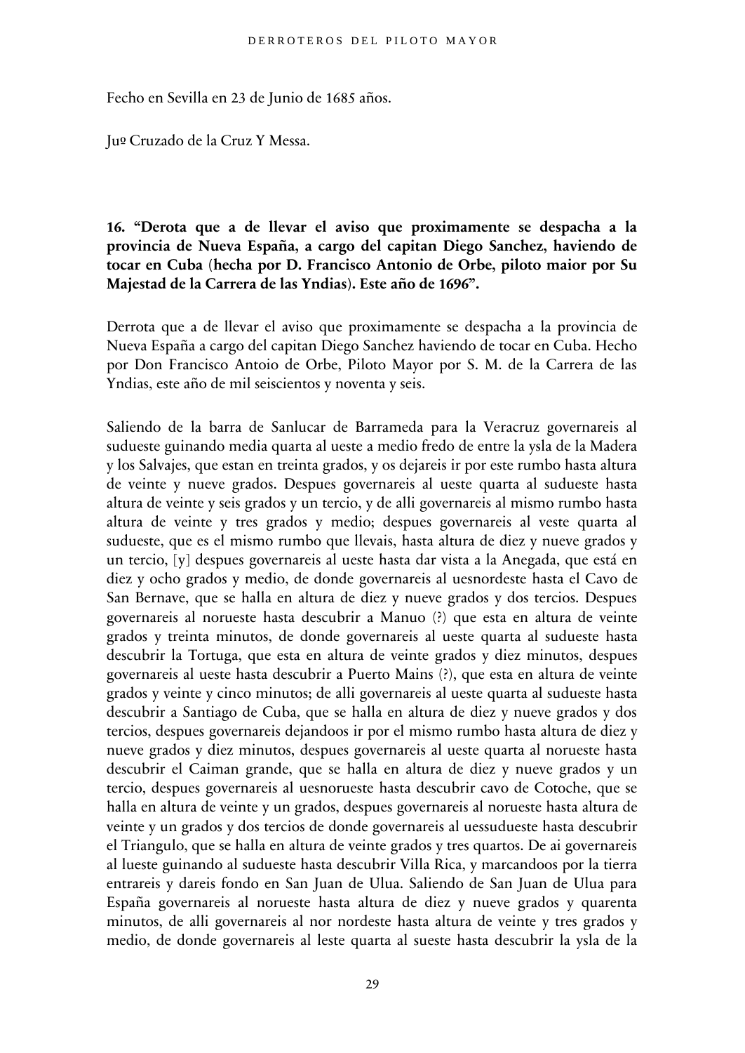Fecho en Sevilla en 23 de Junio de 1685 años.

Juº Cruzado de la Cruz Y Messa.

**16. "Derota que a de llevar el aviso que proximamente se despacha a la provincia de Nueva España, a cargo del capitan Diego Sanchez, haviendo de tocar en Cuba (hecha por D. Francisco Antonio de Orbe, piloto maior por Su Majestad de la Carrera de las Yndias). Este año de 1696".**

Derrota que a de llevar el aviso que proximamente se despacha a la provincia de Nueva España a cargo del capitan Diego Sanchez haviendo de tocar en Cuba. Hecho por Don Francisco Antoio de Orbe, Piloto Mayor por S. M. de la Carrera de las Yndias, este año de mil seiscientos y noventa y seis.

Saliendo de la barra de Sanlucar de Barrameda para la Veracruz governareis al sudueste guinando media quarta al ueste a medio fredo de entre la ysla de la Madera y los Salvajes, que estan en treinta grados, y os dejareis ir por este rumbo hasta altura de veinte y nueve grados. Despues governareis al ueste quarta al sudueste hasta altura de veinte y seis grados y un tercio, y de alli governareis al mismo rumbo hasta altura de veinte y tres grados y medio; despues governareis al veste quarta al sudueste, que es el mismo rumbo que llevais, hasta altura de diez y nueve grados y un tercio, [y] despues governareis al ueste hasta dar vista a la Anegada, que está en diez y ocho grados y medio, de donde governareis al uesnordeste hasta el Cavo de San Bernave, que se halla en altura de diez y nueve grados y dos tercios. Despues governareis al norueste hasta descubrir a Manuo (?) que esta en altura de veinte grados y treinta minutos, de donde governareis al ueste quarta al sudueste hasta descubrir la Tortuga, que esta en altura de veinte grados y diez minutos, despues governareis al ueste hasta descubrir a Puerto Mains (?), que esta en altura de veinte grados y veinte y cinco minutos; de alli governareis al ueste quarta al sudueste hasta descubrir a Santiago de Cuba, que se halla en altura de diez y nueve grados y dos tercios, despues governareis dejandoos ir por el mismo rumbo hasta altura de diez y nueve grados y diez minutos, despues governareis al ueste quarta al norueste hasta descubrir el Caiman grande, que se halla en altura de diez y nueve grados y un tercio, despues governareis al uesnorueste hasta descubrir cavo de Cotoche, que se halla en altura de veinte y un grados, despues governareis al norueste hasta altura de veinte y un grados y dos tercios de donde governareis al uessudueste hasta descubrir el Triangulo, que se halla en altura de veinte grados y tres quartos. De ai governareis al lueste guinando al sudueste hasta descubrir Villa Rica, y marcandoos por la tierra entrareis y dareis fondo en San Juan de Ulua. Saliendo de San Juan de Ulua para España governareis al norueste hasta altura de diez y nueve grados y quarenta minutos, de alli governareis al nor nordeste hasta altura de veinte y tres grados y medio, de donde governareis al leste quarta al sueste hasta descubrir la ysla de la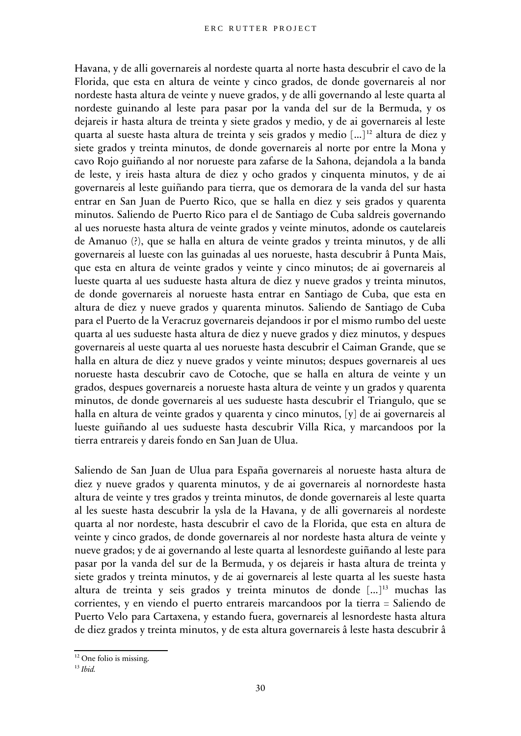Havana, y de alli governareis al nordeste quarta al norte hasta descubrir el cavo de la Florida, que esta en altura de veinte y cinco grados, de donde governareis al nor nordeste hasta altura de veinte y nueve grados, y de alli governando al leste quarta al nordeste guinando al leste para pasar por la vanda del sur de la Bermuda, y os dejareis ir hasta altura de treinta y siete grados y medio, y de ai governareis al leste quarta al sueste hasta altura de treinta y seis grados y medio [...][12] altura de diez y siete grados y treinta minutos, de donde governareis al norte por entre la Mona y cavo Rojo guiñando al nor norueste para zafarse de la Sahona, dejandola a la banda de leste, y ireis hasta altura de diez y ocho grados y cinquenta minutos, y de ai governareis al leste guiñando para tierra, que os demorara de la vanda del sur hasta entrar en San Juan de Puerto Rico, que se halla en diez y seis grados y quarenta minutos. Saliendo de Puerto Rico para el de Santiago de Cuba saldreis governando al ues norueste hasta altura de veinte grados y veinte minutos, adonde os cautelareis de Amanuo (?), que se halla en altura de veinte grados y treinta minutos, y de alli governareis al lueste con las guinadas al ues norueste, hasta descubrir â Punta Mais, que esta en altura de veinte grados y veinte y cinco minutos; de ai governareis al lueste quarta al ues sudueste hasta altura de diez y nueve grados y treinta minutos, de donde governareis al norueste hasta entrar en Santiago de Cuba, que esta en altura de diez y nueve grados y quarenta minutos. Saliendo de Santiago de Cuba para el Puerto de la Veracruz governareis dejandoos ir por el mismo rumbo del ueste quarta al ues sudueste hasta altura de diez y nueve grados y diez minutos, y despues governareis al ueste quarta al ues norueste hasta descubrir el Caiman Grande, que se halla en altura de diez y nueve grados y veinte minutos; despues governareis al ues norueste hasta descubrir cavo de Cotoche, que se halla en altura de veinte y un grados, despues governareis a norueste hasta altura de veinte y un grados y quarenta minutos, de donde governareis al ues sudueste hasta descubrir el Triangulo, que se halla en altura de veinte grados y quarenta y cinco minutos, [y] de ai governareis al lueste guiñando al ues sudueste hasta descubrir Villa Rica, y marcandoos por la tierra entrareis y dareis fondo en San Juan de Ulua.

Saliendo de San Juan de Ulua para España governareis al norueste hasta altura de diez y nueve grados y quarenta minutos, y de ai governareis al nornordeste hasta altura de veinte y tres grados y treinta minutos, de donde governareis al leste quarta al les sueste hasta descubrir la ysla de la Havana, y de alli governareis al nordeste quarta al nor nordeste, hasta descubrir el cavo de la Florida, que esta en altura de veinte y cinco grados, de donde governareis al nor nordeste hasta altura de veinte y nueve grados; y de ai governando al leste quarta al lesnordeste guiñando al leste para pasar por la vanda del sur de la Bermuda, y os dejareis ir hasta altura de treinta y siete grados y treinta minutos, y de ai governareis al leste quarta al les sueste hasta altura de treinta y seis grados y treinta minutos de donde [...][13] muchas las corrientes, y en viendo el puerto entrareis marcandoos por la tierra = Saliendo de Puerto Velo para Cartaxena, y estando fuera, governareis al lesnordeste hasta altura de diez grados y treinta minutos, y de esta altura governareis â leste hasta descubrir â

[12] One folio is missing.

[13] *Ibid.*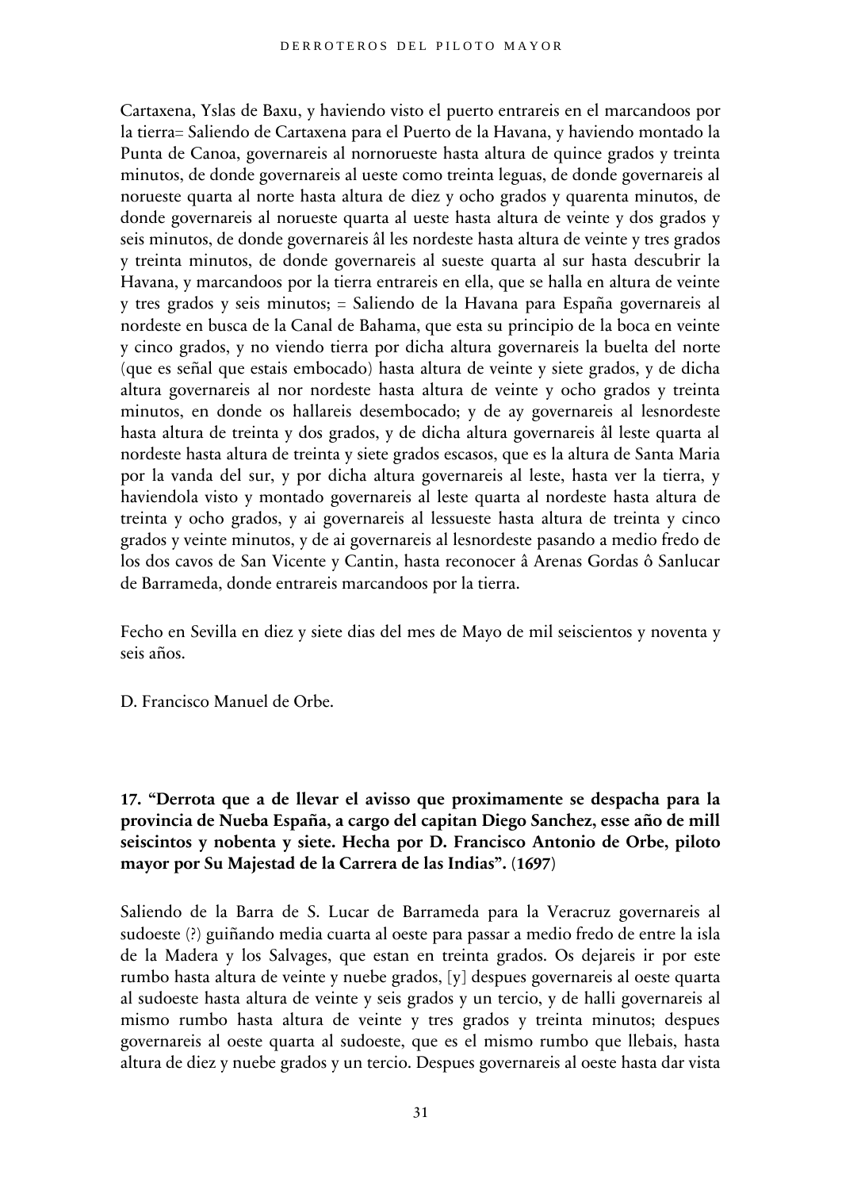Cartaxena, Yslas de Baxu, y haviendo visto el puerto entrareis en el marcandoos por la tierra= Saliendo de Cartaxena para el Puerto de la Havana, y haviendo montado la Punta de Canoa, governareis al nornorueste hasta altura de quince grados y treinta minutos, de donde governareis al ueste como treinta leguas, de donde governareis al norueste quarta al norte hasta altura de diez y ocho grados y quarenta minutos, de donde governareis al norueste quarta al ueste hasta altura de veinte y dos grados y seis minutos, de donde governareis âl les nordeste hasta altura de veinte y tres grados y treinta minutos, de donde governareis al sueste quarta al sur hasta descubrir la Havana, y marcandoos por la tierra entrareis en ella, que se halla en altura de veinte y tres grados y seis minutos; = Saliendo de la Havana para España governareis al nordeste en busca de la Canal de Bahama, que esta su principio de la boca en veinte y cinco grados, y no viendo tierra por dicha altura governareis la buelta del norte (que es señal que estais embocado) hasta altura de veinte y siete grados, y de dicha altura governareis al nor nordeste hasta altura de veinte y ocho grados y treinta minutos, en donde os hallareis desembocado; y de ay governareis al lesnordeste hasta altura de treinta y dos grados, y de dicha altura governareis âl leste quarta al nordeste hasta altura de treinta y siete grados escasos, que es la altura de Santa Maria por la vanda del sur, y por dicha altura governareis al leste, hasta ver la tierra, y haviendola visto y montado governareis al leste quarta al nordeste hasta altura de treinta y ocho grados, y ai governareis al lessueste hasta altura de treinta y cinco grados y veinte minutos, y de ai governareis al lesnordeste pasando a medio fredo de los dos cavos de San Vicente y Cantin, hasta reconocer â Arenas Gordas ô Sanlucar de Barrameda, donde entrareis marcandoos por la tierra.

Fecho en Sevilla en diez y siete dias del mes de Mayo de mil seiscientos y noventa y seis años.

D. Francisco Manuel de Orbe.

### 17. "Derrota que a de llevar el avisso que proximamente se despacha para la provincia de Nueba España, a cargo del capitan Diego Sanchez, esse año de mill seiscintos y nobenta y siete. Hecha por D. Francisco Antonio de Orbe, piloto mayor por Su Majestad de la Carrera de las Indias". (1697)

Saliendo de la Barra de S. Lucar de Barrameda para la Veracruz governareis al sudoeste (?) guiñando media cuarta al oeste para passar a medio fredo de entre la isla de la Madera y los Salvages, que estan en treinta grados. Os dejareis ir por este rumbo hasta altura de veinte y nuebe grados, [y] despues governareis al oeste quarta al sudoeste hasta altura de veinte y seis grados y un tercio, y de halli governareis al mismo rumbo hasta altura de veinte y tres grados y treinta minutos; despues governareis al oeste quarta al sudoeste, que es el mismo rumbo que llebais, hasta altura de diez y nuebe grados y un tercio. Despues governareis al oeste hasta dar vista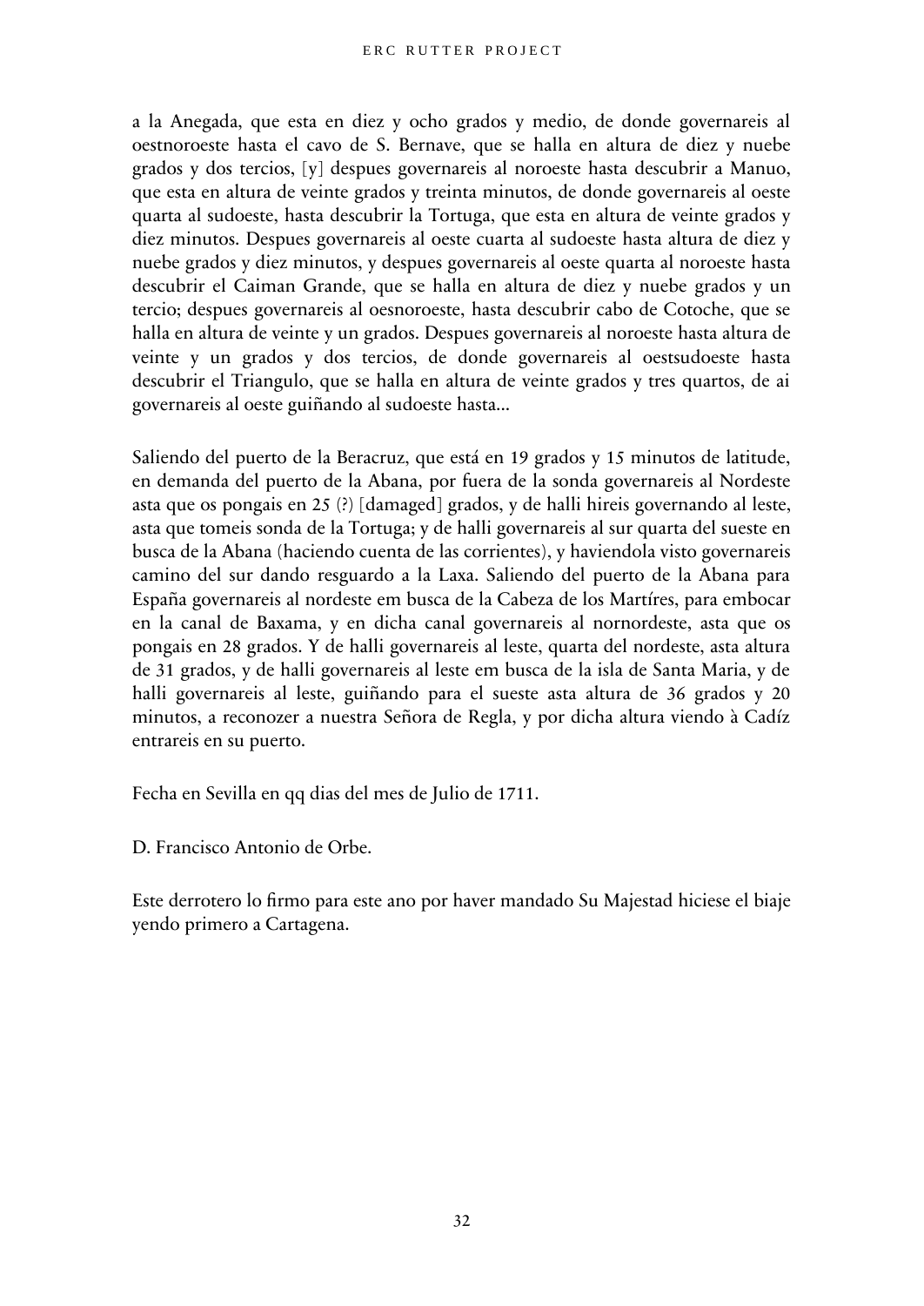a la Anegada, que esta en diez y ocho grados y medio, de donde governareis al oestnoroeste hasta el cavo de S. Bernave, que se halla en altura de diez y nuebe grados y dos tercios, [y] despues governareis al noroeste hasta descubrir a Manuo, que esta en altura de veinte grados y treinta minutos, de donde governareis al oeste quarta al sudoeste, hasta descubrir la Tortuga, que esta en altura de veinte grados y diez minutos. Despues governareis al oeste cuarta al sudoeste hasta altura de diez y nuebe grados y diez minutos, y despues governareis al oeste quarta al noroeste hasta descubrir el Caiman Grande, que se halla en altura de diez y nuebe grados y un tercio; despues governareis al oesnoroeste, hasta descubrir cabo de Cotoche, que se halla en altura de veinte y un grados. Despues governareis al noroeste hasta altura de veinte y un grados y dos tercios, de donde governareis al oestsudoeste hasta descubrir el Triangulo, que se halla en altura de veinte grados y tres quartos, de ai governareis al oeste guiñando al sudoeste hasta...

Saliendo del puerto de la Beracruz, que está en 19 grados y 15 minutos de latitude, en demanda del puerto de la Abana, por fuera de la sonda governareis al Nordeste asta que os pongais en 25 (?) [damaged] grados, y de halli hireis governando al leste, asta que tomeis sonda de la Tortuga; y de halli governareis al sur quarta del sueste en busca de la Abana (haciendo cuenta de las corrientes), y haviendola visto governareis camino del sur dando resguardo a la Laxa. Saliendo del puerto de la Abana para España governareis al nordeste em busca de la Cabeza de los Martíres, para embocar en la canal de Baxama, y en dicha canal governareis al nornordeste, asta que os pongais en 28 grados. Y de halli governareis al leste, quarta del nordeste, asta altura de 31 grados, y de halli governareis al leste em busca de la isla de Santa Maria, y de halli governareis al leste, guiñando para el sueste asta altura de 36 grados y 20 minutos, a reconozer a nuestra Señora de Regla, y por dicha altura viendo à Cadíz entrareis en su puerto.

Fecha en Sevilla en qq dias del mes de Julio de 1711.

D. Francisco Antonio de Orbe.

Este derrotero lo firmo para este ano por haver mandado Su Majestad hiciese el biaje yendo primero a Cartagena.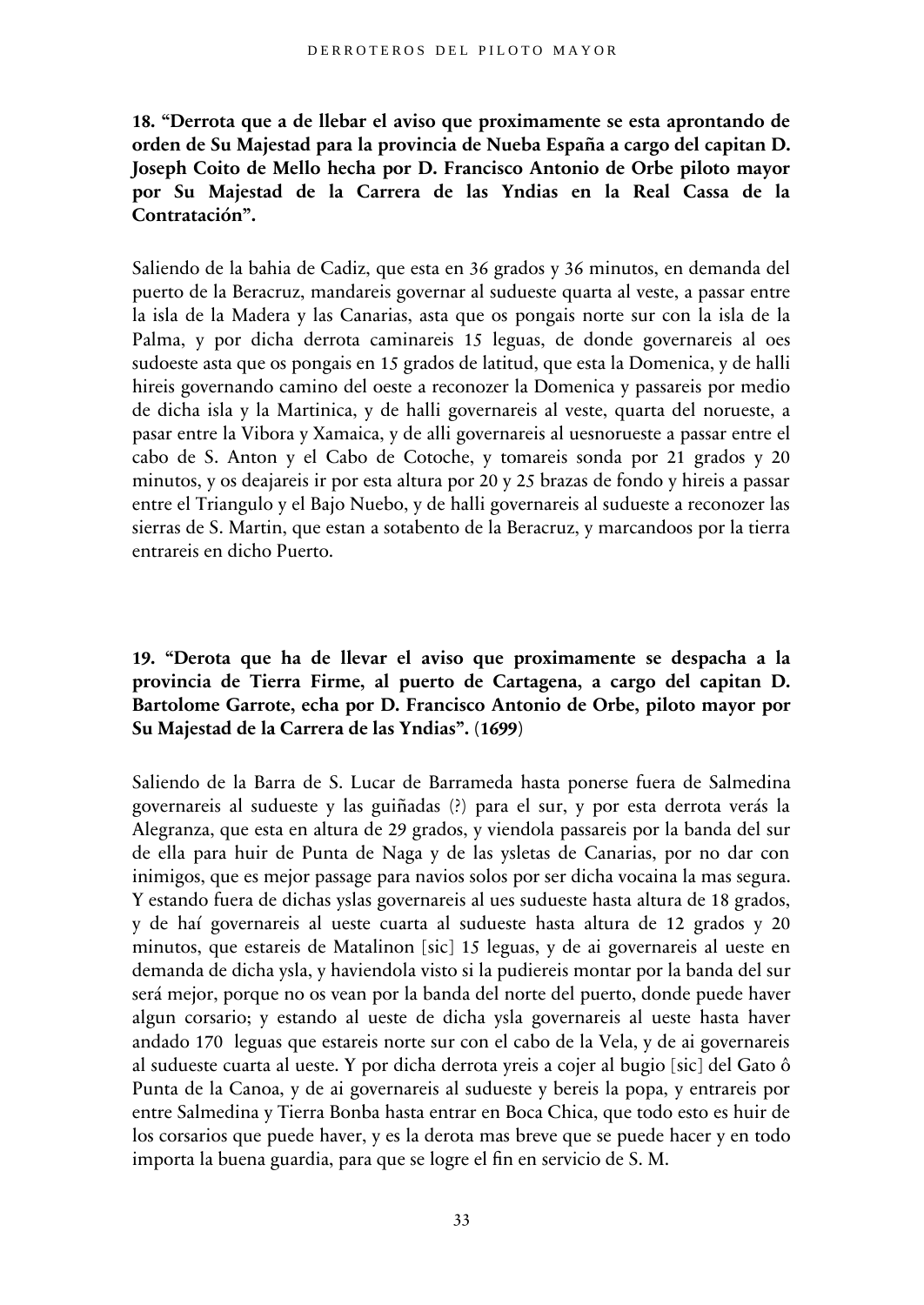**18. "Derrota que a de llebar el aviso que proximamente se esta aprontando de orden de Su Majestad para la provincia de Nueba España a cargo del capitan D. Joseph Coito de Mello hecha por D. Francisco Antonio de Orbe piloto mayor por Su Majestad de la Carrera de las Yndias en la Real Cassa de la Contratación".**

Saliendo de la bahia de Cadiz, que esta en 36 grados y 36 minutos, en demanda del puerto de la Beracruz, mandareis governar al sudueste quarta al veste, a passar entre la isla de la Madera y las Canarias, asta que os pongais norte sur con la isla de la Palma, y por dicha derrota caminareis 15 leguas, de donde governareis al oes sudoeste asta que os pongais en 15 grados de latitud, que esta la Domenica, y de halli hireis governando camino del oeste a reconozer la Domenica y passareis por medio de dicha isla y la Martinica, y de halli governareis al veste, quarta del norueste, a pasar entre la Vibora y Xamaica, y de alli governareis al uesnorueste a passar entre el cabo de S. Anton y el Cabo de Cotoche, y tomareis sonda por 21 grados y 20 minutos, y os deajareis ir por esta altura por 20 y 25 brazas de fondo y hireis a passar entre el Triangulo y el Bajo Nuebo, y de halli governareis al sudueste a reconozer las sierras de S. Martin, que estan a sotabento de la Beracruz, y marcandoos por la tierra entrareis en dicho Puerto.

**19. "Derota que ha de llevar el aviso que proximamente se despacha a la provincia de Tierra Firme, al puerto de Cartagena, a cargo del capitan D. Bartolome Garrote, echa por D. Francisco Antonio de Orbe, piloto mayor por Su Majestad de la Carrera de las Yndias". (1699)**

Saliendo de la Barra de S. Lucar de Barrameda hasta ponerse fuera de Salmedina governareis al sudueste y las guiñadas (?) para el sur, y por esta derrota verás la Alegranza, que esta en altura de 29 grados, y viendola passareis por la banda del sur de ella para huir de Punta de Naga y de las ysletas de Canarias, por no dar con inimigos, que es mejor passage para navios solos por ser dicha vocaina la mas segura. Y estando fuera de dichas yslas governareis al ues sudueste hasta altura de 18 grados, y de haí governareis al ueste cuarta al sudueste hasta altura de 12 grados y 20 minutos, que estareis de Matalinon [sic] 15 leguas, y de ai governareis al ueste en demanda de dicha ysla, y haviendola visto si la pudiereis montar por la banda del sur será mejor, porque no os vean por la banda del norte del puerto, donde puede haver algun corsario; y estando al ueste de dicha ysla governareis al ueste hasta haver andado 170 leguas que estareis norte sur con el cabo de la Vela, y de ai governareis al sudueste cuarta al ueste. Y por dicha derrota yreis a cojer al bugio [sic] del Gato ô Punta de la Canoa, y de ai governareis al sudueste y bereis la popa, y entrareis por entre Salmedina y Tierra Bonba hasta entrar en Boca Chica, que todo esto es huir de los corsarios que puede haver, y es la derota mas breve que se puede hacer y en todo importa la buena guardia, para que se logre el fin en servicio de S. M.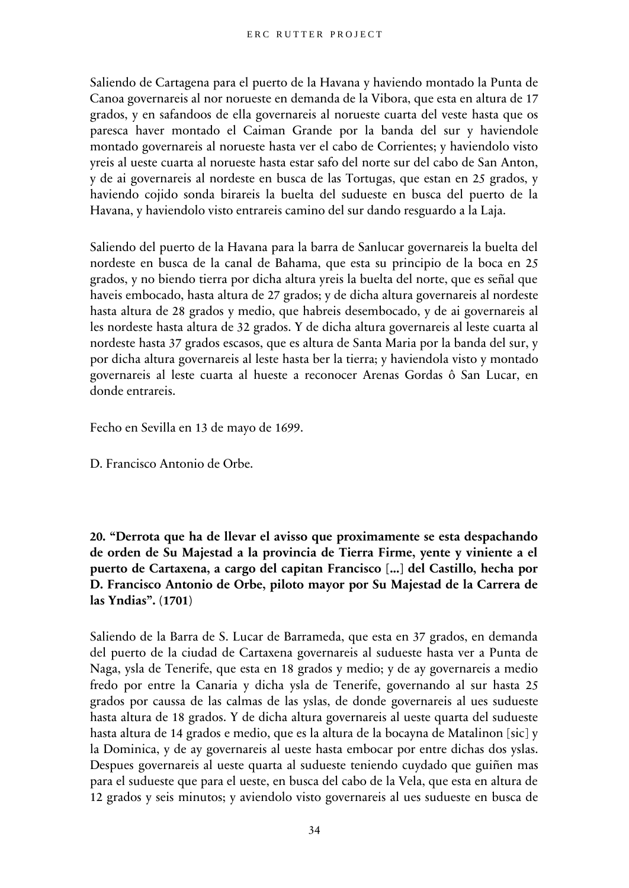Saliendo de Cartagena para el puerto de la Havana y haviendo montado la Punta de Canoa governareis al nor norueste en demanda de la Vibora, que esta en altura de 17 grados, y en safandoos de ella governareis al norueste cuarta del veste hasta que os paresca haver montado el Caiman Grande por la banda del sur y haviendole montado governareis al norueste hasta ver el cabo de Corrientes; y haviendolo visto yreis al ueste cuarta al norueste hasta estar safo del norte sur del cabo de San Anton, y de ai governareis al nordeste en busca de las Tortugas, que estan en 25 grados, y haviendo cojido sonda birareis la buelta del sudueste en busca del puerto de la Havana, y haviendolo visto entrareis camino del sur dando resguardo a la Laja.

Saliendo del puerto de la Havana para la barra de Sanlucar governareis la buelta del nordeste en busca de la canal de Bahama, que esta su principio de la boca en 25 grados, y no biendo tierra por dicha altura yreis la buelta del norte, que es señal que haveis embocado, hasta altura de 27 grados; y de dicha altura governareis al nordeste hasta altura de 28 grados y medio, que habreis desembocado, y de ai governareis al les nordeste hasta altura de 32 grados. Y de dicha altura governareis al leste cuarta al nordeste hasta 37 grados escasos, que es altura de Santa Maria por la banda del sur, y por dicha altura governareis al leste hasta ber la tierra; y haviendola visto y montado governareis al leste cuarta al hueste a reconocer Arenas Gordas ô San Lucar, en donde entrareis.

Fecho en Sevilla en 13 de mayo de 1699.

D. Francisco Antonio de Orbe.

**20. "Derrota que ha de llevar el avisso que proximamente se esta despachando de orden de Su Majestad a la provincia de Tierra Firme, yente y viniente a el puerto de Cartaxena, a cargo del capitan Francisco [...] del Castillo, hecha por D. Francisco Antonio de Orbe, piloto mayor por Su Majestad de la Carrera de las Yndias". (1701)**

Saliendo de la Barra de S. Lucar de Barrameda, que esta en 37 grados, en demanda del puerto de la ciudad de Cartaxena governareis al sudueste hasta ver a Punta de Naga, ysla de Tenerife, que esta en 18 grados y medio; y de ay governareis a medio fredo por entre la Canaria y dicha ysla de Tenerife, governando al sur hasta 25 grados por caussa de las calmas de las yslas, de donde governareis al ues sudueste hasta altura de 18 grados. Y de dicha altura governareis al ueste quarta del sudueste hasta altura de 14 grados e medio, que es la altura de la bocayna de Matalinon [sic] y la Dominica, y de ay governareis al ueste hasta embocar por entre dichas dos yslas. Despues governareis al ueste quarta al sudueste teniendo cuydado que guiñen mas para el sudueste que para el ueste, en busca del cabo de la Vela, que esta en altura de 12 grados y seis minutos; y aviendolo visto governareis al ues sudueste en busca de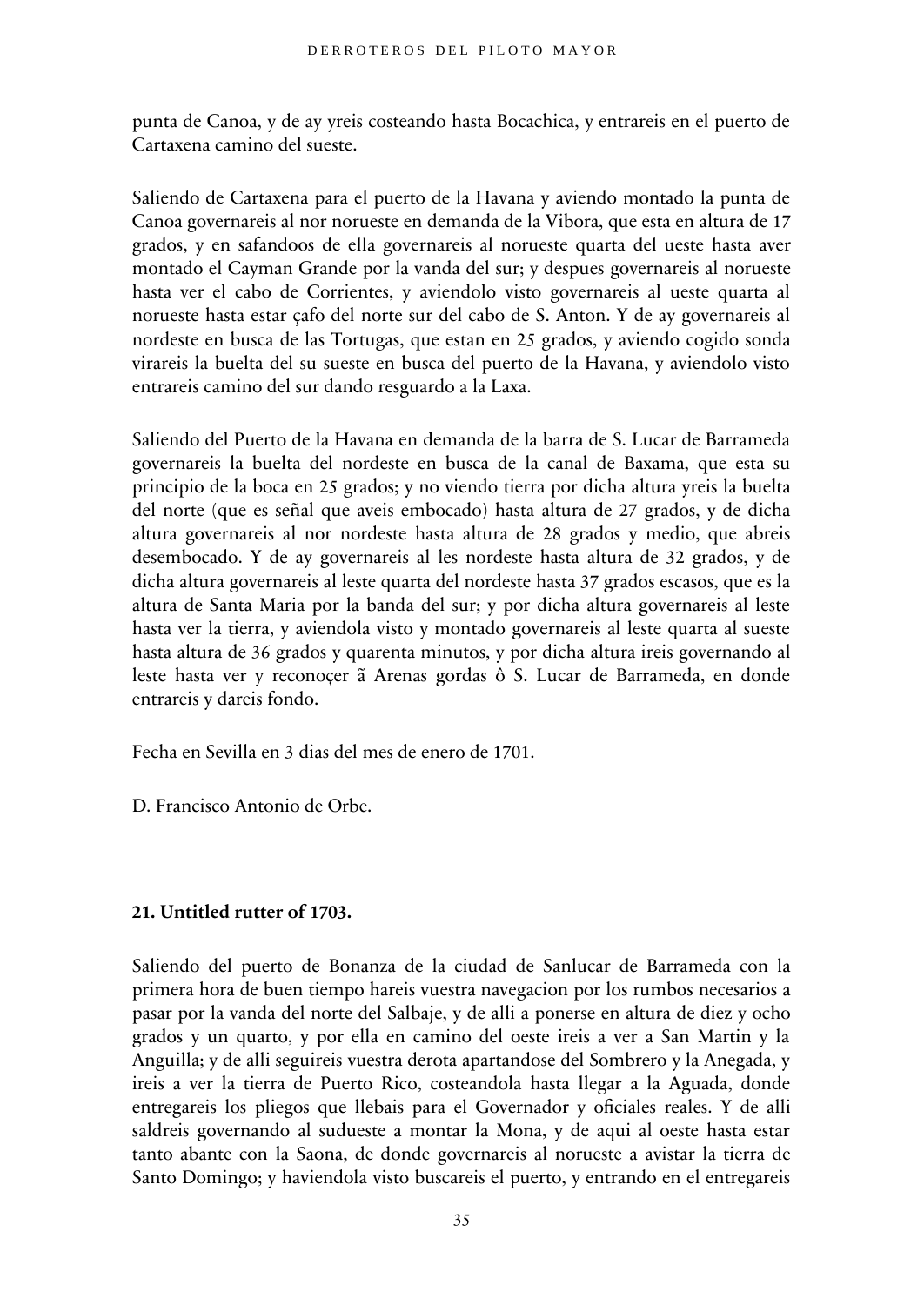punta de Canoa, y de ay yreis costeando hasta Bocachica, y entrareis en el puerto de Cartaxena camino del sueste.

Saliendo de Cartaxena para el puerto de la Havana y aviendo montado la punta de Canoa governareis al nor norueste en demanda de la Vibora, que esta en altura de 17 grados, y en safandoos de ella governareis al norueste quarta del ueste hasta aver montado el Cayman Grande por la vanda del sur; y despues governareis al norueste hasta ver el cabo de Corrientes, y aviendolo visto governareis al ueste quarta al norueste hasta estar çafo del norte sur del cabo de S. Anton. Y de ay governareis al nordeste en busca de las Tortugas, que estan en 25 grados, y aviendo cogido sonda virareis la buelta del su sueste en busca del puerto de la Havana, y aviendolo visto entrareis camino del sur dando resguardo a la Laxa.

Saliendo del Puerto de la Havana en demanda de la barra de S. Lucar de Barrameda governareis la buelta del nordeste en busca de la canal de Baxama, que esta su principio de la boca en 25 grados; y no viendo tierra por dicha altura yreis la buelta del norte (que es señal que aveis embocado) hasta altura de 27 grados, y de dicha altura governareis al nor nordeste hasta altura de 28 grados y medio, que abreis desembocado. Y de ay governareis al les nordeste hasta altura de 32 grados, y de dicha altura governareis al leste quarta del nordeste hasta 37 grados escasos, que es la altura de Santa Maria por la banda del sur; y por dicha altura governareis al leste hasta ver la tierra, y aviendola visto y montado governareis al leste quarta al sueste hasta altura de 36 grados y quarenta minutos, y por dicha altura ireis governando al leste hasta ver y reconoçer ã Arenas gordas ô S. Lucar de Barrameda, en donde entrareis y dareis fondo.

Fecha en Sevilla en 3 dias del mes de enero de 1701.

D. Francisco Antonio de Orbe.

**21. Untitled rutter of 1703.**

Saliendo del puerto de Bonanza de la ciudad de Sanlucar de Barrameda con la primera hora de buen tiempo hareis vuestra navegacion por los rumbos necesarios a pasar por la vanda del norte del Salbaje, y de alli a ponerse en altura de diez y ocho grados y un quarto, y por ella en camino del oeste ireis a ver a San Martin y la Anguilla; y de alli seguireis vuestra derota apartandose del Sombrero y la Anegada, y ireis a ver la tierra de Puerto Rico, costeandola hasta llegar a la Aguada, donde entregareis los pliegos que llebais para el Governador y oficiales reales. Y de alli saldreis governando al sudueste a montar la Mona, y de aqui al oeste hasta estar tanto abante con la Saona, de donde governareis al norueste a avistar la tierra de Santo Domingo; y haviendola visto buscareis el puerto, y entrando en el entregareis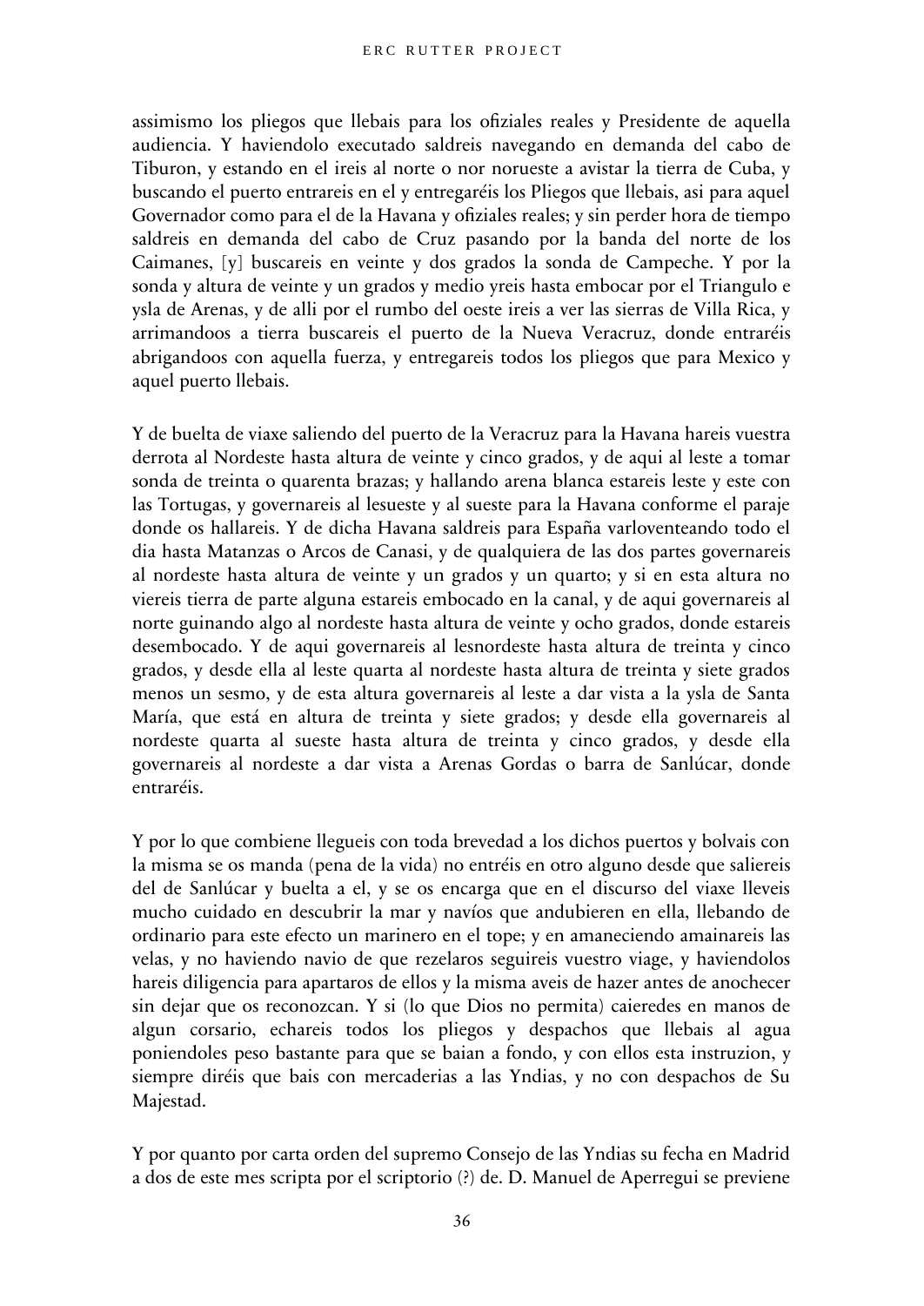assimismo los pliegos que llebais para los ofiziales reales y Presidente de aquella audiencia. Y haviendolo executado saldreis navegando en demanda del cabo de Tiburon, y estando en el ireis al norte o nor norueste a avistar la tierra de Cuba, y buscando el puerto entrareis en el y entregaréis los Pliegos que llebais, asi para aquel Governador como para el de la Havana y ofiziales reales; y sin perder hora de tiempo saldreis en demanda del cabo de Cruz pasando por la banda del norte de los Caimanes, [y] buscareis en veinte y dos grados la sonda de Campeche. Y por la sonda y altura de veinte y un grados y medio yreis hasta embocar por el Triangulo e ysla de Arenas, y de alli por el rumbo del oeste ireis a ver las sierras de Villa Rica, y arrimandoos a tierra buscareis el puerto de la Nueva Veracruz, donde entraréis abrigandoos con aquella fuerza, y entregareis todos los pliegos que para Mexico y aquel puerto llebais.

Y de buelta de viaxe saliendo del puerto de la Veracruz para la Havana hareis vuestra derrota al Nordeste hasta altura de veinte y cinco grados, y de aqui al leste a tomar sonda de treinta o quarenta brazas; y hallando arena blanca estareis leste y este con las Tortugas, y governareis al lesueste y al sueste para la Havana conforme el paraje donde os hallareis. Y de dicha Havana saldreis para España varloventeando todo el dia hasta Matanzas o Arcos de Canasi, y de qualquiera de las dos partes governareis al nordeste hasta altura de veinte y un grados y un quarto; y si en esta altura no viereis tierra de parte alguna estareis embocado en la canal, y de aqui governareis al norte guinando algo al nordeste hasta altura de veinte y ocho grados, donde estareis desembocado. Y de aqui governareis al lesnordeste hasta altura de treinta y cinco grados, y desde ella al leste quarta al nordeste hasta altura de treinta y siete grados menos un sesmo, y de esta altura governareis al leste a dar vista a la ysla de Santa María, que está en altura de treinta y siete grados; y desde ella governareis al nordeste quarta al sueste hasta altura de treinta y cinco grados, y desde ella governareis al nordeste a dar vista a Arenas Gordas o barra de Sanlúcar, donde entraréis.

Y por lo que combiene llegueis con toda brevedad a los dichos puertos y bolvais con la misma se os manda (pena de la vida) no entréis en otro alguno desde que saliereis del de Sanlúcar y buelta a el, y se os encarga que en el discurso del viaxe lleveis mucho cuidado en descubrir la mar y navíos que andubieren en ella, llebando de ordinario para este efecto un marinero en el tope; y en amaneciendo amainareis las velas, y no haviendo navio de que rezelaros seguireis vuestro viage, y haviendolos hareis diligencia para apartaros de ellos y la misma aveis de hazer antes de anochecer sin dejar que os reconozcan. Y si (lo que Dios no permita) caieredes en manos de algun corsario, echareis todos los pliegos y despachos que llebais al agua poniendoles peso bastante para que se baian a fondo, y con ellos esta instruzion, y siempre diréis que bais con mercaderias a las Yndias, y no con despachos de Su Majestad.

Y por quanto por carta orden del supremo Consejo de las Yndias su fecha en Madrid a dos de este mes scripta por el scriptorio (?) de. D. Manuel de Aperregui se previene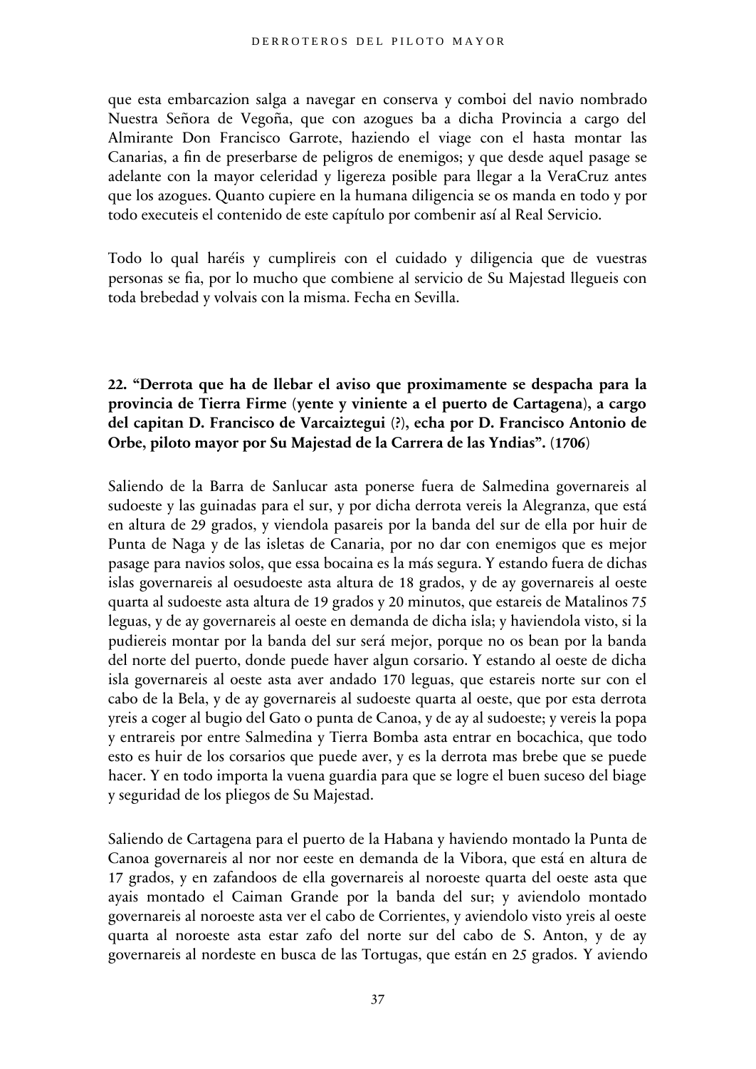que esta embarcazion salga a navegar en conserva y comboi del navio nombrado Nuestra Señora de Vegoña, que con azogues ba a dicha Provincia a cargo del Almirante Don Francisco Garrote, haziendo el viage con el hasta montar las Canarias, a fin de preserbarse de peligros de enemigos; y que desde aquel pasage se adelante con la mayor celeridad y ligereza posible para llegar a la VeraCruz antes que los azogues. Quanto cupiere en la humana diligencia se os manda en todo y por todo executeis el contenido de este capítulo por combenir así al Real Servicio.

Todo lo qual haréis y cumplireis con el cuidado y diligencia que de vuestras personas se fia, por lo mucho que combiene al servicio de Su Majestad llegueis con toda brebedad y volvais con la misma. Fecha en Sevilla.

### 22. "Derrota que ha de llebar el aviso que proximamente se despacha para la provincia de Tierra Firme (yente y viniente a el puerto de Cartagena), a cargo del capitan D. Francisco de Varcaiztegui (?), echa por D. Francisco Antonio de Orbe, piloto mayor por Su Majestad de la Carrera de las Yndias". (1706)

Saliendo de la Barra de Sanlucar asta ponerse fuera de Salmedina governareis al sudoeste y las guinadas para el sur, y por dicha derrota vereis la Alegranza, que está en altura de 29 grados, y viendola pasareis por la banda del sur de ella por huir de Punta de Naga y de las isletas de Canaria, por no dar con enemigos que es mejor pasage para navios solos, que essa bocaina es la más segura. Y estando fuera de dichas islas governareis al oesudoeste asta altura de 18 grados, y de ay governareis al oeste quarta al sudoeste asta altura de 19 grados y 20 minutos, que estareis de Matalinos 75 leguas, y de ay governareis al oeste en demanda de dicha isla; y haviendola visto, si la pudiereis montar por la banda del sur será mejor, porque no os bean por la banda del norte del puerto, donde puede haver algun corsario. Y estando al oeste de dicha isla governareis al oeste asta aver andado 170 leguas, que estareis norte sur con el cabo de la Bela, y de ay governareis al sudoeste quarta al oeste, que por esta derrota yreis a coger al bugio del Gato o punta de Canoa, y de ay al sudoeste; y vereis la popa y entrareis por entre Salmedina y Tierra Bomba asta entrar en bocachica, que todo esto es huir de los corsarios que puede aver, y es la derrota mas brebe que se puede hacer. Y en todo importa la vuena guardia para que se logre el buen suceso del biage y seguridad de los pliegos de Su Majestad.

Saliendo de Cartagena para el puerto de la Habana y haviendo montado la Punta de Canoa governareis al nor nor eeste en demanda de la Vibora, que está en altura de 17 grados, y en zafandoos de ella governareis al noroeste quarta del oeste asta que ayais montado el Caiman Grande por la banda del sur; y aviendolo montado governareis al noroeste asta ver el cabo de Corrientes, y aviendolo visto yreis al oeste quarta al noroeste asta estar zafo del norte sur del cabo de S. Anton, y de ay governareis al nordeste en busca de las Tortugas, que están en 25 grados. Y aviendo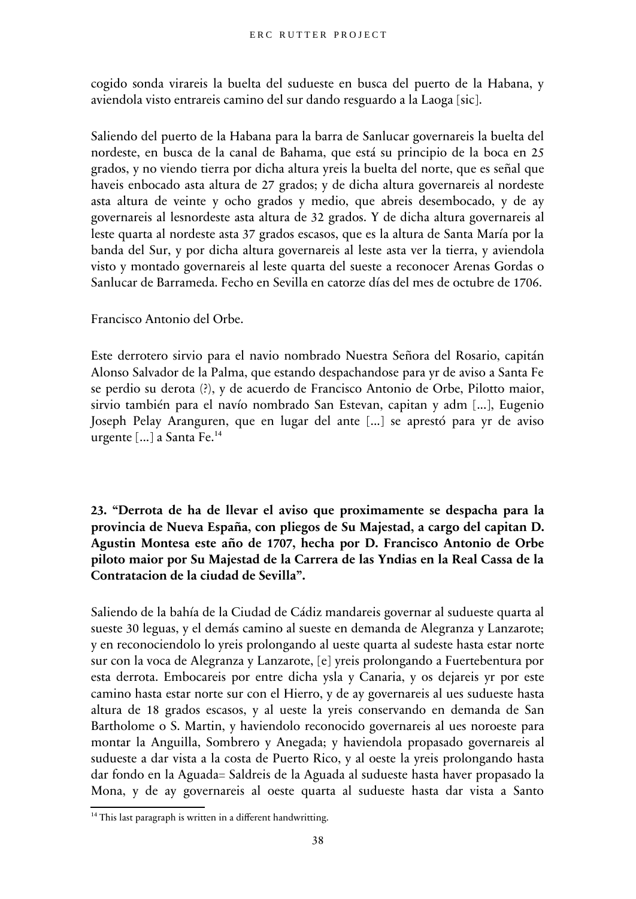cogido sonda virareis la buelta del sudueste en busca del puerto de la Habana, y aviendola visto entrareis camino del sur dando resguardo a la Laoga [sic].

Saliendo del puerto de la Habana para la barra de Sanlucar governareis la buelta del nordeste, en busca de la canal de Bahama, que está su principio de la boca en 25 grados, y no viendo tierra por dicha altura yreis la buelta del norte, que es señal que haveis enbocado asta altura de 27 grados; y de dicha altura governareis al nordeste asta altura de veinte y ocho grados y medio, que abreis desembocado, y de ay governareis al lesnordeste asta altura de 32 grados. Y de dicha altura governareis al leste quarta al nordeste asta 37 grados escasos, que es la altura de Santa María por la banda del Sur, y por dicha altura governareis al leste asta ver la tierra, y aviendola visto y montado governareis al leste quarta del sueste a reconocer Arenas Gordas o Sanlucar de Barrameda. Fecho en Sevilla en catorze días del mes de octubre de 1706.

Francisco Antonio del Orbe.

Este derrotero sirvio para el navio nombrado Nuestra Señora del Rosario, capitán Alonso Salvador de la Palma, que estando despachandose para yr de aviso a Santa Fe se perdio su derota (?), y de acuerdo de Francisco Antonio de Orbe, Pilotto maior, sirvio también para el navío nombrado San Estevan, capitan y adm [...], Eugenio Joseph Pelay Aranguren, que en lugar del ante [...] se aprestó para yr de aviso urgente [...] a Santa Fe.[14]

**23. "Derrota de ha de llevar el aviso que proximamente se despacha para la provincia de Nueva España, con pliegos de Su Majestad, a cargo del capitan D. Agustin Montesa este año de 1707, hecha por D. Francisco Antonio de Orbe piloto maior por Su Majestad de la Carrera de las Yndias en la Real Cassa de la Contratacion de la ciudad de Sevilla".**

Saliendo de la bahía de la Ciudad de Cádiz mandareis governar al sudueste quarta al sueste 30 leguas, y el demás camino al sueste en demanda de Alegranza y Lanzarote; y en reconociendolo lo yreis prolongando al ueste quarta al sudeste hasta estar norte sur con la voca de Alegranza y Lanzarote, [e] yreis prolongando a Fuertebentura por esta derrota. Embocareis por entre dicha ysla y Canaria, y os dejareis yr por este camino hasta estar norte sur con el Hierro, y de ay governareis al ues sudueste hasta altura de 18 grados escasos, y al ueste la yreis conservando en demanda de San Bartholome o S. Martin, y haviendolo reconocido governareis al ues noroeste para montar la Anguilla, Sombrero y Anegada; y haviendola propasado governareis al sudueste a dar vista a la costa de Puerto Rico, y al oeste la yreis prolongando hasta dar fondo en la Aguada= Saldreis de la Aguada al sudueste hasta haver propasado la Mona, y de ay governareis al oeste quarta al sudueste hasta dar vista a Santo

[14] This last paragraph is written in a different handwritting.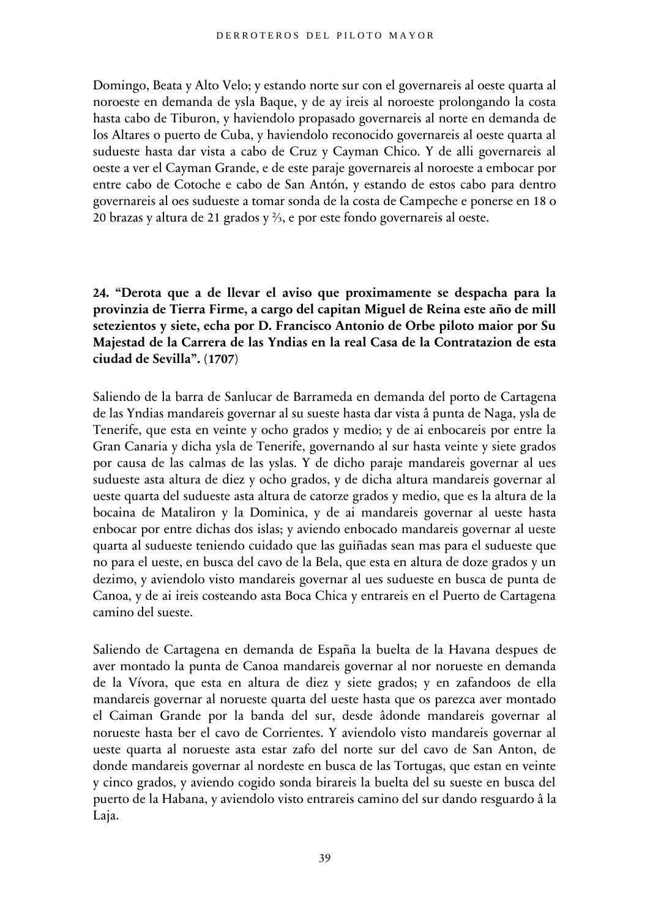Domingo, Beata y Alto Velo; y estando norte sur con el governareis al oeste quarta al noroeste en demanda de ysla Baque, y de ay ireis al noroeste prolongando la costa hasta cabo de Tiburon, y haviendolo propasado governareis al norte en demanda de los Altares o puerto de Cuba, y haviendolo reconocido governareis al oeste quarta al sudueste hasta dar vista a cabo de Cruz y Cayman Chico. Y de alli governareis al oeste a ver el Cayman Grande, e de este paraje governareis al noroeste a embocar por entre cabo de Cotoche e cabo de San Antón, y estando de estos cabo para dentro governareis al oes sudueste a tomar sonda de la costa de Campeche e ponerse en 18 o 20 brazas y altura de 21 grados y ⅔, e por este fondo governareis al oeste.

**24. "Derota que a de llevar el aviso que proximamente se despacha para la provinzia de Tierra Firme, a cargo del capitan Miguel de Reina este año de mill setezientos y siete, echa por D. Francisco Antonio de Orbe piloto maior por Su Majestad de la Carrera de las Yndias en la real Casa de la Contratazion de esta ciudad de Sevilla".** (**1707**)

Saliendo de la barra de Sanlucar de Barrameda en demanda del porto de Cartagena de las Yndias mandareis governar al su sueste hasta dar vista â punta de Naga, ysla de Tenerife, que esta en veinte y ocho grados y medio; y de ai enbocareis por entre la Gran Canaria y dicha ysla de Tenerife, governando al sur hasta veinte y siete grados por causa de las calmas de las yslas. Y de dicho paraje mandareis governar al ues sudueste asta altura de diez y ocho grados, y de dicha altura mandareis governar al ueste quarta del sudueste asta altura de catorze grados y medio, que es la altura de la bocaina de Mataliron y la Dominica, y de ai mandareis governar al ueste hasta enbocar por entre dichas dos islas; y aviendo enbocado mandareis governar al ueste quarta al sudueste teniendo cuidado que las guiñadas sean mas para el sudueste que no para el ueste, en busca del cavo de la Bela, que esta en altura de doze grados y un dezimo, y aviendolo visto mandareis governar al ues sudueste en busca de punta de Canoa, y de ai ireis costeando asta Boca Chica y entrareis en el Puerto de Cartagena camino del sueste.

Saliendo de Cartagena en demanda de España la buelta de la Havana despues de aver montado la punta de Canoa mandareis governar al nor norueste en demanda de la Vívora, que esta en altura de diez y siete grados; y en zafandoos de ella mandareis governar al norueste quarta del ueste hasta que os parezca aver montado el Caiman Grande por la banda del sur, desde âdonde mandareis governar al norueste hasta ber el cavo de Corrientes. Y aviendolo visto mandareis governar al ueste quarta al norueste asta estar zafo del norte sur del cavo de San Anton, de donde mandareis governar al nordeste en busca de las Tortugas, que estan en veinte y cinco grados, y aviendo cogido sonda birareis la buelta del su sueste en busca del puerto de la Habana, y aviendolo visto entrareis camino del sur dando resguardo â la Laja.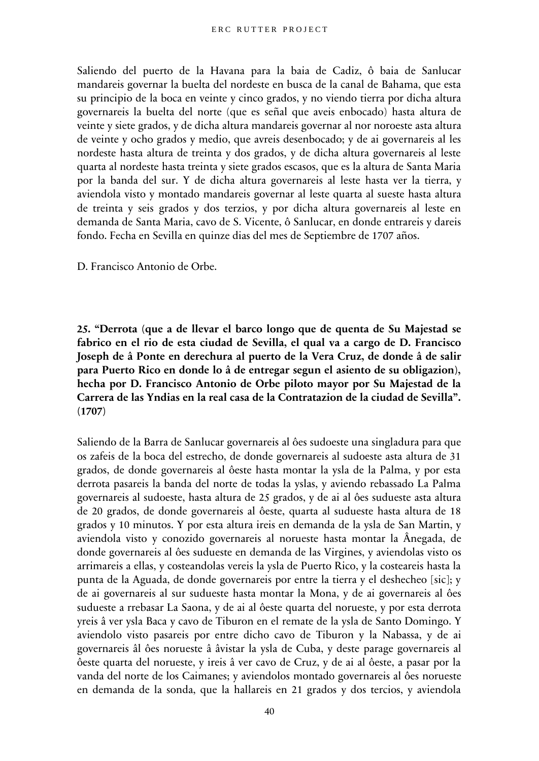Saliendo del puerto de la Havana para la baia de Cadiz, ô baia de Sanlucar mandareis governar la buelta del nordeste en busca de la canal de Bahama, que esta su principio de la boca en veinte y cinco grados, y no viendo tierra por dicha altura governareis la buelta del norte (que es señal que aveis enbocado) hasta altura de veinte y siete grados, y de dicha altura mandareis governar al nor noroeste asta altura de veinte y ocho grados y medio, que avreis desenbocado; y de ai governareis al les nordeste hasta altura de treinta y dos grados, y de dicha altura governareis al leste quarta al nordeste hasta treinta y siete grados escasos, que es la altura de Santa Maria por la banda del sur. Y de dicha altura governareis al leste hasta ver la tierra, y aviendola visto y montado mandareis governar al leste quarta al sueste hasta altura de treinta y seis grados y dos terzios, y por dicha altura governareis al leste en demanda de Santa Maria, cavo de S. Vicente, ô Sanlucar, en donde entrareis y dareis fondo. Fecha en Sevilla en quinze dias del mes de Septiembre de 1707 años.

D. Francisco Antonio de Orbe.

**25. "Derrota (que a de llevar el barco longo que de quenta de Su Majestad se fabrico en el rio de esta ciudad de Sevilla, el qual va a cargo de D. Francisco Joseph de â Ponte en derechura al puerto de la Vera Cruz, de donde â de salir para Puerto Rico en donde lo â de entregar segun el asiento de su obligazion), hecha por D. Francisco Antonio de Orbe piloto mayor por Su Majestad de la Carrera de las Yndias en la real casa de la Contratazion de la ciudad de Sevilla". (1707)**

Saliendo de la Barra de Sanlucar governareis al ôes sudoeste una singladura para que os zafeis de la boca del estrecho, de donde governareis al sudoeste asta altura de 31 grados, de donde governareis al ôeste hasta montar la ysla de la Palma, y por esta derrota pasareis la banda del norte de todas la yslas, y aviendo rebassado La Palma governareis al sudoeste, hasta altura de 25 grados, y de ai al ôes sudueste asta altura de 20 grados, de donde governareis al ôeste, quarta al sudueste hasta altura de 18 grados y 10 minutos. Y por esta altura ireis en demanda de la ysla de San Martin, y aviendola visto y conozido governareis al norueste hasta montar la Ânegada, de donde governareis al ôes sudueste en demanda de las Virgines, y aviendolas visto os arrimareis a ellas, y costeandolas vereis la ysla de Puerto Rico, y la costeareis hasta la punta de la Aguada, de donde governareis por entre la tierra y el deshecheo [sic]; y de ai governareis al sur sudueste hasta montar la Mona, y de ai governareis al ôes sudueste a rrebasar La Saona, y de ai al ôeste quarta del norueste, y por esta derrota yreis â ver ysla Baca y cavo de Tiburon en el remate de la ysla de Santo Domingo. Y aviendolo visto pasareis por entre dicho cavo de Tiburon y la Nabassa, y de ai governareis âl ôes norueste â âvistar la ysla de Cuba, y deste parage governareis al ôeste quarta del norueste, y ireis â ver cavo de Cruz, y de ai al ôeste, a pasar por la vanda del norte de los Caimanes; y aviendolos montado governareis al ôes norueste en demanda de la sonda, que la hallareis en 21 grados y dos tercios, y aviendola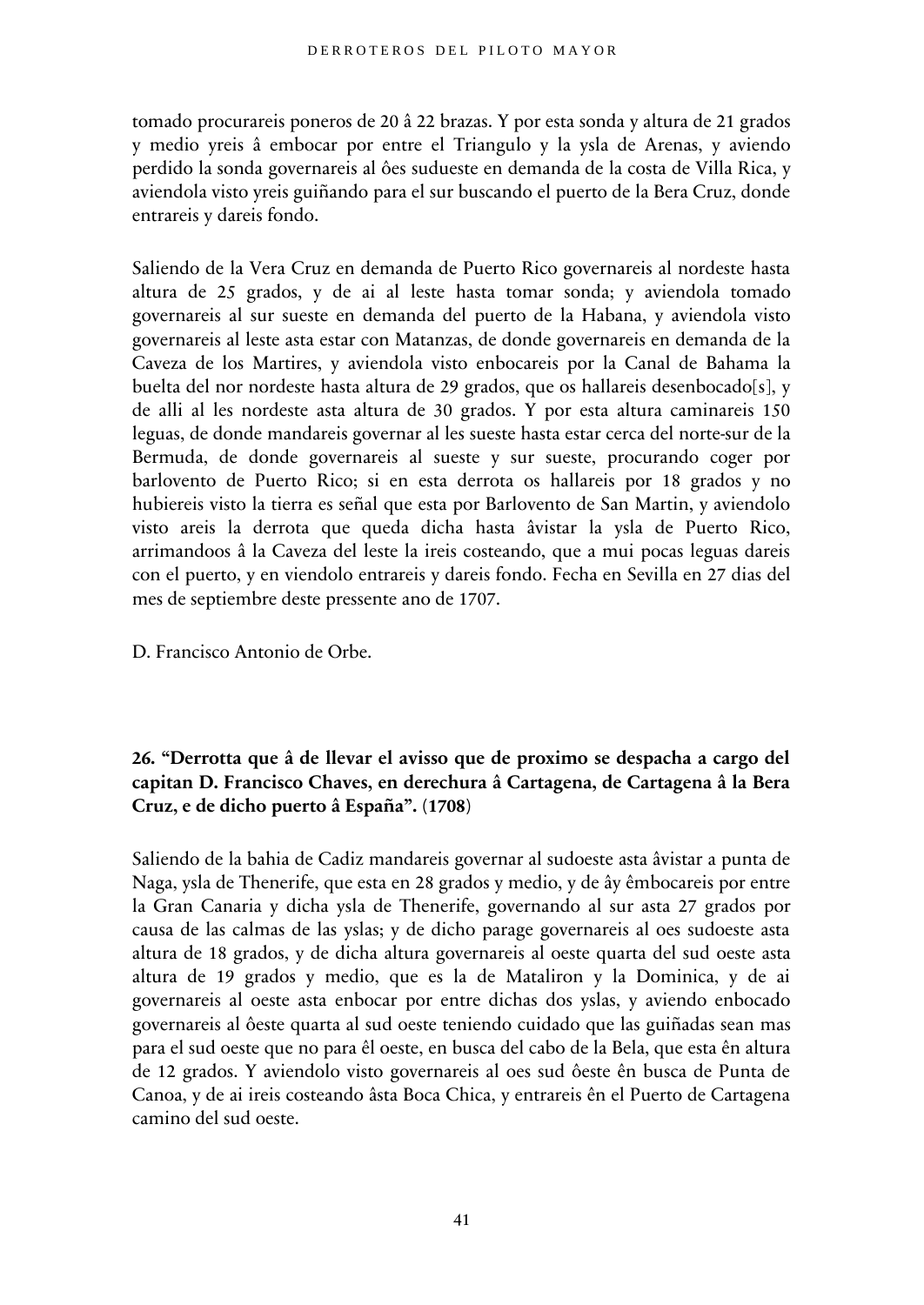tomado procurareis poneros de 20 â 22 brazas. Y por esta sonda y altura de 21 grados y medio yreis â embocar por entre el Triangulo y la ysla de Arenas, y aviendo perdido la sonda governareis al ôes sudueste en demanda de la costa de Villa Rica, y aviendola visto yreis guiñando para el sur buscando el puerto de la Bera Cruz, donde entrareis y dareis fondo.

Saliendo de la Vera Cruz en demanda de Puerto Rico governareis al nordeste hasta altura de 25 grados, y de ai al leste hasta tomar sonda; y aviendola tomado governareis al sur sueste en demanda del puerto de la Habana, y aviendola visto governareis al leste asta estar con Matanzas, de donde governareis en demanda de la Caveza de los Martires, y aviendola visto enbocareis por la Canal de Bahama la buelta del nor nordeste hasta altura de 29 grados, que os hallareis desenbocado[s], y de alli al les nordeste asta altura de 30 grados. Y por esta altura caminareis 150 leguas, de donde mandareis governar al les sueste hasta estar cerca del norte-sur de la Bermuda, de donde governareis al sueste y sur sueste, procurando coger por barlovento de Puerto Rico; si en esta derrota os hallareis por 18 grados y no hubiereis visto la tierra es señal que esta por Barlovento de San Martin, y aviendolo visto areis la derrota que queda dicha hasta âvistar la ysla de Puerto Rico, arrimandoos â la Caveza del leste la ireis costeando, que a mui pocas leguas dareis con el puerto, y en viendolo entrareis y dareis fondo. Fecha en Sevilla en 27 dias del mes de septiembre deste pressente ano de 1707.

D. Francisco Antonio de Orbe.

### 26. "Derrotta que â de llevar el avisso que de proximo se despacha a cargo del capitan D. Francisco Chaves, en derechura â Cartagena, de Cartagena â la Bera Cruz, e de dicho puerto â España". (1708)

Saliendo de la bahia de Cadiz mandareis governar al sudoeste asta âvistar a punta de Naga, ysla de Thenerife, que esta en 28 grados y medio, y de ây êmbocareis por entre la Gran Canaria y dicha ysla de Thenerife, governando al sur asta 27 grados por causa de las calmas de las yslas; y de dicho parage governareis al oes sudoeste asta altura de 18 grados, y de dicha altura governareis al oeste quarta del sud oeste asta altura de 19 grados y medio, que es la de Mataliron y la Dominica, y de ai governareis al oeste asta enbocar por entre dichas dos yslas, y aviendo enbocado governareis al ôeste quarta al sud oeste teniendo cuidado que las guiñadas sean mas para el sud oeste que no para êl oeste, en busca del cabo de la Bela, que esta ên altura de 12 grados. Y aviendolo visto governareis al oes sud ôeste ên busca de Punta de Canoa, y de ai ireis costeando âsta Boca Chica, y entrareis ên el Puerto de Cartagena camino del sud oeste.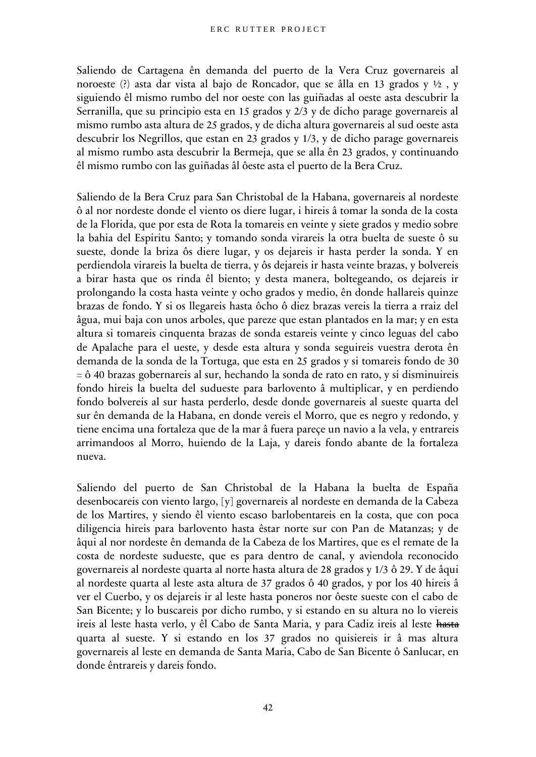Saliendo de Cartagena ên demanda del puerto de la Vera Cruz governareis al noroeste (?) asta dar vista al bajo de Roncador, que se âlla en 13 grados y ½ , y siguiendo êl mismo rumbo del nor oeste con las guiñadas al oeste asta descubrir la Serranilla, que su principio esta en 15 grados y 2/3 y de dicho parage governareis al mismo rumbo asta altura de 25 grados, y de dicha altura governareis al sud oeste asta descubrir los Negrillos, que estan en 23 grados y 1/3, y de dicho parage governareis al mismo rumbo asta descubrir la Bermeja, que se alla ên 23 grados, y continuando êl mismo rumbo con las guiñadas âl ôeste asta el puerto de la Bera Cruz.

Saliendo de la Bera Cruz para San Christobal de la Habana, governareis al nordeste ô al nor nordeste donde el viento os diere lugar, i hireis â tomar la sonda de la costa de la Florida, que por esta de Rota la tomareis en veinte y siete grados y medio sobre la bahia del Espiritu Santo; y tomando sonda virareis la otra buelta de sueste ô su sueste, donde la briza ôs diere lugar, y os dejareis ir hasta perder la sonda. Y en perdiendola virareis la buelta de tierra, y ôs dejareis ir hasta veinte brazas, y bolvereis a birar hasta que os rinda êl biento; y desta manera, boltegeando, os dejareis ir prolongando la costa hasta veinte y ocho grados y medio, ên donde hallareis quinze brazas de fondo. Y si os llegareis hasta ôcho ô diez brazas vereis la tierra a rraiz del âgua, mui baja con unos arboles, que pareze que estan plantados en la mar; y en esta altura si tomareis cinquenta brazas de sonda estareis veinte y cinco leguas del cabo de Apalache para el ueste, y desde esta altura y sonda seguireis vuestra derota ên demanda de la sonda de la Tortuga, que esta en 25 grados y si tomareis fondo de 30 = ô 40 brazas gobernareis al sur, hechando la sonda de rato en rato, y si disminuireis fondo hireis la buelta del suduenste para barlovento â multiplicar, y en perdiendo fondo bolvereis al sur hasta perderlo, desde donde governareis al sueste quarta del sur ên demanda de la Habana, en donde vereis el Morro, que es negro y redondo, y tiene encima una fortaleza que de la mar â fuera pareçe un navio a la vela, y entrareis arrimandoos al Morro, huiendo de la Laja, y dareis fondo abante de la fortaleza nueva.

Saliendo del puerto de San Christobal de la Habana la buelta de España desenbocareis con viento largo, [y] governareis al nordeste en demanda de la Cabeza de los Martires, y siendo êl viento escaso barlobentareis en la costa, que con poca diligencia hireis para barlovento hasta êstar norte sur con Pan de Matanzas; y de âqui al nor nordeste ên demanda de la Cabeza de los Martires, que es el remate de la costa de nordeste sudueste, que es para dentro de canal, y aviendola reconocido governareis al nordeste quarta al norte hasta altura de 28 grados y 1/3 ô 29. Y de âqui al nordeste quarta al leste asta altura de 37 grados ô 40 grados, y por los 40 hireis â ver el Cuerbo, y os dejareis ir al leste hasta poneros nor ôeste sueste con el cabo de San Bicente; y lo buscareis por dicho rumbo, y si estando en su altura no lo viereis ireis al leste hasta verlo, y êl Cabo de Santa Maria, y para Cadiz ireis al leste ~~hasta~~ quarta al sueste. Y si estando en los 37 grados no quisiereis ir â mas altura governareis al leste en demanda de Santa Maria, Cabo de San Bicente ô Sanlucar, en donde êntrareis y dareis fondo.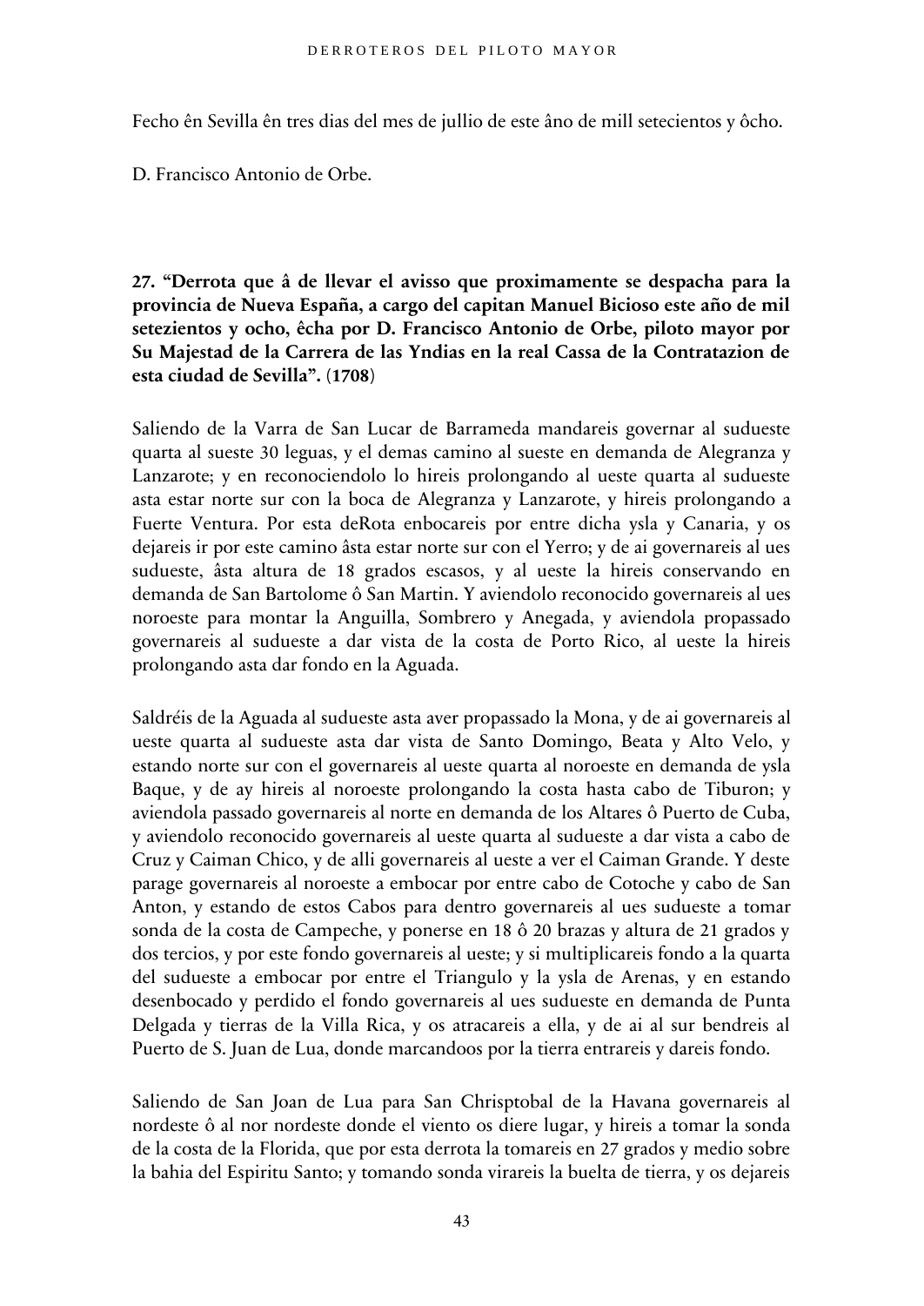Fecho ên Sevilla ên tres dias del mes de jullio de este âno de mill setecientos y ôcho.

D. Francisco Antonio de Orbe.

**27. "Derrota que â de llevar el avisso que proximamente se despacha para la provincia de Nueva España, a cargo del capitan Manuel Bicioso este año de mil setezientos y ocho, êcha por D. Francisco Antonio de Orbe, piloto mayor por Su Majestad de la Carrera de las Yndias en la real Cassa de la Contratazion de esta ciudad de Sevilla". (1708)**

Saliendo de la Varra de San Lucar de Barrameda mandareis governar al sudueste quarta al sueste 30 leguas, y el demas camino al sueste en demanda de Alegranza y Lanzarote; y en reconociendolo lo hireis prolongando al ueste quarta al sudueste asta estar norte sur con la boca de Alegranza y Lanzarote, y hireis prolongando a Fuerte Ventura. Por esta deRota enbocareis por entre dicha ysla y Canaria, y os dejareis ir por este camino âsta estar norte sur con el Yerro; y de ai governareis al ues sudueste, âsta altura de 18 grados escasos, y al ueste la hireis conservando en demanda de San Bartolome ô San Martin. Y aviendolo reconocido governareis al ues noroeste para montar la Anguilla, Sombrero y Anegada, y aviendola propassado governareis al sudueste a dar vista de la costa de Porto Rico, al ueste la hireis prolongando asta dar fondo en la Aguada.

Saldréis de la Aguada al sudueste asta aver propassado la Mona, y de ai governareis al ueste quarta al sudueste asta dar vista de Santo Domingo, Beata y Alto Velo, y estando norte sur con el governareis al ueste quarta al noroeste en demanda de ysla Baque, y de ay hireis al noroeste prolongando la costa hasta cabo de Tiburon; y aviendola passado governareis al norte en demanda de los Altares ô Puerto de Cuba, y aviendolo reconocido governareis al ueste quarta al sudueste a dar vista a cabo de Cruz y Caiman Chico, y de alli governareis al ueste a ver el Caiman Grande. Y deste parage governareis al noroeste a embocar por entre cabo de Cotoche y cabo de San Anton, y estando de estos Cabos para dentro governareis al ues sudueste a tomar sonda de la costa de Campeche, y ponerse en 18 ô 20 brazas y altura de 21 grados y dos tercios, y por este fondo governareis al ueste; y si multiplicareis fondo a la quarta del sudueste a embocar por entre el Triangulo y la ysla de Arenas, y en estando desenbocado y perdido el fondo governareis al ues sudueste en demanda de Punta Delgada y tierras de la Villa Rica, y os atracareis a ella, y de ai al sur bendreis al Puerto de S. Juan de Lua, donde marcandoos por la tierra entrareis y dareis fondo.

Saliendo de San Joan de Lua para San Chrisptobal de la Havana governareis al nordeste ô al nor nordeste donde el viento os diere lugar, y hireis a tomar la sonda de la costa de la Florida, que por esta derrota la tomareis en 27 grados y medio sobre la bahia del Espiritu Santo; y tomando sonda virareis la buelta de tierra, y os dejareis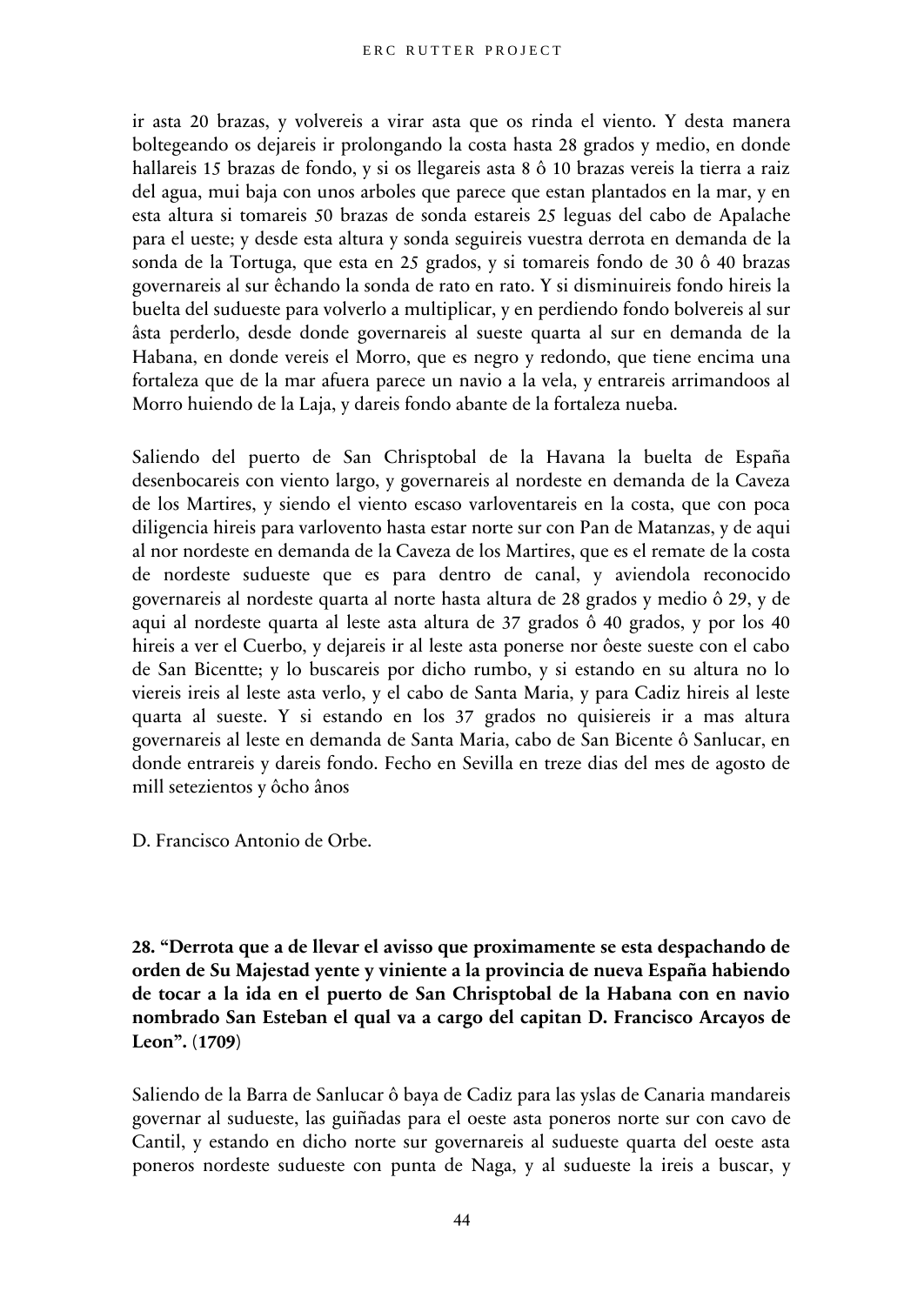ir asta 20 brazas, y volvereis a virar asta que os rinda el viento. Y desta manera boltegeando os dejareis ir prolongando la costa hasta 28 grados y medio, en donde hallareis 15 brazas de fondo, y si os llegareis asta 8 ô 10 brazas vereis la tierra a raiz del agua, mui baja con unos arboles que parece que estan plantados en la mar, y en esta altura si tomareis 50 brazas de sonda estareis 25 leguas del cabo de Apalache para el ueste; y desde esta altura y sonda seguireis vuestra derrota en demanda de la sonda de la Tortuga, que esta en 25 grados, y si tomareis fondo de 30 ô 40 brazas governareis al sur êchando la sonda de rato en rato. Y si disminuireis fondo hireis la buelta del sudueste para volverlo a multiplicar, y en perdiendo fondo bolvereis al sur âsta perderlo, desde donde governareis al sueste quarta al sur en demanda de la Habana, en donde vereis el Morro, que es negro y redondo, que tiene encima una fortaleza que de la mar afuera parece un navio a la vela, y entrareis arrimandoos al Morro huiendo de la Laja, y dareis fondo abante de la fortaleza nueba.

Saliendo del puerto de San Chrisptobal de la Havana la buelta de España desenbocareis con viento largo, y governareis al nordeste en demanda de la Caveza de los Martires, y siendo el viento escaso varloventareis en la costa, que con poca diligencia hireis para varlovento hasta estar norte sur con Pan de Matanzas, y de aqui al nor nordeste en demanda de la Caveza de los Martires, que es el remate de la costa de nordeste sudueste que es para dentro de canal, y aviendola reconocido governareis al nordeste quarta al norte hasta altura de 28 grados y medio ô 29, y de aqui al nordeste quarta al leste asta altura de 37 grados ô 40 grados, y por los 40 hireis a ver el Cuerbo, y dejareis ir al leste asta ponerse nor ôeste sueste con el cabo de San Bicentte; y lo buscareis por dicho rumbo, y si estando en su altura no lo viereis ireis al leste asta verlo, y el cabo de Santa Maria, y para Cadiz hireis al leste quarta al sueste. Y si estando en los 37 grados no quisiereis ir a mas altura governareis al leste en demanda de Santa Maria, cabo de San Bicente ô Sanlucar, en donde entrareis y dareis fondo. Fecho en Sevilla en treze dias del mes de agosto de mill setezientos y ôcho ânos

D. Francisco Antonio de Orbe.

**28. "Derrota que a de llevar el avisso que proximamente se esta despachando de orden de Su Majestad yente y viniente a la provincia de nueva España habiendo de tocar a la ida en el puerto de San Chrisptobal de la Habana con en navio nombrado San Esteban el qual va a cargo del capitan D. Francisco Arcayos de Leon". (1709)**

Saliendo de la Barra de Sanlucar ô baya de Cadiz para las yslas de Canaria mandareis governar al sudueste, las guiñadas para el oeste asta poneros norte sur con cavo de Cantil, y estando en dicho norte sur governareis al sudueste quarta del oeste asta poneros nordeste sudueste con punta de Naga, y al sudueste la ireis a buscar, y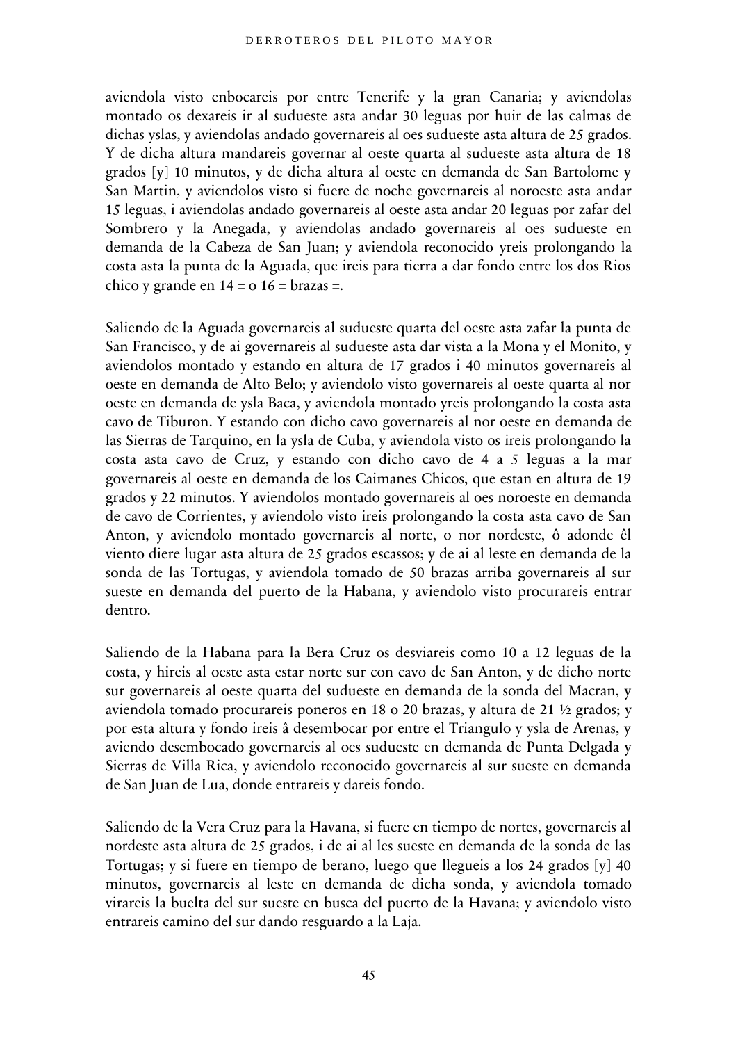aviendola visto enbocareis por entre Tenerife y la gran Canaria; y aviendolas montado os dexareis ir al sudueste asta andar 30 leguas por huir de las calmas de dichas yslas, y aviendolas andado governareis al oes sudueste asta altura de 25 grados. Y de dicha altura mandareis governar al oeste quarta al sudueste asta altura de 18 grados [y] 10 minutos, y de dicha altura al oeste en demanda de San Bartolome y San Martin, y aviendolos visto si fuere de noche governareis al noroeste asta andar 15 leguas, i aviendolas andado governareis al oeste asta andar 20 leguas por zafar del Sombrero y la Anegada, y aviendolas andado governareis al oes sudueste en demanda de la Cabeza de San Juan; y aviendola reconocido yreis prolongando la costa asta la punta de la Aguada, que ireis para tierra a dar fondo entre los dos Rios chico y grande en 14 = o 16 = brazas =.

Saliendo de la Aguada governareis al sudueste quarta del oeste asta zafar la punta de San Francisco, y de ai governareis al sudueste asta dar vista a la Mona y el Monito, y aviendolos montado y estando en altura de 17 grados i 40 minutos governareis al oeste en demanda de Alto Belo; y aviendolo visto governareis al oeste quarta al nor oeste en demanda de ysla Baca, y aviendola montado yreis prolongando la costa asta cavo de Tiburon. Y estando con dicho cavo governareis al nor oeste en demanda de las Sierras de Tarquino, en la ysla de Cuba, y aviendola visto os ireis prolongando la costa asta cavo de Cruz, y estando con dicho cavo de 4 a 5 leguas a la mar governareis al oeste en demanda de los Caimanes Chicos, que estan en altura de 19 grados y 22 minutos. Y aviendolos montado governareis al oes noroeste en demanda de cavo de Corrientes, y aviendolo visto ireis prolongando la costa asta cavo de San Anton, y aviendolo montado governareis al norte, o nor nordeste, ô adonde êl viento diere lugar asta altura de 25 grados escassos; y de ai al leste en demanda de la sonda de las Tortugas, y aviendola tomado de 50 brazas arriba governareis al sur sueste en demanda del puerto de la Habana, y aviendolo visto procurareis entrar dentro.

Saliendo de la Habana para la Bera Cruz os desviareis como 10 a 12 leguas de la costa, y hireis al oeste asta estar norte sur con cavo de San Anton, y de dicho norte sur governareis al oeste quarta del sudueste en demanda de la sonda del Macran, y aviendola tomado procurareis poneros en 18 o 20 brazas, y altura de 21 ½ grados; y por esta altura y fondo ireis â desembocar por entre el Triangulo y ysla de Arenas, y aviendo desembocado governareis al oes sudueste en demanda de Punta Delgada y Sierras de Villa Rica, y aviendolo reconocido governareis al sur sueste en demanda de San Juan de Lua, donde entrareis y dareis fondo.

Saliendo de la Vera Cruz para la Havana, si fuere en tiempo de nortes, governareis al nordeste asta altura de 25 grados, i de ai al les sueste en demanda de la sonda de las Tortugas; y si fuere en tiempo de berano, luego que llegueis a los 24 grados [y] 40 minutos, governareis al leste en demanda de dicha sonda, y aviendola tomado virareis la buelta del sur sueste en busca del puerto de la Havana; y aviendolo visto entrareis camino del sur dando resguardo a la Laja.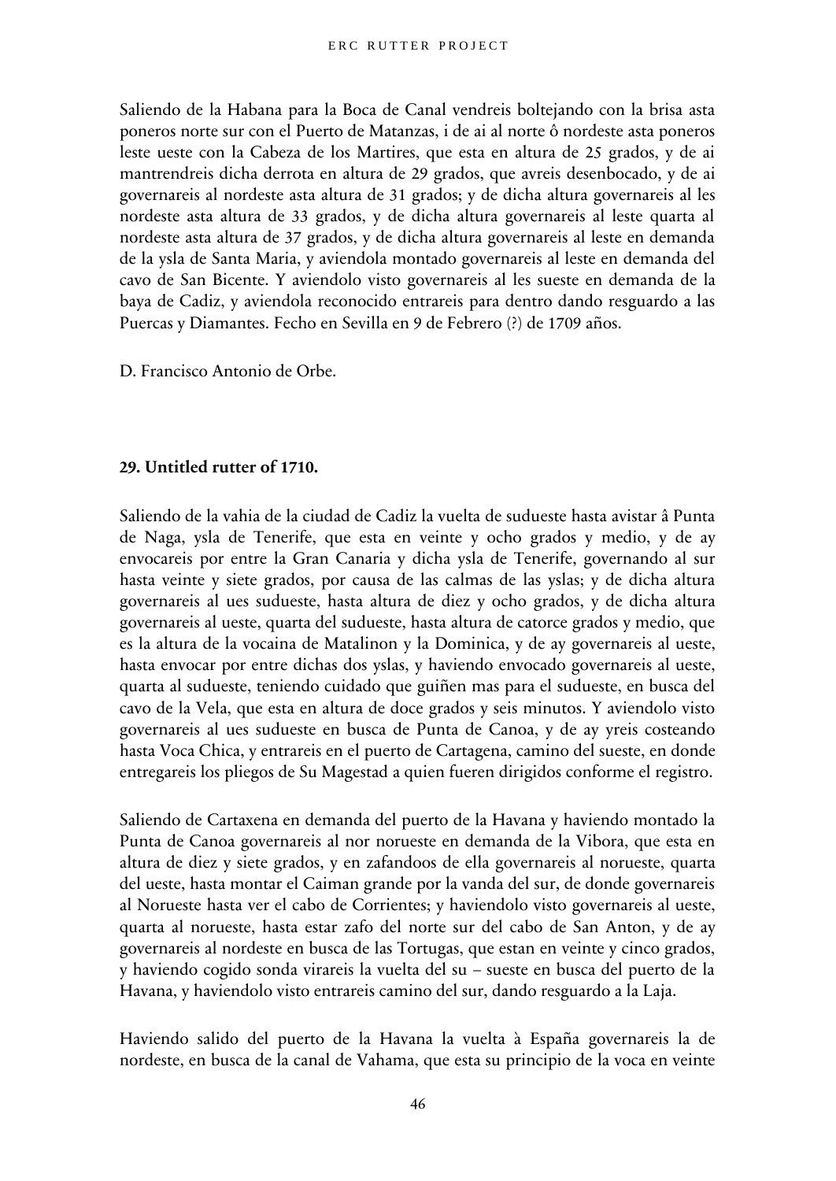Saliendo de la Habana para la Boca de Canal vendreis boltejando con la brisa asta poneros norte sur con el Puerto de Matanzas, i de ai al norte ô nordeste asta poneros leste ueste con la Cabeza de los Martires, que esta en altura de 25 grados, y de ai mantrendreis dicha derrota en altura de 29 grados, que avreis desenbocado, y de ai governareis al nordeste asta altura de 31 grados; y de dicha altura governareis al les nordeste asta altura de 33 grados, y de dicha altura governareis al leste quarta al nordeste asta altura de 37 grados, y de dicha altura governareis al leste en demanda de la ysla de Santa Maria, y aviendola montado governareis al leste en demanda del cavo de San Bicente. Y aviendolo visto governareis al les sueste en demanda de la baya de Cadiz, y aviendola reconocido entrareis para dentro dando resguardo a las Puercas y Diamantes. Fecho en Sevilla en 9 de Febrero (?) de 1709 años.

D. Francisco Antonio de Orbe.

**29. Untitled rutter of 1710.**

Saliendo de la vahia de la ciudad de Cadiz la vuelta de sudueste hasta avistar â Punta de Naga, ysla de Tenerife, que esta en veinte y ocho grados y medio, y de ay envocareis por entre la Gran Canaria y dicha ysla de Tenerife, governando al sur hasta veinte y siete grados, por causa de las calmas de las yslas; y de dicha altura governareis al ues sudueste, hasta altura de diez y ocho grados, y de dicha altura governareis al ueste, quarta del sudueste, hasta altura de catorce grados y medio, que es la altura de la vocaina de Matalinon y la Dominica, y de ay governareis al ueste, hasta envocar por entre dichas dos yslas, y haviendo envocado governareis al ueste, quarta al sudueste, teniendo cuidado que guiñen mas para el sudueste, en busca del cavo de la Vela, que esta en altura de doce grados y seis minutos. Y aviendolo visto governareis al ues sudueste en busca de Punta de Canoa, y de ay yreis costeando hasta Voca Chica, y entrareis en el puerto de Cartagena, camino del sueste, en donde entregareis los pliegos de Su Magestad a quien fueren dirigidos conforme el registro.

Saliendo de Cartaxena en demanda del puerto de la Havana y haviendo montado la Punta de Canoa governareis al nor norueste en demanda de la Vibora, que esta en altura de diez y siete grados, y en zafandoos de ella governareis al norueste, quarta del ueste, hasta montar el Caiman grande por la vanda del sur, de donde governareis al Norueste hasta ver el cabo de Corrientes; y haviendolo visto governareis al ueste, quarta al norueste, hasta estar zafo del norte sur del cabo de San Anton, y de ay governareis al nordeste en busca de las Tortugas, que estan en veinte y cinco grados, y haviendo cogido sonda virareis la vuelta del su – sueste en busca del puerto de la Havana, y haviendolo visto entrareis camino del sur, dando resguardo a la Laja.

Haviendo salido del puerto de la Havana la vuelta à España governareis la de nordeste, en busca de la canal de Vahama, que esta su principio de la voca en veinte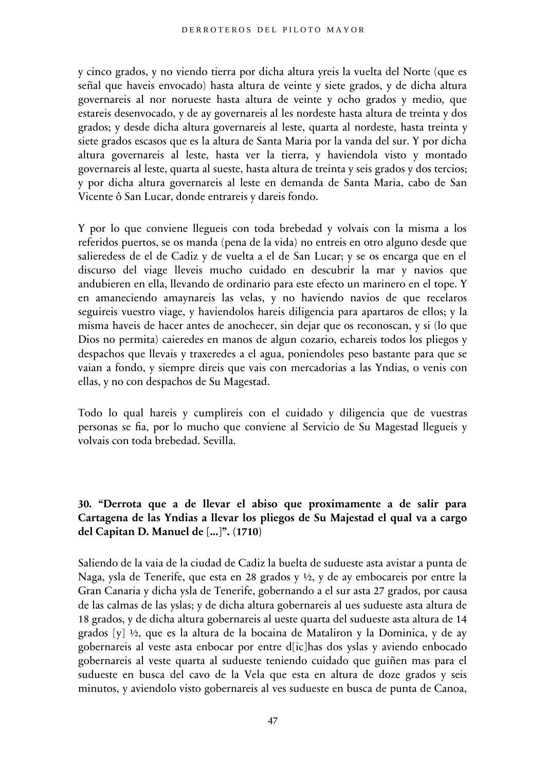y cinco grados, y no viendo tierra por dicha altura yreis la vuelta del Norte (que es señal que haveis envocado) hasta altura de veinte y siete grados, y de dicha altura governareis al nor norueste hasta altura de veinte y ocho grados y medio, que estareis desenvocado, y de ay governareis al les nordeste hasta altura de treinta y dos grados; y desde dicha altura governareis al leste, quarta al nordeste, hasta treinta y siete grados escasos que es la altura de Santa Maria por la vanda del sur. Y por dicha altura governareis al leste, hasta ver la tierra, y haviendola visto y montado governareis al leste, quarta al sueste, hasta altura de treinta y seis grados y dos tercios; y por dicha altura governareis al leste en demanda de Santa Maria, cabo de San Vicente ô San Lucar, donde entrareis y dareis fondo.

Y por lo que conviene llegueis con toda brebedad y volvais con la misma a los referidos puertos, se os manda (pena de la vida) no entreis en otro alguno desde que salieredess de el de Cadiz y de vuelta a el de San Lucar; y se os encarga que en el discurso del viage lleveis mucho cuidado en descubrir la mar y navios que andubieren en ella, llevando de ordinario para este efecto un marinero en el tope. Y en amaneciendo amaynareis las velas, y no haviendo navios de que recelaros seguireis vuestro viage, y haviendolos hareis diligencia para apartaros de ellos; y la misma haveis de hacer antes de anochecer, sin dejar que os reconoscan, y si (lo que Dios no permita) caieredes en manos de algun cozario, echareis todos los pliegos y despachos que llevais y traxeredes a el agua, poniendoles peso bastante para que se vaian a fondo, y siempre direis que vais con mercadorias a las Yndias, o venis con ellas, y no con despachos de Su Magestad.

Todo lo qual hareis y cumplireis con el cuidado y diligencia que de vuestras personas se fia, por lo mucho que conviene al Servicio de Su Magestad llegueis y volvais con toda brebedad. Sevilla.

### 30. "Derrota que a de llevar el abiso que proximamente a de salir para Cartagena de las Yndias a llevar los pliegos de Su Majestad el qual va a cargo del Capitan D. Manuel de [...]". (1710)

Saliendo de la vaia de la ciudad de Cadiz la buelta de sudueste asta avistar a punta de Naga, ysla de Tenerife, que esta en 28 grados y ½, y de ay embocareis por entre la Gran Canaria y dicha ysla de Tenerife, gobernando a el sur asta 27 grados, por causa de las calmas de las yslas; y de dicha altura gobernareis al ues sudueste asta altura de 18 grados, y de dicha altura gobernareis al ueste quarta del sudueste asta altura de 14 grados [y] ½, que es la altura de la bocaina de Mataliron y la Dominica, y de ay gobernareis al veste asta enbocar por entre d[ic]has dos yslas y aviendo enbocado gobernareis al veste quarta al sudueste teniendo cuidado que guiñen mas para el sudueste en busca del cavo de la Vela que esta en altura de doze grados y seis minutos, y aviendolo visto gobernareis al ves sudueste en busca de punta de Canoa,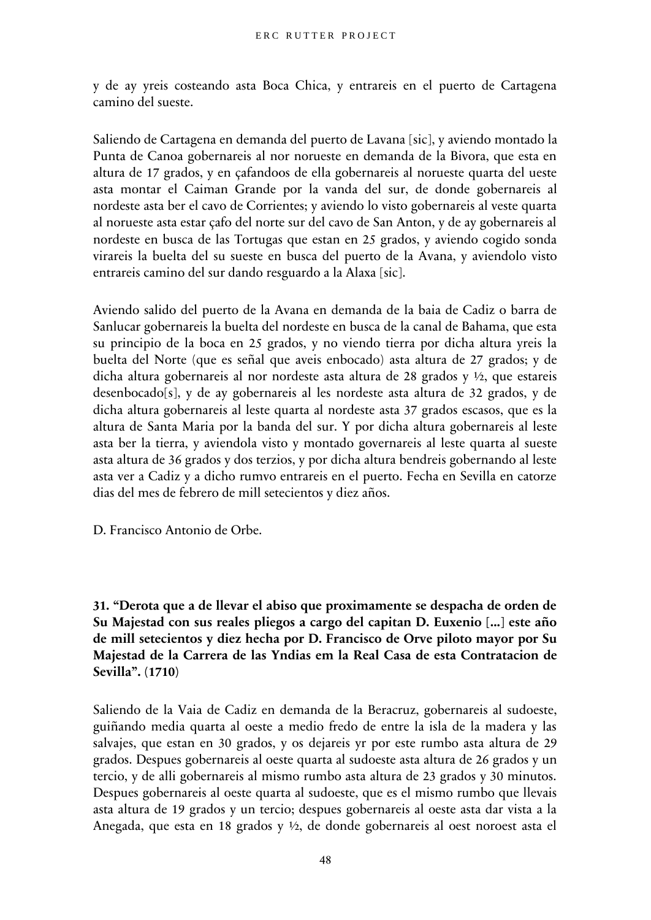y de ay yreis costeando asta Boca Chica, y entrareis en el puerto de Cartagena camino del sueste.

Saliendo de Cartagena en demanda del puerto de Lavana [sic], y aviendo montado la Punta de Canoa gobernareis al nor norueste en demanda de la Bivora, que esta en altura de 17 grados, y en çafandoos de ella gobernareis al norueste quarta del ueste asta montar el Caiman Grande por la vanda del sur, de donde gobernareis al nordeste asta ber el cavo de Corrientes; y aviendo lo visto gobernareis al veste quarta al norueste asta estar çafo del norte sur del cavo de San Anton, y de ay gobernareis al nordeste en busca de las Tortugas que estan en 25 grados, y aviendo cogido sonda virareis la buelta del su sueste en busca del puerto de la Avana, y aviendolo visto entrareis camino del sur dando resguardo a la Alaxa [sic].

Aviendo salido del puerto de la Avana en demanda de la baia de Cadiz o barra de Sanlucar gobernareis la buelta del nordeste en busca de la canal de Bahama, que esta su principio de la boca en 25 grados, y no viendo tierra por dicha altura yreis la buelta del Norte (que es señal que aveis enbocado) asta altura de 27 grados; y de dicha altura gobernareis al nor nordeste asta altura de 28 grados y ½, que estareis desenbocado[s], y de ay gobernareis al les nordeste asta altura de 32 grados, y de dicha altura gobernareis al leste quarta al nordeste asta 37 grados escasos, que es la altura de Santa Maria por la banda del sur. Y por dicha altura gobernareis al leste asta ber la tierra, y aviendola visto y montado governareis al leste quarta al sueste asta altura de 36 grados y dos terzios, y por dicha altura bendreis gobernando al leste asta ver a Cadiz y a dicho rumvo entrareis en el puerto. Fecha en Sevilla en catorze dias del mes de febrero de mill setecientos y diez años.

D. Francisco Antonio de Orbe.

**31. "Derota que a de llevar el abiso que proximamente se despacha de orden de Su Majestad con sus reales pliegos a cargo del capitan D. Euxenio [...] este año de mill setecientos y diez hecha por D. Francisco de Orve piloto mayor por Su Majestad de la Carrera de las Yndias em la Real Casa de esta Contratacion de Sevilla". (1710)**

Saliendo de la Vaia de Cadiz en demanda de la Beracruz, gobernareis al sudoeste, guiñando media quarta al oeste a medio fredo de entre la isla de la madera y las salvajes, que estan en 30 grados, y os dejareis yr por este rumbo asta altura de 29 grados. Despues gobernareis al oeste quarta al sudoeste asta altura de 26 grados y un tercio, y de alli gobernareis al mismo rumbo asta altura de 23 grados y 30 minutos. Despues gobernareis al oeste quarta al sudoeste, que es el mismo rumbo que llevais asta altura de 19 grados y un tercio; despues gobernareis al oeste asta dar vista a la Anegada, que esta en 18 grados y ½, de donde gobernareis al oest noroest asta el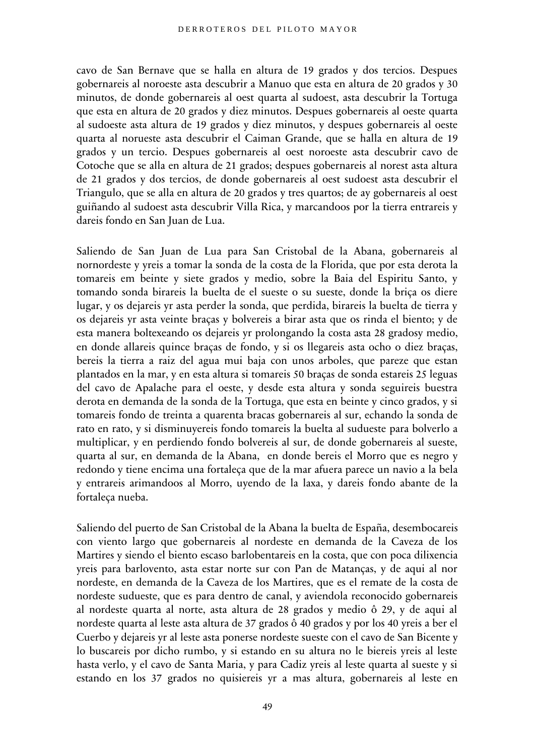cavo de San Bernave que se halla en altura de 19 grados y dos tercios. Despues gobernareis al noroeste asta descubrir a Manuo que esta en altura de 20 grados y 30 minutos, de donde gobernareis al oest quarta al sudoest, asta descubrir la Tortuga que esta en altura de 20 grados y diez minutos. Despues gobernareis al oeste quarta al sudoeste asta altura de 19 grados y diez minutos, y despues gobernareis al oeste quarta al norueste asta descubrir el Caiman Grande, que se halla en altura de 19 grados y un tercio. Despues gobernareis al oest noroeste asta descubrir cavo de Cotoche que se alla en altura de 21 grados; despues gobernareis al norest asta altura de 21 grados y dos tercios, de donde gobernareis al oest sudoest asta descubrir el Triangulo, que se alla en altura de 20 grados y tres quartos; de ay gobernareis al oest guiñando al sudoest asta descubrir Villa Rica, y marcandoos por la tierra entrareis y dareis fondo en San Juan de Lua.

Saliendo de San Juan de Lua para San Cristobal de la Abana, gobernareis al nornordeste y yreis a tomar la sonda de la costa de la Florida, que por esta derota la tomareis em beinte y siete grados y medio, sobre la Baia del Espiritu Santo, y tomando sonda birareis la buelta de el sueste o su sueste, donde la briça os diere lugar, y os dejareis yr asta perder la sonda, que perdida, birareis la buelta de tierra y os dejareis yr asta veinte braças y bolvereis a birar asta que os rinda el biento; y de esta manera boltexeando os dejareis yr prolongando la costa asta 28 gradosy medio, en donde allareis quince braças de fondo, y si os llegareis asta ocho o diez braças, bereis la tierra a raiz del agua mui baja con unos arboles, que pareze que estan plantados en la mar, y en esta altura si tomareis 50 braças de sonda estareis 25 leguas del cavo de Apalache para el oeste, y desde esta altura y sonda seguireis buestra derota en demanda de la sonda de la Tortuga, que esta en beinte y cinco grados, y si tomareis fondo de treinta a quarenta bracas gobernareis al sur, echando la sonda de rato en rato, y si disminuyereis fondo tomareis la buelta al sudueste para bolverlo a multiplicar, y en perdiendo fondo bolvereis al sur, de donde gobernareis al sueste, quarta al sur, en demanda de la Abana, en donde bereis el Morro que es negro y redondo y tiene encima una fortaleça que de la mar afuera parece un navio a la bela y entrareis arimandoos al Morro, uyendo de la laxa, y dareis fondo abante de la fortaleça nueba.

Saliendo del puerto de San Cristobal de la Abana la buelta de España, desembocareis con viento largo que gobernareis al nordeste en demanda de la Caveza de los Martires y siendo el biento escaso barlobentareis en la costa, que con poca dilixencia yreis para barlovento, asta estar norte sur con Pan de Matanças, y de aqui al nor nordeste, en demanda de la Caveza de los Martires, que es el remate de la costa de nordeste sudueste, que es para dentro de canal, y aviendola reconocido gobernareis al nordeste quarta al norte, asta altura de 28 grados y medio ô 29, y de aqui al nordeste quarta al leste asta altura de 37 grados ô 40 grados y por los 40 yreis a ber el Cuerbo y dejareis yr al leste asta ponerse nordeste sueste con el cavo de San Bicente y lo buscareis por dicho rumbo, y si estando en su altura no le biereis yreis al leste hasta verlo, y el cavo de Santa Maria, y para Cadiz yreis al leste quarta al sueste y si estando en los 37 grados no quisiereis yr a mas altura, gobernareis al leste en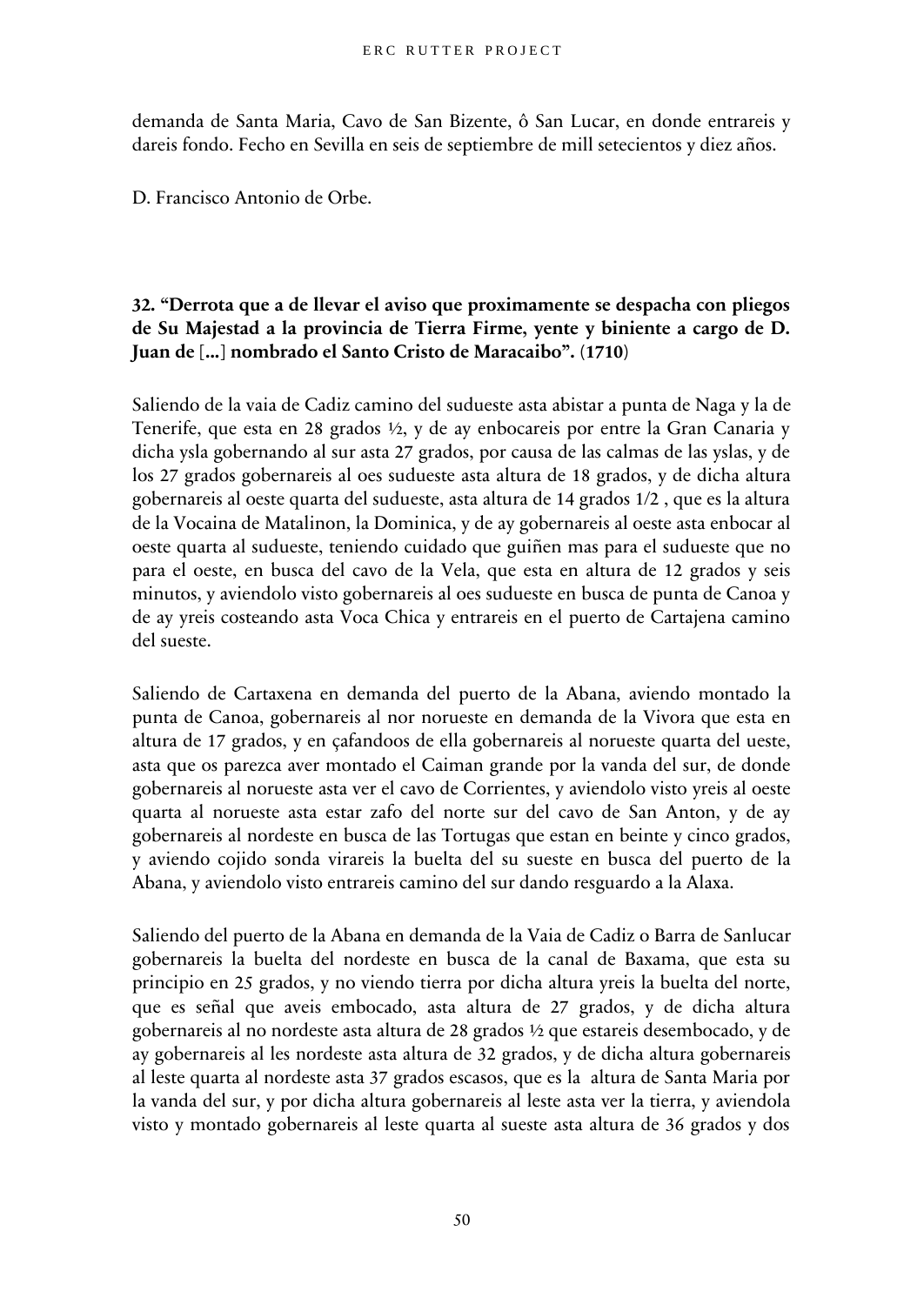demanda de Santa Maria, Cavo de San Bizente, ô San Lucar, en donde entrareis y dareis fondo. Fecho en Sevilla en seis de septiembre de mill setecientos y diez años.

D. Francisco Antonio de Orbe.

### 32. "Derrota que a de llevar el aviso que proximamente se despacha con pliegos de Su Majestad a la provincia de Tierra Firme, yente y biniente a cargo de D. Juan de [...] nombrado el Santo Cristo de Maracaibo". (1710)

Saliendo de la vaia de Cadiz camino del sudueste asta abistar a punta de Naga y la de Tenerife, que esta en 28 grados ½, y de ay enbocareis por entre la Gran Canaria y dicha ysla gobernando al sur asta 27 grados, por causa de las calmas de las yslas, y de los 27 grados gobernareis al oes sudueste asta altura de 18 grados, y de dicha altura gobernareis al oeste quarta del sudueste, asta altura de 14 grados 1/2 , que es la altura de la Vocaina de Matalinon, la Dominica, y de ay gobernareis al oeste asta enbocar al oeste quarta al sudueste, teniendo cuidado que guiñen mas para el sudueste que no para el oeste, en busca del cavo de la Vela, que esta en altura de 12 grados y seis minutos, y aviendolo visto gobernareis al oes sudueste en busca de punta de Canoa y de ay yreis costeando asta Voca Chica y entrareis en el puerto de Cartajena camino del sueste.

Saliendo de Cartaxena en demanda del puerto de la Abana, aviendo montado la punta de Canoa, gobernareis al nor norueste en demanda de la Vivora que esta en altura de 17 grados, y en çafandoos de ella gobernareis al norueste quarta del ueste, asta que os parezca aver montado el Caiman grande por la vanda del sur, de donde gobernareis al norueste asta ver el cavo de Corrientes, y aviendolo visto yreis al oeste quarta al norueste asta estar zafo del norte sur del cavo de San Anton, y de ay gobernareis al nordeste en busca de las Tortugas que estan en beinte y cinco grados, y aviendo cojido sonda virareis la buelta del su sueste en busca del puerto de la Abana, y aviendolo visto entrareis camino del sur dando resguardo a la Alaxa.

Saliendo del puerto de la Abana en demanda de la Vaia de Cadiz o Barra de Sanlucar gobernareis la buelta del nordeste en busca de la canal de Baxama, que esta su principio en 25 grados, y no viendo tierra por dicha altura yreis la buelta del norte, que es señal que aveis embocado, asta altura de 27 grados, y de dicha altura gobernareis al no nordeste asta altura de 28 grados ½ que estareis desembocado, y de ay gobernareis al les nordeste asta altura de 32 grados, y de dicha altura gobernareis al leste quarta al nordeste asta 37 grados escasos, que es la altura de Santa Maria por la vanda del sur, y por dicha altura gobernareis al leste asta ver la tierra, y aviendola visto y montado gobernareis al leste quarta al sueste asta altura de 36 grados y dos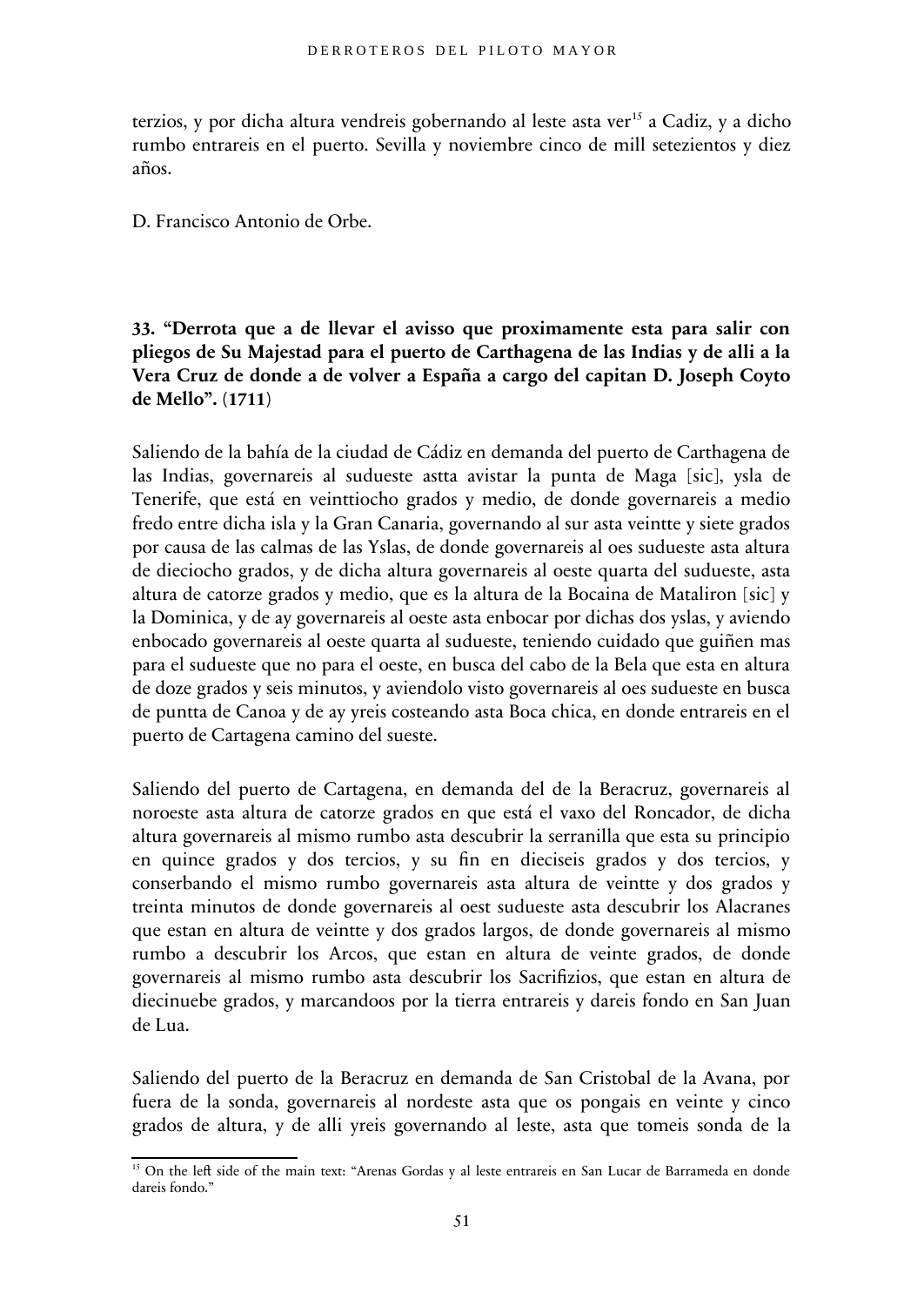terzios, y por dicha altura vendreis gobernando al leste asta ver[15] a Cadiz, y a dicho rumbo entrareis en el puerto. Sevilla y noviembre cinco de mill setezientos y diez años.

D. Francisco Antonio de Orbe.

**33. "Derrota que a de llevar el avisso que proximamente esta para salir con pliegos de Su Majestad para el puerto de Carthagena de las Indias y de alli a la Vera Cruz de donde a de volver a España a cargo del capitan D. Joseph Coyto de Mello". (1711)**

Saliendo de la bahía de la ciudad de Cádiz en demanda del puerto de Carthagena de las Indias, governareis al sudueste astta avistar la punta de Maga [sic], ysla de Tenerife, que está en veinttiocho grados y medio, de donde governareis a medio fredo entre dicha isla y la Gran Canaria, governando al sur asta veintte y siete grados por causa de las calmas de las Yslas, de donde governareis al oes sudueste asta altura de dieciocho grados, y de dicha altura governareis al oeste quarta del sudueste, asta altura de catorze grados y medio, que es la altura de la Bocaina de Mataliron [sic] y la Dominica, y de ay governareis al oeste asta enbocar por dichas dos yslas, y aviendo enbocado governareis al oeste quarta al sudueste, teniendo cuidado que guiñen mas para el sudueste que no para el oeste, en busca del cabo de la Bela que esta en altura de doze grados y seis minutos, y aviendolo visto governareis al oes sudueste en busca de puntta de Canoa y de ay yreis costeando asta Boca chica, en donde entrareis en el puerto de Cartagena camino del sueste.

Saliendo del puerto de Cartagena, en demanda del de la Beracruz, governareis al noroeste asta altura de catorze grados en que está el vaxo del Roncador, de dicha altura governareis al mismo rumbo asta descubrir la serranilla que esta su principio en quince grados y dos tercios, y su fin en dieciseis grados y dos tercios, y conserbando el mismo rumbo governareis asta altura de veintte y dos grados y treinta minutos de donde governareis al oest sudueste asta descubrir los Alacranes que estan en altura de veintte y dos grados largos, de donde governareis al mismo rumbo a descubrir los Arcos, que estan en altura de veinte grados, de donde governareis al mismo rumbo asta descubrir los Sacrifizios, que estan en altura de diecinuebe grados, y marcandoos por la tierra entrareis y dareis fondo en San Juan de Lua.

Saliendo del puerto de la Beracruz en demanda de San Cristobal de la Avana, por fuera de la sonda, governareis al nordeste asta que os pongais en veinte y cinco grados de altura, y de alli yreis governando al leste, asta que tomeis sonda de la

---

[15] On the left side of the main text: "Arenas Gordas y al leste entrareis en San Lucar de Barrameda en donde dareis fondo."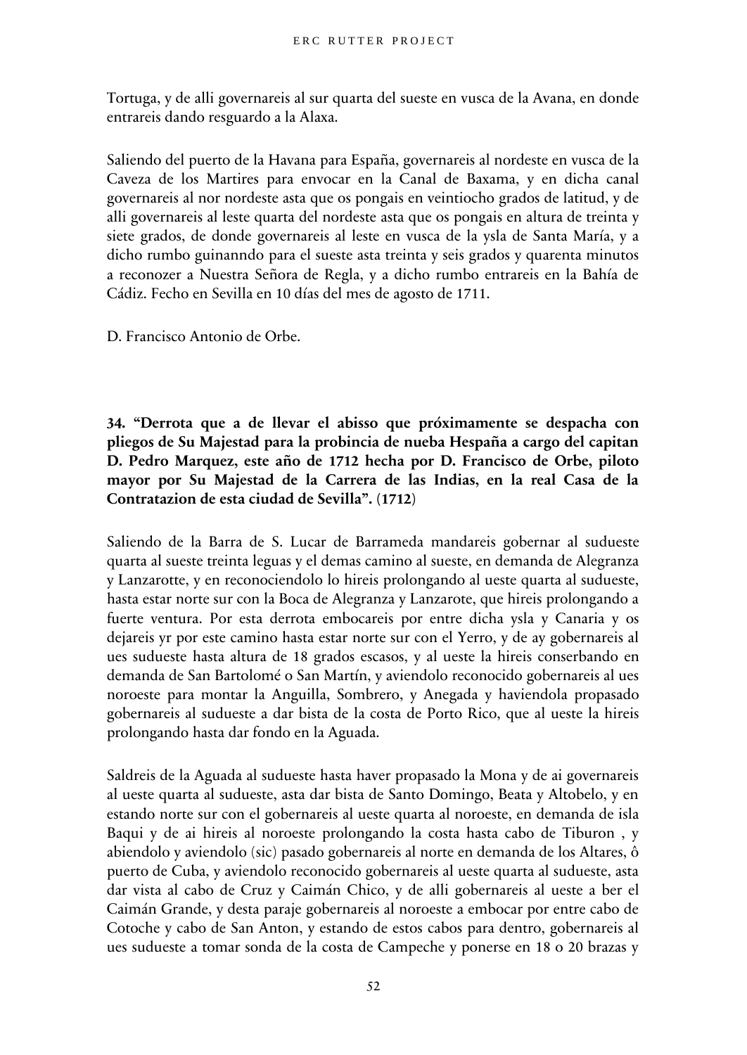Tortuga, y de alli governareis al sur quarta del sueste en vusca de la Avana, en donde entrareis dando resguardo a la Alaxa.

Saliendo del puerto de la Havana para España, governareis al nordeste en vusca de la Caveza de los Martires para envocar en la Canal de Baxama, y en dicha canal governareis al nor nordeste asta que os pongais en veintiocho grados de latitud, y de alli governareis al leste quarta del nordeste asta que os pongais en altura de treinta y siete grados, de donde governareis al leste en vusca de la ysla de Santa María, y a dicho rumbo guinanndo para el sueste asta treinta y seis grados y quarenta minutos a reconozer a Nuestra Señora de Regla, y a dicho rumbo entrareis en la Bahía de Cádiz. Fecho en Sevilla en 10 días del mes de agosto de 1711.

D. Francisco Antonio de Orbe.

**34. "Derrota que a de llevar el abisso que próximamente se despacha con pliegos de Su Majestad para la probincia de nueba Hespaña a cargo del capitan D. Pedro Marquez, este año de 1712 hecha por D. Francisco de Orbe, piloto mayor por Su Majestad de la Carrera de las Indias, en la real Casa de la Contratazion de esta ciudad de Sevilla". (1712)**

Saliendo de la Barra de S. Lucar de Barrameda mandareis gobernar al sudueste quarta al sueste treinta leguas y el demas camino al sueste, en demanda de Alegranza y Lanzarotte, y en reconociendolo lo hireis prolongando al ueste quarta al sudueste, hasta estar norte sur con la Boca de Alegranza y Lanzarote, que hireis prolongando a fuerte ventura. Por esta derrota embocareis por entre dicha ysla y Canaria y os dejareis yr por este camino hasta estar norte sur con el Yerro, y de ay gobernareis al ues sudueste hasta altura de 18 grados escasos, y al ueste la hireis conserbando en demanda de San Bartolomé o San Martín, y aviendolo reconocido gobernareis al ues noroeste para montar la Anguilla, Sombrero, y Anegada y haviendola propasado gobernareis al sudueste a dar bista de la costa de Porto Rico, que al ueste la hireis prolongando hasta dar fondo en la Aguada.

Saldreis de la Aguada al sudueste hasta haver propasado la Mona y de ai governareis al ueste quarta al sudueste, asta dar bista de Santo Domingo, Beata y Altobelo, y en estando norte sur con el gobernareis al ueste quarta al noroeste, en demanda de isla Baqui y de ai hireis al noroeste prolongando la costa hasta cabo de Tiburon , y abiendolo y aviendolo (sic) pasado gobernareis al norte en demanda de los Altares, ô puerto de Cuba, y aviendolo reconocido gobernareis al ueste quarta al sudueste, asta dar vista al cabo de Cruz y Caimán Chico, y de alli gobernareis al ueste a ber el Caimán Grande, y desta paraje gobernareis al noroeste a embocar por entre cabo de Cotoche y cabo de San Anton, y estando de estos cabos para dentro, gobernareis al ues sudueste a tomar sonda de la costa de Campeche y ponerse en 18 o 20 brazas y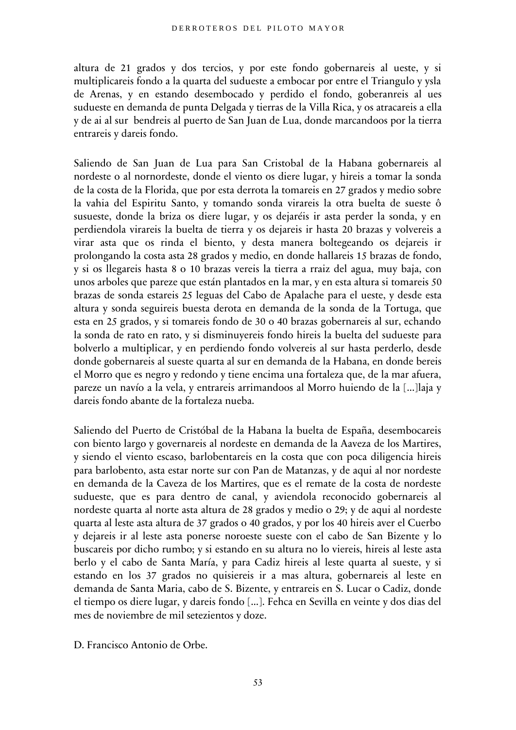altura de 21 grados y dos tercios, y por este fondo gobernareis al ueste, y si multiplicareis fondo a la quarta del sudueste a embocar por entre el Triangulo y ysla de Arenas, y en estando desembocado y perdido el fondo, goberanreis al ues sudueste en demanda de punta Delgada y tierras de la Villa Rica, y os atracareis a ella y de ai al sur bendreis al puerto de San Juan de Lua, donde marcandoos por la tierra entrareis y dareis fondo.

Saliendo de San Juan de Lua para San Cristobal de la Habana gobernareis al nordeste o al nornordeste, donde el viento os diere lugar, y hireis a tomar la sonda de la costa de la Florida, que por esta derrota la tomareis en 27 grados y medio sobre la vahia del Espiritu Santo, y tomando sonda virareis la otra buelta de sueste ô susueste, donde la briza os diere lugar, y os dejaréis ir asta perder la sonda, y en perdiendola virareis la buelta de tierra y os dejareis ir hasta 20 brazas y volvereis a virar asta que os rinda el biento, y desta manera boltegeando os dejareis ir prolongando la costa asta 28 grados y medio, en donde hallareis 15 brazas de fondo, y si os llegareis hasta 8 o 10 brazas vereis la tierra a rraiz del agua, muy baja, con unos arboles que pareze que están plantados en la mar, y en esta altura si tomareis 50 brazas de sonda estareis 25 leguas del Cabo de Apalache para el ueste, y desde esta altura y sonda seguireis buesta derota en demanda de la sonda de la Tortuga, que esta en 25 grados, y si tomareis fondo de 30 o 40 brazas gobernareis al sur, echando la sonda de rato en rato, y si disminuyereis fondo hireis la buelta del sudueste para bolverlo a multiplicar, y en perdiendo fondo volvereis al sur hasta perderlo, desde donde gobernareis al sueste quarta al sur en demanda de la Habana, en donde bereis el Morro que es negro y redondo y tiene encima una fortaleza que, de la mar afuera, pareze un navío a la vela, y entrareis arrimandoos al Morro huiendo de la [...]laja y dareis fondo abante de la fortaleza nueba.

Saliendo del Puerto de Cristóbal de la Habana la buelta de España, desembocareis con biento largo y governareis al nordeste en demanda de la Aaveza de los Martires, y siendo el viento escaso, barlobentareis en la costa que con poca diligencia hireis para barlobento, asta estar norte sur con Pan de Matanzas, y de aqui al nor nordeste en demanda de la Caveza de los Martires, que es el remate de la costa de nordeste sudueste, que es para dentro de canal, y aviendola reconocido gobernareis al nordeste quarta al norte asta altura de 28 grados y medio o 29; y de aqui al nordeste quarta al leste asta altura de 37 grados o 40 grados, y por los 40 hireis aver el Cuerbo y dejareis ir al leste asta ponerse noroeste sueste con el cabo de San Bizente y lo buscareis por dicho rumbo; y si estando en su altura no lo viereis, hireis al leste asta berlo y el cabo de Santa María, y para Cadiz hireis al leste quarta al sueste, y si estando en los 37 grados no quisiereis ir a mas altura, gobernareis al leste en demanda de Santa Maria, cabo de S. Bizente, y entrareis en S. Lucar o Cadiz, donde el tiempo os diere lugar, y dareis fondo [...]. Fehca en Sevilla en veinte y dos dias del mes de noviembre de mil setezientos y doze.

D. Francisco Antonio de Orbe.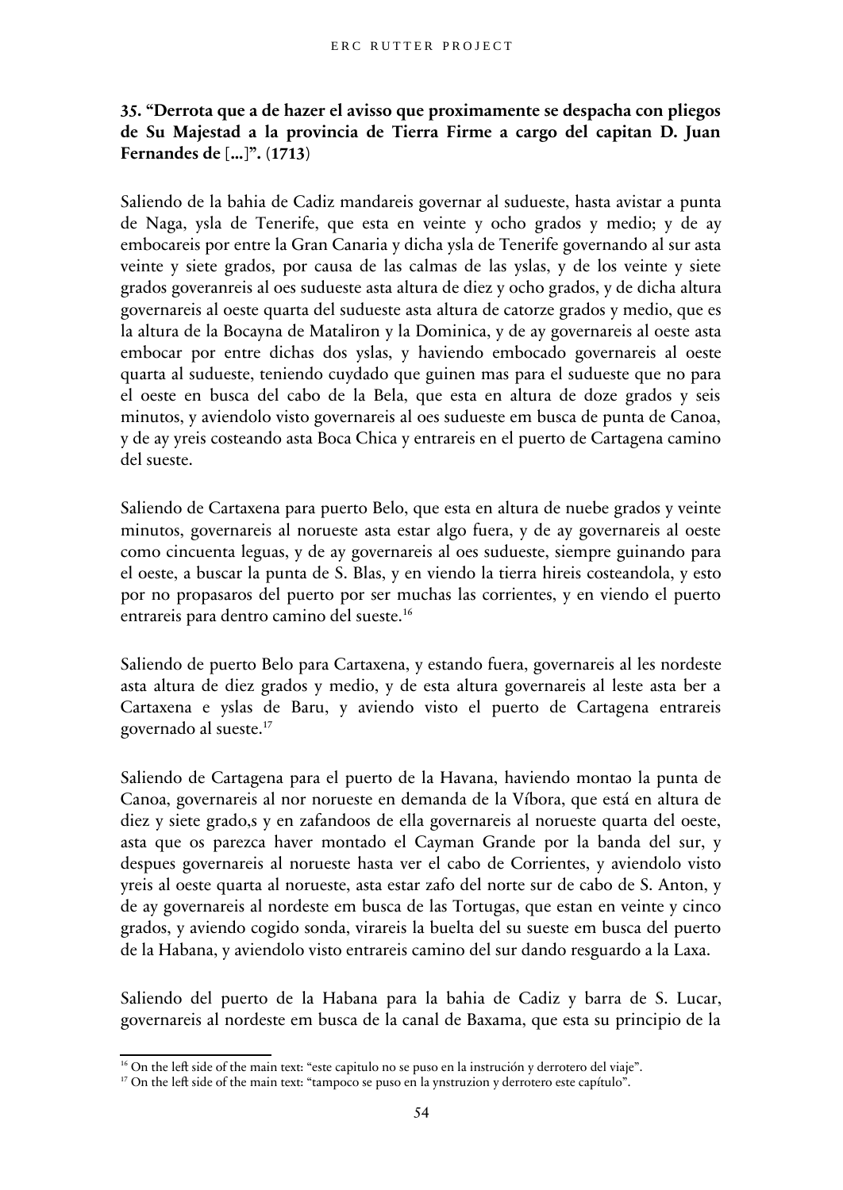**35. "Derrota que a de hazer el avisso que proximamente se despacha con pliegos de Su Majestad a la provincia de Tierra Firme a cargo del capitan D. Juan Fernandes de [...]". (1713)**

Saliendo de la bahia de Cadiz mandareis governar al sudueste, hasta avistar a punta de Naga, ysla de Tenerife, que esta en veinte y ocho grados y medio; y de ay embocareis por entre la Gran Canaria y dicha ysla de Tenerife governando al sur asta veinte y siete grados, por causa de las calmas de las yslas, y de los veinte y siete grados goveranreis al oes sudueste asta altura de diez y ocho grados, y de dicha altura governareis al oeste quarta del sudueste asta altura de catorze grados y medio, que es la altura de la Bocayna de Mataliron y la Dominica, y de ay governareis al oeste asta embocar por entre dichas dos yslas, y haviendo embocado governareis al oeste quarta al sudueste, teniendo cuydado que guinen mas para el sudueste que no para el oeste en busca del cabo de la Bela, que esta en altura de doze grados y seis minutos, y aviendolo visto governareis al oes sudueste em busca de punta de Canoa, y de ay yreis costeando asta Boca Chica y entrareis en el puerto de Cartagena camino del sueste.

Saliendo de Cartaxena para puerto Belo, que esta en altura de nuebe grados y veinte minutos, governareis al norueste asta estar algo fuera, y de ay governareis al oeste como cincuenta leguas, y de ay governareis al oes sudueste, siempre guinando para el oeste, a buscar la punta de S. Blas, y en viendo la tierra hireis costeandola, y esto por no propasaros del puerto por ser muchas las corrientes, y en viendo el puerto entrareis para dentro camino del sueste.[16]

Saliendo de puerto Belo para Cartaxena, y estando fuera, governareis al les nordeste asta altura de diez grados y medio, y de esta altura governareis al leste asta ber a Cartaxena e yslas de Baru, y aviendo visto el puerto de Cartagena entrareis governado al sueste.[17]

Saliendo de Cartagena para el puerto de la Havana, haviendo montao la punta de Canoa, governareis al nor norueste en demanda de la Víbora, que está en altura de diez y siete grado,s y en zafandoos de ella governareis al norueste quarta del oeste, asta que os parezca haver montado el Cayman Grande por la banda del sur, y despues governareis al norueste hasta ver el cabo de Corrientes, y aviendolo visto yreis al oeste quarta al norueste, asta estar zafo del norte sur de cabo de S. Anton, y de ay governareis al nordeste em busca de las Tortugas, que estan en veinte y cinco grados, y aviendo cogido sonda, virareis la buelta del su sueste em busca del puerto de la Habana, y aviendolo visto entrareis camino del sur dando resguardo a la Laxa.

Saliendo del puerto de la Habana para la bahia de Cadiz y barra de S. Lucar, governareis al nordeste em busca de la canal de Baxama, que esta su principio de la

---

[16] On the left side of the main text: "este capitulo no se puso en la instrución y derrotero del viaje".

[17] On the left side of the main text: "tampoco se puso en la ynstruzion y derrotero este capítulo".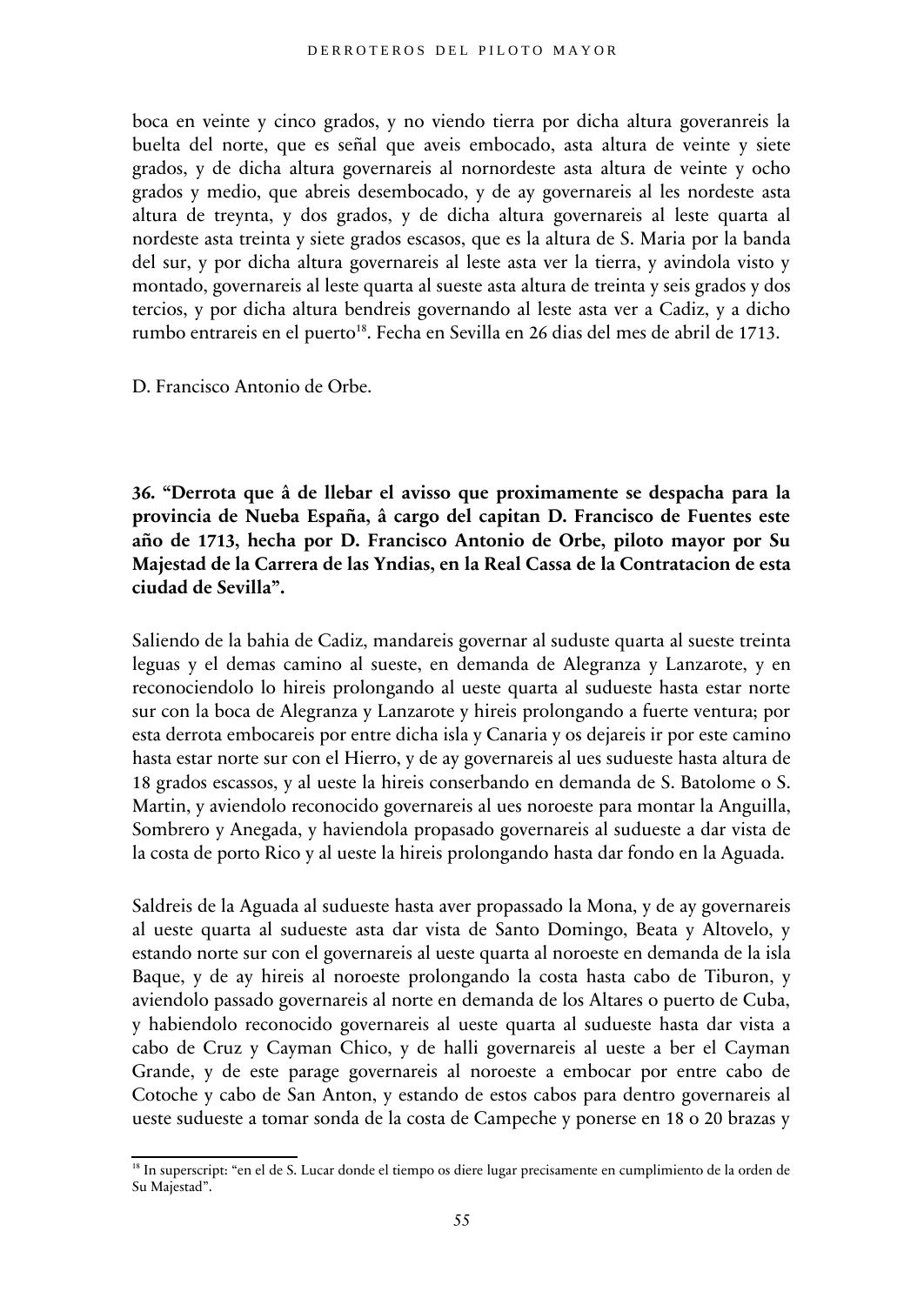boca en veinte y cinco grados, y no viendo tierra por dicha altura goveranreis la buelta del norte, que es señal que aveis embocado, asta altura de veinte y siete grados, y de dicha altura governareis al nornordeste asta altura de veinte y ocho grados y medio, que abreis desembocado, y de ay governareis al les nordeste asta altura de treynta, y dos grados, y de dicha altura governareis al leste quarta al nordeste asta treinta y siete grados escasos, que es la altura de S. Maria por la banda del sur, y por dicha altura governareis al leste asta ver la tierra, y avindola visto y montado, governareis al leste quarta al sueste asta altura de treinta y seis grados y dos tercios, y por dicha altura bendreis governando al leste asta ver a Cadiz, y a dicho rumbo entrareis en el puerto[18]. Fecha en Sevilla en 26 dias del mes de abril de 1713.

D. Francisco Antonio de Orbe.

**36. "Derrota que â de llebar el avisso que proximamente se despacha para la provincia de Nueba España, â cargo del capitan D. Francisco de Fuentes este año de 1713, hecha por D. Francisco Antonio de Orbe, piloto mayor por Su Majestad de la Carrera de las Yndias, en la Real Cassa de la Contratacion de esta ciudad de Sevilla".**

Saliendo de la bahia de Cadiz, mandareis governar al suduste quarta al sueste treinta leguas y el demas camino al sueste, en demanda de Alegranza y Lanzarote, y en reconociendolo lo hireis prolongando al ueste quarta al sudueste hasta estar norte sur con la boca de Alegranza y Lanzarote y hireis prolongando a fuerte ventura; por esta derrota embocareis por entre dicha isla y Canaria y os dejareis ir por este camino hasta estar norte sur con el Hierro, y de ay governareis al ues sudueste hasta altura de 18 grados escassos, y al ueste la hireis conserbando en demanda de S. Batolome o S. Martin, y aviendolo reconocido governareis al ues noroeste para montar la Anguilla, Sombrero y Anegada, y haviendola propasado governareis al sudueste a dar vista de la costa de porto Rico y al ueste la hireis prolongando hasta dar fondo en la Aguada.

Saldreis de la Aguada al sudueste hasta aver propassado la Mona, y de ay governareis al ueste quarta al sudueste asta dar vista de Santo Domingo, Beata y Altovelo, y estando norte sur con el governareis al ueste quarta al noroeste en demanda de la isla Baque, y de ay hireis al noroeste prolongando la costa hasta cabo de Tiburon, y aviendolo passado governareis al norte en demanda de los Altares o puerto de Cuba, y habiendolo reconocido governareis al ueste quarta al sudueste hasta dar vista a cabo de Cruz y Cayman Chico, y de halli governareis al ueste a ber el Cayman Grande, y de este parage governareis al noroeste a embocar por entre cabo de Cotoche y cabo de San Anton, y estando de estos cabos para dentro governareis al ueste sudueste a tomar sonda de la costa de Campeche y ponerse en 18 o 20 brazas y

[18] In superscript: "en el de S. Lucar donde el tiempo os diere lugar precisamente en cumplimiento de la orden de Su Majestad".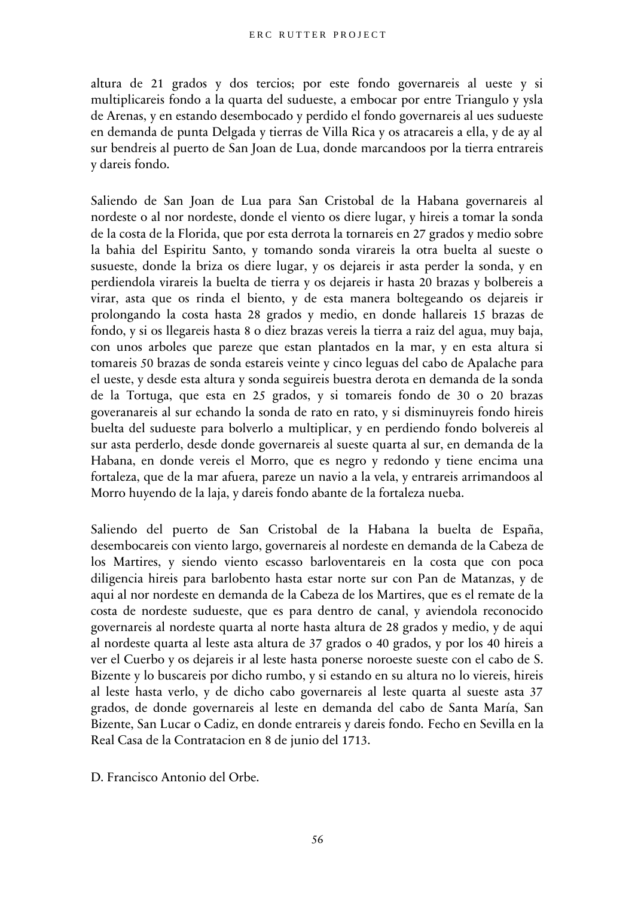altura de 21 grados y dos tercios; por este fondo governareis al ueste y si multiplicareis fondo a la quarta del sudueste, a embocar por entre Triangulo y ysla de Arenas, y en estando desembocado y perdido el fondo governareis al ues sudueste en demanda de punta Delgada y tierras de Villa Rica y os atracareis a ella, y de ay al sur bendreis al puerto de San Joan de Lua, donde marcandoos por la tierra entrareis y dareis fondo.

Saliendo de San Joan de Lua para San Cristobal de la Habana governareis al nordeste o al nor nordeste, donde el viento os diere lugar, y hireis a tomar la sonda de la costa de la Florida, que por esta derrota la tornareis en 27 grados y medio sobre la bahia del Espiritu Santo, y tomando sonda virareis la otra buelta al sueste o susueste, donde la briza os diere lugar, y os dejareis ir asta perder la sonda, y en perdiendola virareis la buelta de tierra y os dejareis ir hasta 20 brazas y bolbereis a virar, asta que os rinda el biento, y de esta manera boltegeando os dejareis ir prolongando la costa hasta 28 grados y medio, en donde hallareis 15 brazas de fondo, y si os llegareis hasta 8 o diez brazas vereis la tierra a raiz del agua, muy baja, con unos arboles que pareze que estan plantados en la mar, y en esta altura si tomareis 50 brazas de sonda estareis veinte y cinco leguas del cabo de Apalache para el ueste, y desde esta altura y sonda seguireis buestra derota en demanda de la sonda de la Tortuga, que esta en 25 grados, y si tomareis fondo de 30 o 20 brazas goveranareis al sur echando la sonda de rato en rato, y si disminuyreis fondo hireis buelta del sudueste para bolverlo a multiplicar, y en perdiendo fondo bolvereis al sur asta perderlo, desde donde governareis al sueste quarta al sur, en demanda de la Habana, en donde vereis el Morro, que es negro y redondo y tiene encima una fortaleza, que de la mar afuera, pareze un navio a la vela, y entrareis arrimandoos al Morro huyendo de la laja, y dareis fondo abante de la fortaleza nueba.

Saliendo del puerto de San Cristobal de la Habana la buelta de España, desembocareis con viento largo, governareis al nordeste en demanda de la Cabeza de los Martires, y siendo viento escasso barloventareis en la costa que con poca diligencia hireis para barlobento hasta estar norte sur con Pan de Matanzas, y de aqui al nor nordeste en demanda de la Cabeza de los Martires, que es el remate de la costa de nordeste sudueste, que es para dentro de canal, y aviendola reconocido governareis al nordeste quarta al norte hasta altura de 28 grados y medio, y de aqui al nordeste quarta al leste asta altura de 37 grados o 40 grados, y por los 40 hireis a ver el Cuerbo y os dejareis ir al leste hasta ponerse noroeste sueste con el cabo de S. Bizente y lo buscareis por dicho rumbo, y si estando en su altura no lo viereis, hireis al leste hasta verlo, y de dicho cabo governareis al leste quarta al sueste asta 37 grados, de donde governareis al leste en demanda del cabo de Santa María, San Bizente, San Lucar o Cadiz, en donde entrareis y dareis fondo. Fecho en Sevilla en la Real Casa de la Contratacion en 8 de junio del 1713.

D. Francisco Antonio del Orbe.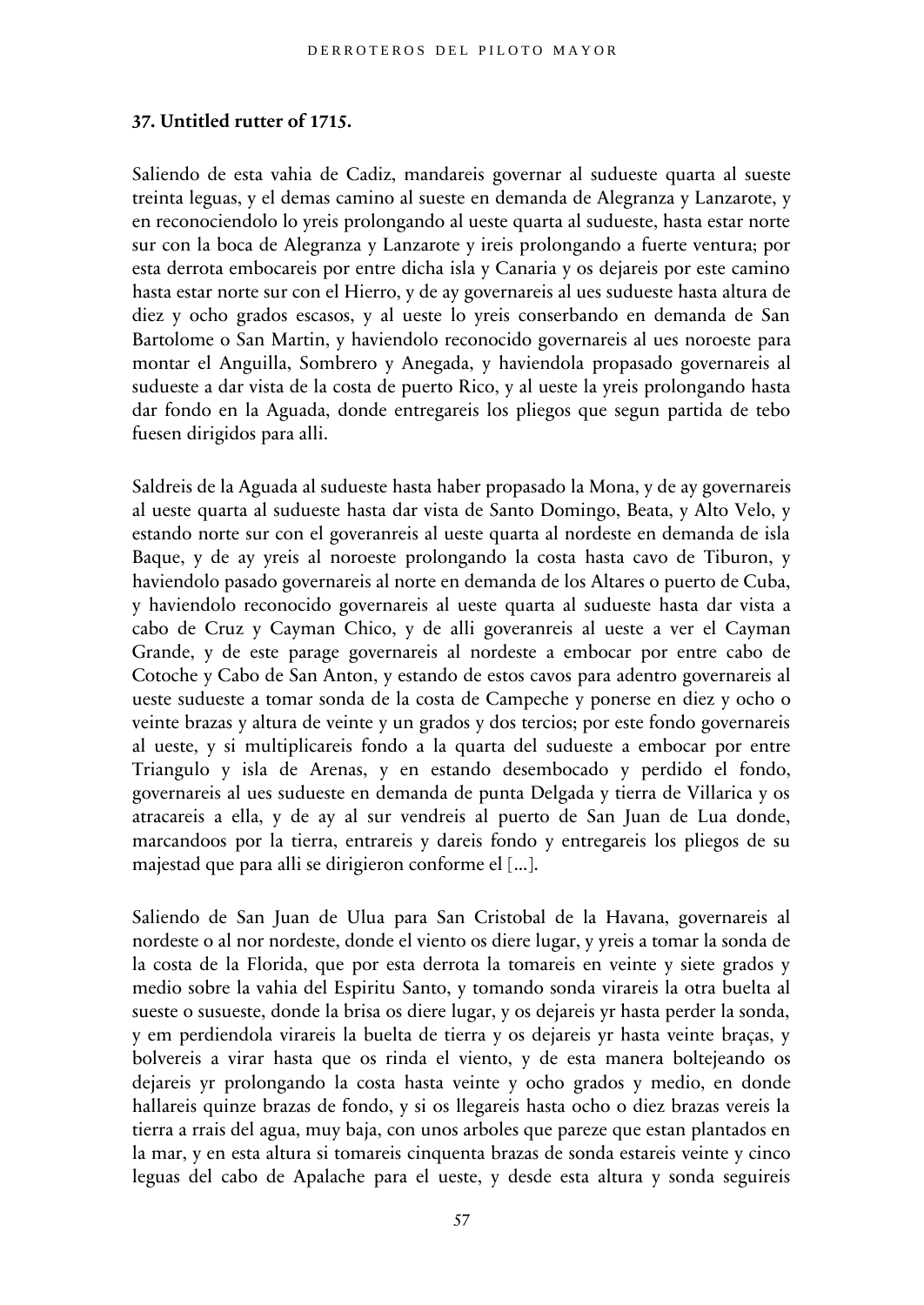### 37. Untitled rutter of 1715.

Saliendo de esta vahia de Cadiz, mandareis governar al sudueste quarta al sueste treinta leguas, y el demas camino al sueste en demanda de Alegranza y Lanzarote, y en reconociendolo lo yreis prolongando al ueste quarta al sudueste, hasta estar norte sur con la boca de Alegranza y Lanzarote y ireis prolongando a fuerte ventura; por esta derrota embocareis por entre dicha isla y Canaria y os dejareis por este camino hasta estar norte sur con el Hierro, y de ay governareis al ues sudueste hasta altura de diez y ocho grados escasos, y al ueste lo yreis conserbando en demanda de San Bartolome o San Martin, y haviendolo reconocido governareis al ues noroeste para montar el Anguilla, Sombrero y Anegada, y haviendola propasado governareis al sudueste a dar vista de la costa de puerto Rico, y al ueste la yreis prolongando hasta dar fondo en la Aguada, donde entregareis los pliegos que segun partida de tebo fuesen dirigidos para alli.

Saldreis de la Aguada al sudueste hasta haber propasado la Mona, y de ay governareis al ueste quarta al sudueste hasta dar vista de Santo Domingo, Beata, y Alto Velo, y estando norte sur con el goveranreis al ueste quarta al nordeste en demanda de isla Baque, y de ay yreis al noroeste prolongando la costa hasta cavo de Tiburon, y haviendolo pasado governareis al norte en demanda de los Altares o puerto de Cuba, y haviendolo reconocido governareis al ueste quarta al sudueste hasta dar vista a cabo de Cruz y Cayman Chico, y de alli goveranreis al ueste a ver el Cayman Grande, y de este parage governareis al nordeste a embocar por entre cabo de Cotoche y Cabo de San Anton, y estando de estos cavos para adentro governareis al ueste sudueste a tomar sonda de la costa de Campeche y ponerse en diez y ocho o veinte brazas y altura de veinte y un grados y dos tercios; por este fondo governareis al ueste, y si multiplicareis fondo a la quarta del sudueste a embocar por entre Triangulo y isla de Arenas, y en estando desembocado y perdido el fondo, governareis al ues sudueste en demanda de punta Delgada y tierra de Villarica y os atracareis a ella, y de ay al sur vendreis al puerto de San Juan de Lua donde, marcandoos por la tierra, entrareis y dareis fondo y entregareis los pliegos de su majestad que para alli se dirigieron conforme el [...].

Saliendo de San Juan de Ulua para San Cristobal de la Havana, governareis al nordeste o al nor nordeste, donde el viento os diere lugar, y yreis a tomar la sonda de la costa de la Florida, que por esta derrota la tomareis en veinte y siete grados y medio sobre la vahia del Espiritu Santo, y tomando sonda virareis la otra buelta al sueste o susueste, donde la brisa os diere lugar, y os dejareis yr hasta perder la sonda, y em perdiendola virareis la buelta de tierra y os dejareis yr hasta veinte braças, y bolvereis a virar hasta que os rinda el viento, y de esta manera boltejeando os dejareis yr prolongando la costa hasta veinte y ocho grados y medio, en donde hallareis quinze brazas de fondo, y si os llegareis hasta ocho o diez brazas vereis la tierra a rrais del agua, muy baja, con unos arboles que pareze que estan plantados en la mar, y en esta altura si tomareis cinquenta brazas de sonda estareis veinte y cinco leguas del cabo de Apalache para el ueste, y desde esta altura y sonda seguireis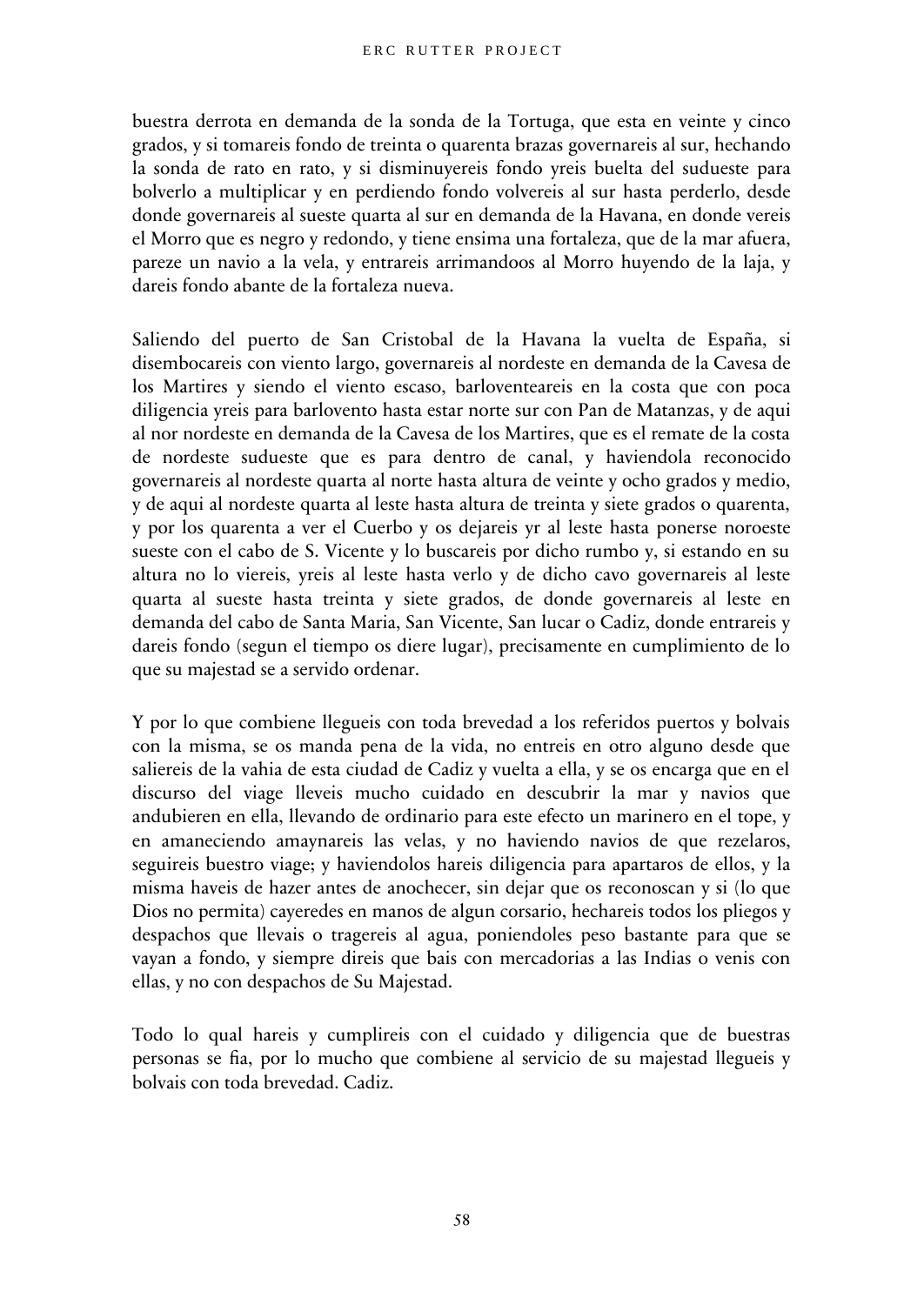buestra derrota en demanda de la sonda de la Tortuga, que esta en veinte y cinco grados, y si tomareis fondo de treinta o quarenta brazas governareis al sur, hechando la sonda de rato en rato, y si disminuyereis fondo yreis buelta del sudueste para bolverlo a multiplicar y en perdiendo fondo volvereis al sur hasta perderlo, desde donde governareis al sueste quarta al sur en demanda de la Havana, en donde vereis el Morro que es negro y redondo, y tiene ensima una fortaleza, que de la mar afuera, pareze un navio a la vela, y entrareis arrimandoos al Morro huyendo de la laja, y dareis fondo abante de la fortaleza nueva.

Saliendo del puerto de San Cristobal de la Havana la vuelta de España, si disembocareis con viento largo, governareis al nordeste en demanda de la Cavesa de los Martires y siendo el viento escaso, barloventeareis en la costa que con poca diligencia yreis para barlovento hasta estar norte sur con Pan de Matanzas, y de aqui al nor nordeste en demanda de la Cavesa de los Martires, que es el remate de la costa de nordeste sudueste que es para dentro de canal, y haviendola reconocido governareis al nordeste quarta al norte hasta altura de veinte y ocho grados y medio, y de aqui al nordeste quarta al leste hasta altura de treinta y siete grados o quarenta, y por los quarenta a ver el Cuerbo y os dejareis yr al leste hasta ponerse noroeste sueste con el cabo de S. Vicente y lo buscareis por dicho rumbo y, si estando en su altura no lo viereis, yreis al leste hasta verlo y de dicho cavo governareis al leste quarta al sueste hasta treinta y siete grados, de donde governareis al leste en demanda del cabo de Santa Maria, San Vicente, San lucar o Cadiz, donde entrareis y dareis fondo (segun el tiempo os diere lugar), precisamente en cumplimiento de lo que su majestad se a servido ordenar.

Y por lo que combiene llegueis con toda brevedad a los referidos puertos y bolvais con la misma, se os manda pena de la vida, no entreis en otro alguno desde que saliereis de la vahia de esta ciudad de Cadiz y vuelta a ella, y se os encarga que en el discurso del viage lleveis mucho cuidado en descubrir la mar y navios que andubieren en ella, llevando de ordinario para este efecto un marinero en el tope, y en amaneciendo amaynareis las velas, y no haviendo navios de que rezelaros, seguireis buestro viage; y haviendolos hareis diligencia para apartaros de ellos, y la misma haveis de hazer antes de anochecer, sin dejar que os reconoscan y si (lo que Dios no permita) cayeredes en manos de algun corsario, hechareis todos los pliegos y despachos que llevais o tragereis al agua, poniendoles peso bastante para que se vayan a fondo, y siempre direis que bais con mercadorias a las Indias o venis con ellas, y no con despachos de Su Majestad.

Todo lo qual hareis y cumplireis con el cuidado y diligencia que de buestras personas se fia, por lo mucho que combiene al servicio de su majestad llegueis y bolvais con toda brevedad. Cadiz.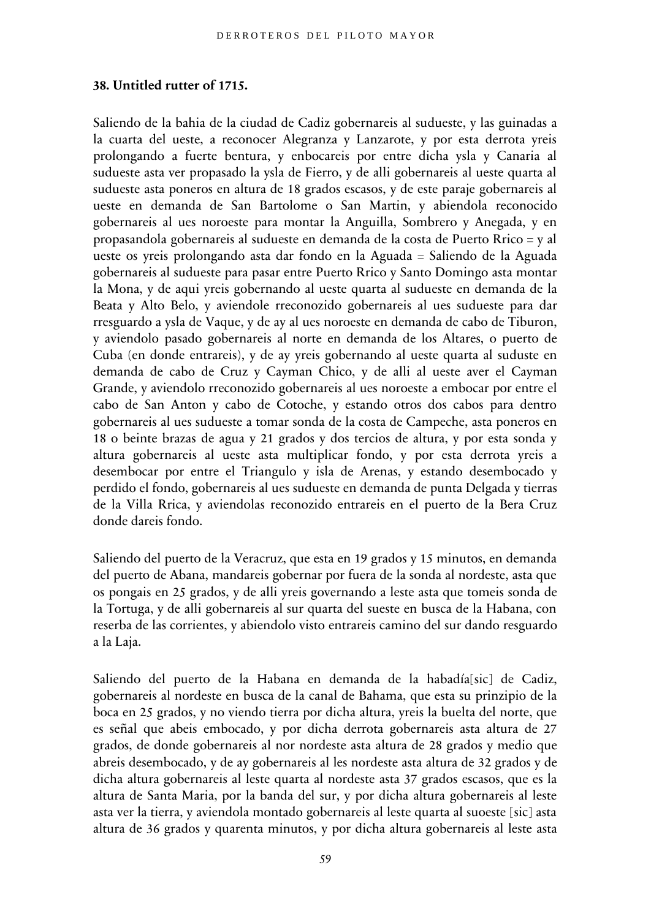### 38. Untitled rutter of 1715.

Saliendo de la bahia de la ciudad de Cadiz gobernareis al sudueste, y las guinadas a la cuarta del ueste, a reconocer Alegranza y Lanzarote, y por esta derrota yreis prolongando a fuerte bentura, y enbocareis por entre dicha ysla y Canaria al sudueste asta ver propasado la ysla de Fierro, y de alli gobernareis al ueste quarta al sudueste asta poneros en altura de 18 grados escasos, y de este paraje gobernareis al ueste en demanda de San Bartolome o San Martin, y abiendola reconocido gobernareis al ues noroeste para montar la Anguilla, Sombrero y Anegada, y en propasandola gobernareis al sudueste en demanda de la costa de Puerto Rrico = y al ueste os yreis prolongando asta dar fondo en la Aguada = Saliendo de la Aguada gobernareis al sudueste para pasar entre Puerto Rrico y Santo Domingo asta montar la Mona, y de aqui yreis gobernando al ueste quarta al sudueste en demanda de la Beata y Alto Belo, y aviendole rreconozido gobernareis al ues sudueste para dar rresguardo a ysla de Vaque, y de ay al ues noroeste en demanda de cabo de Tiburon, y aviendolo pasado gobernareis al norte en demanda de los Altares, o puerto de Cuba (en donde entrareis), y de ay yreis gobernando al ueste quarta al suduste en demanda de cabo de Cruz y Cayman Chico, y de alli al ueste aver el Cayman Grande, y aviendolo rreconozido gobernareis al ues noroeste a embocar por entre el cabo de San Anton y cabo de Cotoche, y estando otros dos cabos para dentro gobernareis al ues sudueste a tomar sonda de la costa de Campeche, asta poneros en 18 o beinte brazas de agua y 21 grados y dos tercios de altura, y por esta sonda y altura gobernareis al ueste asta multiplicar fondo, y por esta derrota yreis a desembocar por entre el Triangulo y isla de Arenas, y estando desembocado y perdido el fondo, gobernareis al ues sudueste en demanda de punta Delgada y tierras de la Villa Rrica, y aviendolas reconozido entrareis en el puerto de la Bera Cruz donde dareis fondo.

Saliendo del puerto de la Veracruz, que esta en 19 grados y 15 minutos, en demanda del puerto de Abana, mandareis gobernar por fuera de la sonda al nordeste, asta que os pongais en 25 grados, y de alli yreis governando a leste asta que tomeis sonda de la Tortuga, y de alli gobernareis al sur quarta del sueste en busca de la Habana, con reserba de las corrientes, y abiendolo visto entrareis camino del sur dando resguardo a la Laja.

Saliendo del puerto de la Habana en demanda de la habadía[sic] de Cadiz, gobernareis al nordeste en busca de la canal de Bahama, que esta su prinzipio de la boca en 25 grados, y no viendo tierra por dicha altura, yreis la buelta del norte, que es señal que abeis embocado, y por dicha derrota gobernareis asta altura de 27 grados, de donde gobernareis al nor nordeste asta altura de 28 grados y medio que abreis desembocado, y de ay gobernareis al les nordeste asta altura de 32 grados y de dicha altura gobernareis al leste quarta al nordeste asta 37 grados escasos, que es la altura de Santa Maria, por la banda del sur, y por dicha altura gobernareis al leste asta ver la tierra, y aviendola montado gobernareis al leste quarta al suoeste [sic] asta altura de 36 grados y quarenta minutos, y por dicha altura gobernareis al leste asta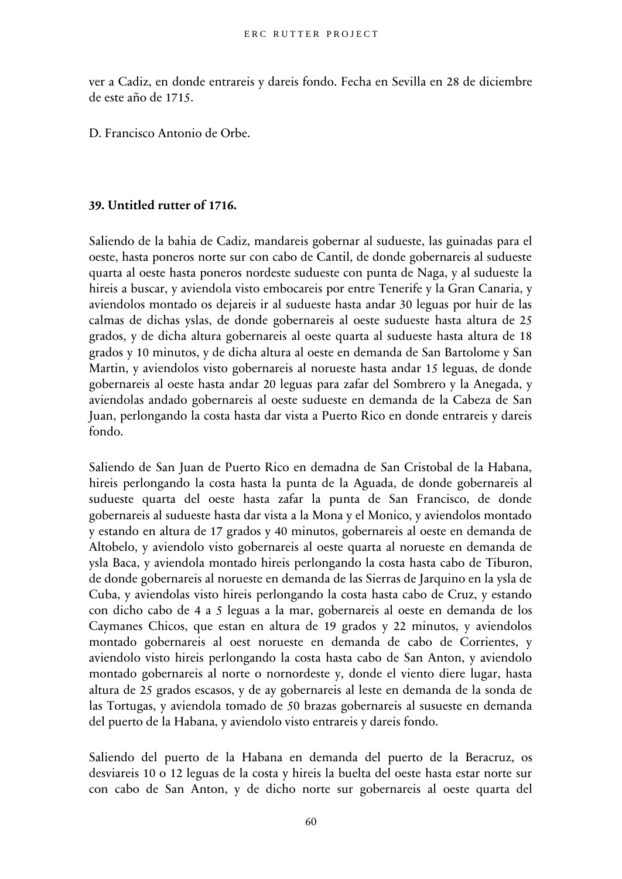ver a Cadiz, en donde entrareis y dareis fondo. Fecha en Sevilla en 28 de diciembre de este año de 1715.

D. Francisco Antonio de Orbe.

### 39. Untitled rutter of 1716.

Saliendo de la bahia de Cadiz, mandareis gobernar al sudueste, las guinadas para el oeste, hasta poneros norte sur con cabo de Cantil, de donde gobernareis al sudueste quarta al oeste hasta poneros nordeste sudueste con punta de Naga, y al sudueste la hireis a buscar, y aviendola visto embocareis por entre Tenerife y la Gran Canaria, y aviendolos montado os dejareis ir al sudueste hasta andar 30 leguas por huir de las calmas de dichas yslas, de donde gobernareis al oeste sudueste hasta altura de 25 grados, y de dicha altura gobernareis al oeste quarta al sudueste hasta altura de 18 grados y 10 minutos, y de dicha altura al oeste en demanda de San Bartolome y San Martin, y aviendolos visto gobernareis al norueste hasta andar 15 leguas, de donde gobernareis al oeste hasta andar 20 leguas para zafar del Sombrero y la Anegada, y aviendolas andado gobernareis al oeste sudueste en demanda de la Cabeza de San Juan, perlongando la costa hasta dar vista a Puerto Rico en donde entrareis y dareis fondo.

Saliendo de San Juan de Puerto Rico en demadna de San Cristobal de la Habana, hireis perlongando la costa hasta la punta de la Aguada, de donde gobernareis al sudueste quarta del oeste hasta zafar la punta de San Francisco, de donde gobernareis al sudueste hasta dar vista a la Mona y el Monico, y aviendolos montado y estando en altura de 17 grados y 40 minutos, gobernareis al oeste en demanda de Altobelo, y aviendolo visto gobernareis al oeste quarta al norueste en demanda de ysla Baca, y aviendola montado hireis perlongando la costa hasta cabo de Tiburon, de donde gobernareis al norueste en demanda de las Sierras de Jarquino en la ysla de Cuba, y aviendolas visto hireis perlongando la costa hasta cabo de Cruz, y estando con dicho cabo de 4 a 5 leguas a la mar, gobernareis al oeste en demanda de los Caymanes Chicos, que estan en altura de 19 grados y 22 minutos, y aviendolos montado gobernareis al oest norueste en demanda de cabo de Corrientes, y aviendolo visto hireis perlongando la costa hasta cabo de San Anton, y aviendolo montado gobernareis al norte o nornordeste y, donde el viento diere lugar, hasta altura de 25 grados escasos, y de ay gobernareis al leste en demanda de la sonda de las Tortugas, y aviendola tomado de 50 brazas gobernareis al susueste en demanda del puerto de la Habana, y aviendolo visto entrareis y dareis fondo.

Saliendo del puerto de la Habana en demanda del puerto de la Beracruz, os desviareis 10 o 12 leguas de la costa y hireis la buelta del oeste hasta estar norte sur con cabo de San Anton, y de dicho norte sur gobernareis al oeste quarta del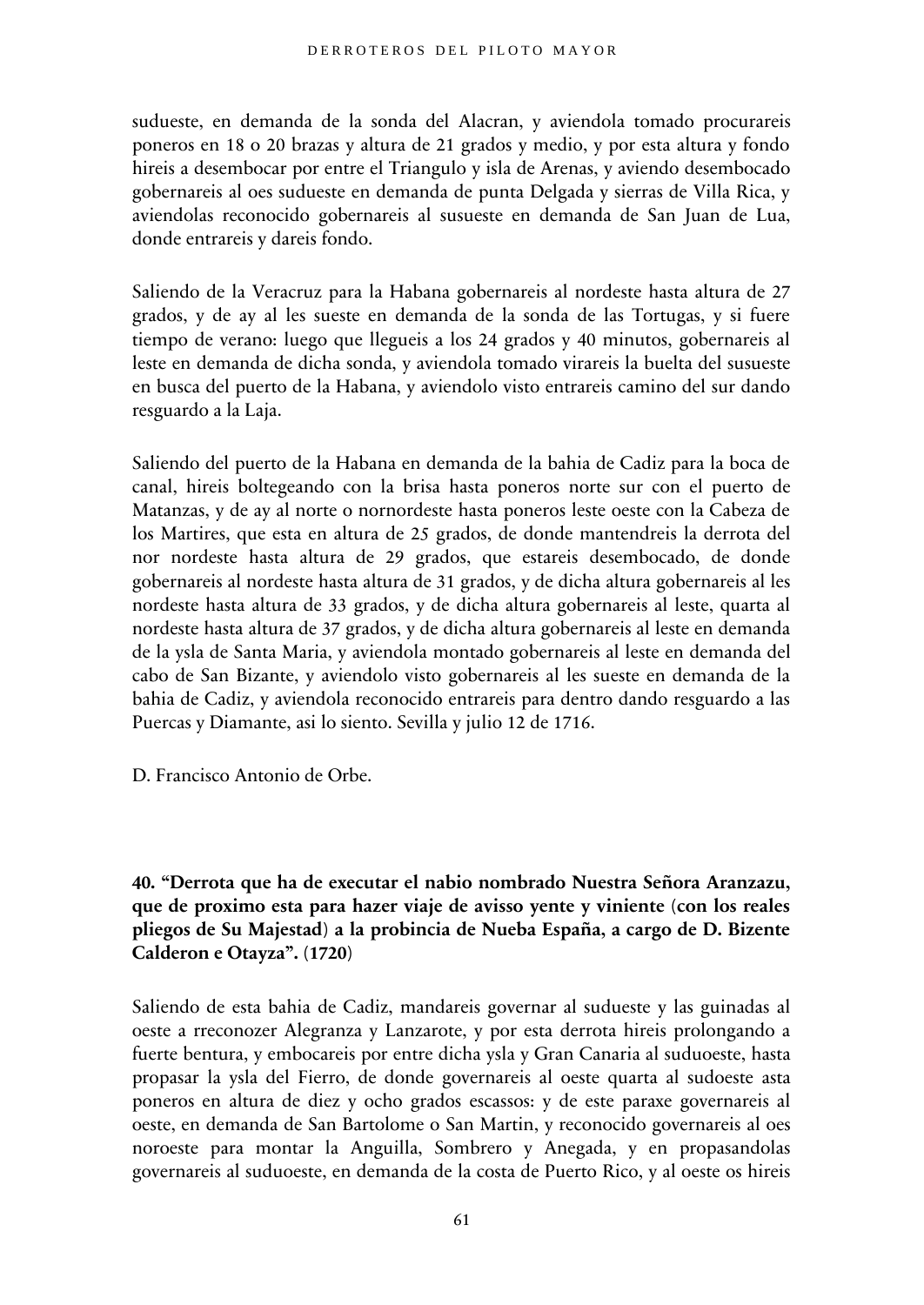sudueste, en demanda de la sonda del Alacran, y aviendola tomado procurareis poneros en 18 o 20 brazas y altura de 21 grados y medio, y por esta altura y fondo hireis a desembocar por entre el Triangulo y isla de Arenas, y aviendo desembocado gobernareis al oes sudueste en demanda de punta Delgada y sierras de Villa Rica, y aviendolas reconocido gobernareis al susueste en demanda de San Juan de Lua, donde entrareis y dareis fondo.

Saliendo de la Veracruz para la Habana gobernareis al nordeste hasta altura de 27 grados, y de ay al les sueste en demanda de la sonda de las Tortugas, y si fuere tiempo de verano: luego que llegueis a los 24 grados y 40 minutos, gobernareis al leste en demanda de dicha sonda, y aviendola tomado virareis la buelta del susueste en busca del puerto de la Habana, y aviendolo visto entrareis camino del sur dando resguardo a la Laja.

Saliendo del puerto de la Habana en demanda de la bahia de Cadiz para la boca de canal, hireis boltegeando con la brisa hasta poneros norte sur con el puerto de Matanzas, y de ay al norte o nornordeste hasta poneros leste oeste con la Cabeza de los Martires, que esta en altura de 25 grados, de donde mantendreis la derrota del nor nordeste hasta altura de 29 grados, que estareis desembocado, de donde gobernareis al nordeste hasta altura de 31 grados, y de dicha altura gobernareis al les nordeste hasta altura de 33 grados, y de dicha altura gobernareis al leste, quarta al nordeste hasta altura de 37 grados, y de dicha altura gobernareis al leste en demanda de la ysla de Santa Maria, y aviendola montado gobernareis al leste en demanda del cabo de San Bizante, y aviendolo visto gobernareis al les sueste en demanda de la bahia de Cadiz, y aviendola reconocido entrareis para dentro dando resguardo a las Puercas y Diamante, asi lo siento. Sevilla y julio 12 de 1716.

D. Francisco Antonio de Orbe.

**40. "Derrota que ha de executar el nabio nombrado Nuestra Señora Aranzazu, que de proximo esta para hazer viaje de avisso yente y viniente (con los reales pliegos de Su Majestad) a la probincia de Nueba España, a cargo de D. Bizente Calderon e Otayza". (1720)**

Saliendo de esta bahia de Cadiz, mandareis governar al sudueste y las guinadas al oeste a rreconozer Alegranza y Lanzarote, y por esta derrota hireis prolongando a fuerte bentura, y embocareis por entre dicha ysla y Gran Canaria al suduoeste, hasta propasar la ysla del Fierro, de donde governareis al oeste quarta al sudoeste asta poneros en altura de diez y ocho grados escassos: y de este paraxe governareis al oeste, en demanda de San Bartolome o San Martin, y reconocido governareis al oes noroeste para montar la Anguilla, Sombrero y Anegada, y en propasandolas governareis al suduoeste, en demanda de la costa de Puerto Rico, y al oeste os hireis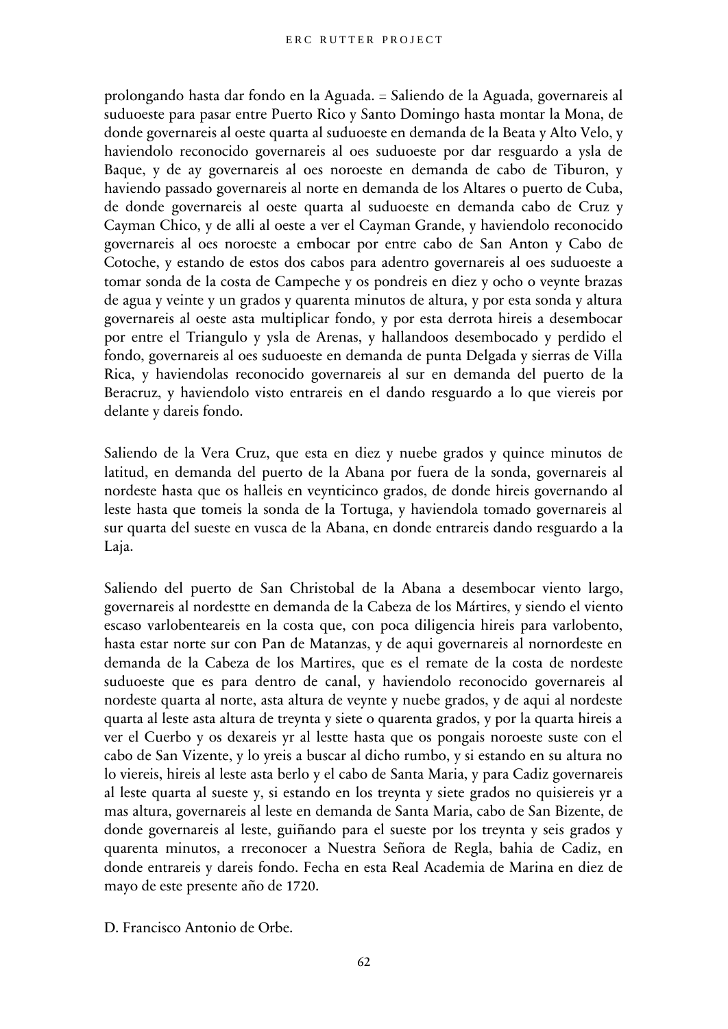prolongando hasta dar fondo en la Aguada. = Saliendo de la Aguada, governareis al suduoeste para pasar entre Puerto Rico y Santo Domingo hasta montar la Mona, de donde governareis al oeste quarta al suduoeste en demanda de la Beata y Alto Velo, y haviendolo reconocido governareis al oes suduoeste por dar resguardo a ysla de Baque, y de ay governareis al oes noroeste en demanda de cabo de Tiburon, y haviendo passado governareis al norte en demanda de los Altares o puerto de Cuba, de donde governareis al oeste quarta al suduoeste en demanda cabo de Cruz y Cayman Chico, y de alli al oeste a ver el Cayman Grande, y haviendolo reconocido governareis al oes noroeste a embocar por entre cabo de San Anton y Cabo de Cotoche, y estando de estos dos cabos para adentro governareis al oes suduoeste a tomar sonda de la costa de Campeche y os pondreis en diez y ocho o veynte brazas de agua y veinte y un grados y quarenta minutos de altura, y por esta sonda y altura governareis al oeste asta multiplicar fondo, y por esta derrota hireis a desembocar por entre el Triangulo y ysla de Arenas, y hallandoos desembocado y perdido el fondo, governareis al oes suduoeste en demanda de punta Delgada y sierras de Villa Rica, y haviendolas reconocido governareis al sur en demanda del puerto de la Beracruz, y haviendolo visto entrareis en el dando resguardo a lo que viereis por delante y dareis fondo.

Saliendo de la Vera Cruz, que esta en diez y nuebe grados y quince minutos de latitud, en demanda del puerto de la Abana por fuera de la sonda, governareis al nordeste hasta que os halleis en veynticinco grados, de donde hireis governando al leste hasta que tomeis la sonda de la Tortuga, y haviendola tomado governareis al sur quarta del sueste en vusca de la Abana, en donde entrareis dando resguardo a la Laja.

Saliendo del puerto de San Christobal de la Abana a desembocar viento largo, governareis al nordestte en demanda de la Cabeza de los Mártires, y siendo el viento escaso varlobentteareis en la costa que, con poca diligencia hireis para varlobento, hasta estar norte sur con Pan de Matanzas, y de aqui governareis al nornordeste en demanda de la Cabeza de los Martires, que es el remate de la costa de nordeste suduoeste que es para dentro de canal, y haviendolo reconocido governareis al nordeste quarta al norte, asta altura de veynte y nuebe grados, y de aqui al nordeste quarta al leste asta altura de treynta y siete o quarenta grados, y por la quarta hireis a ver el Cuerbo y os dexareis yr al lestte hasta que os pongais noroeste suste con el cabo de San Vizente, y lo yreis a buscar al dicho rumbo, y si estando en su altura no lo viereis, hireis al leste asta berlo y el cabo de Santa Maria, y para Cadiz governareis al leste quarta al sueste y, si estando en los treynta y siete grados no quisiereis yr a mas altura, governareis al leste en demanda de Santa Maria, cabo de San Bizente, de donde governareis al leste, guiñando para el sueste por los treynta y seis grados y quarenta minutos, a rreconocer a Nuestra Señora de Regla, bahia de Cadiz, en donde entrareis y dareis fondo. Fecha en esta Real Academia de Marina en diez de mayo de este presente año de 1720.

D. Francisco Antonio de Orbe.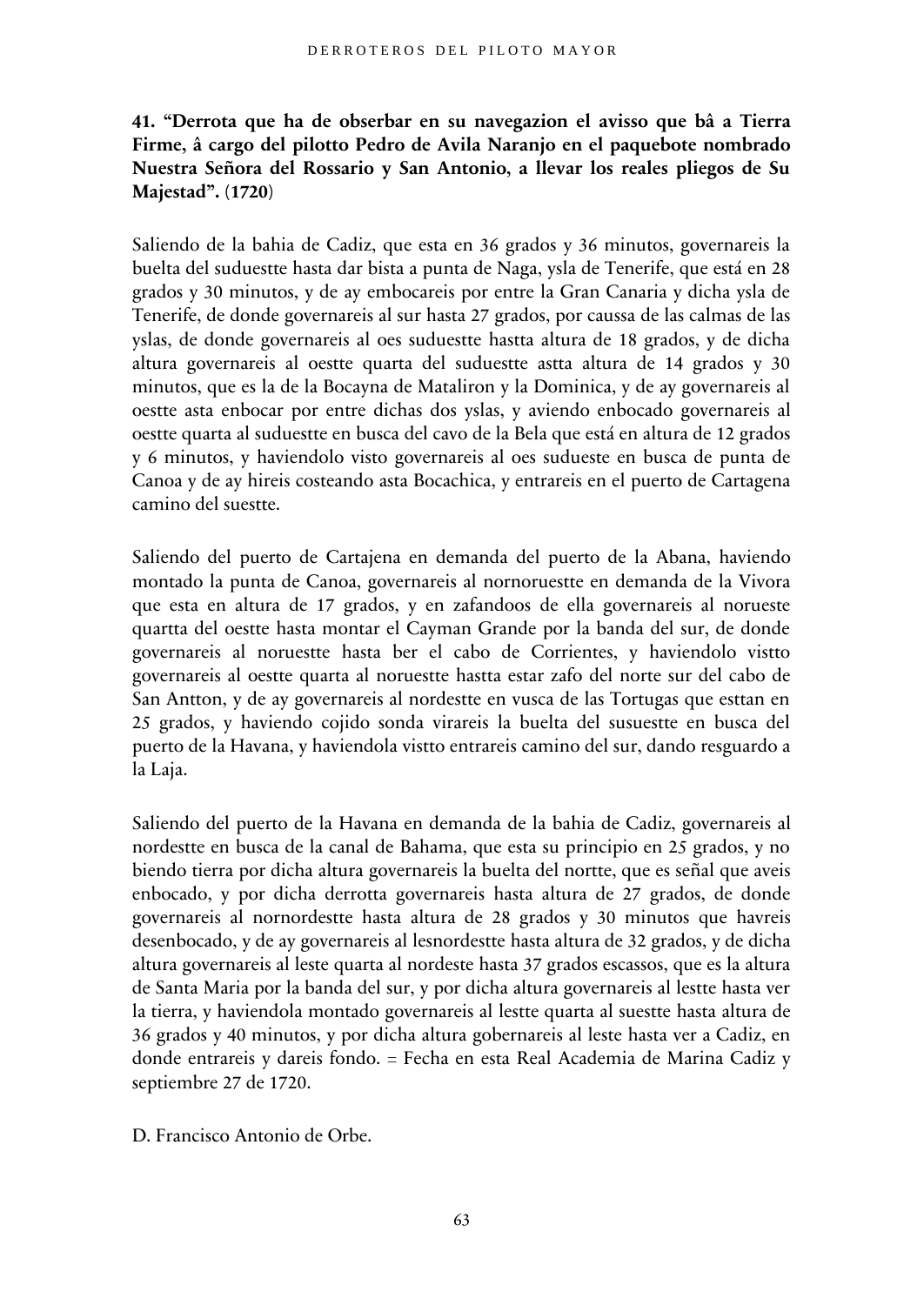**41. "Derrota que ha de obserbar en su navegazion el avisso que bâ a Tierra Firme, â cargo del pilotto Pedro de Avila Naranjo en el paquebote nombrado Nuestra Señora del Rossario y San Antonio, a llevar los reales pliegos de Su Majestad".** (**1720**)

Saliendo de la bahia de Cadiz, que esta en 36 grados y 36 minutos, governareis la buelta del suduestte hasta dar bista a punta de Naga, ysla de Tenerife, que está en 28 grados y 30 minutos, y de ay embocareis por entre la Gran Canaria y dicha ysla de Tenerife, de donde governareis al sur hasta 27 grados, por caussa de las calmas de las yslas, de donde governareis al oes suduestte hastta altura de 18 grados, y de dicha altura governareis al oestte quarta del suduestte astta altura de 14 grados y 30 minutos, que es la de la Bocayna de Mataliron y la Dominica, y de ay governareis al oestte asta enbocar por entre dichas dos yslas, y aviendo enbocado governareis al oestte quarta al suduestte en busca del cavo de la Bela que está en altura de 12 grados y 6 minutos, y haviendolo visto governareis al oes sudueste en busca de punta de Canoa y de ay hireis costeando asta Bocachica, y entrareis en el puerto de Cartagena camino del suestte.

Saliendo del puerto de Cartajena en demanda del puerto de la Abana, haviendo montado la punta de Canoa, governareis al nornoruestte en demanda de la Vivora que esta en altura de 17 grados, y en zafandoos de ella governareis al norueste quartta del oestte hasta montar el Cayman Grande por la banda del sur, de donde governareis al noruestte hasta ber el cabo de Corrientes, y haviendolo vistto governareis al oestte quarta al noruestte hastta estar zafo del norte sur del cabo de San Antton, y de ay governareis al nordestte en vusca de las Tortugas que esttan en 25 grados, y haviendo cojido sonda virareis la buelta del susuestte en busca del puerto de la Havana, y haviendola vistto entrareis camino del sur, dando resguardo a la Laja.

Saliendo del puerto de la Havana en demanda de la bahia de Cadiz, governareis al nordestte en busca de la canal de Bahama, que esta su principio en 25 grados, y no biendo tierra por dicha altura governareis la buelta del nortte, que es señal que aveis enbocado, y por dicha derrotta governareis hasta altura de 27 grados, de donde governareis al nornordestte hasta altura de 28 grados y 30 minutos que havreis desenbocado, y de ay governareis al lesnordestte hasta altura de 32 grados, y de dicha altura governareis al leste quarta al nordeste hasta 37 grados escassos, que es la altura de Santa Maria por la banda del sur, y por dicha altura governareis al lestte hasta ver la tierra, y haviendola montado governareis al lestte quarta al suestte hasta altura de 36 grados y 40 minutos, y por dicha altura gobernareis al leste hasta ver a Cadiz, en donde entrareis y dareis fondo. = Fecha en esta Real Academia de Marina Cadiz y septiembre 27 de 1720.

D. Francisco Antonio de Orbe.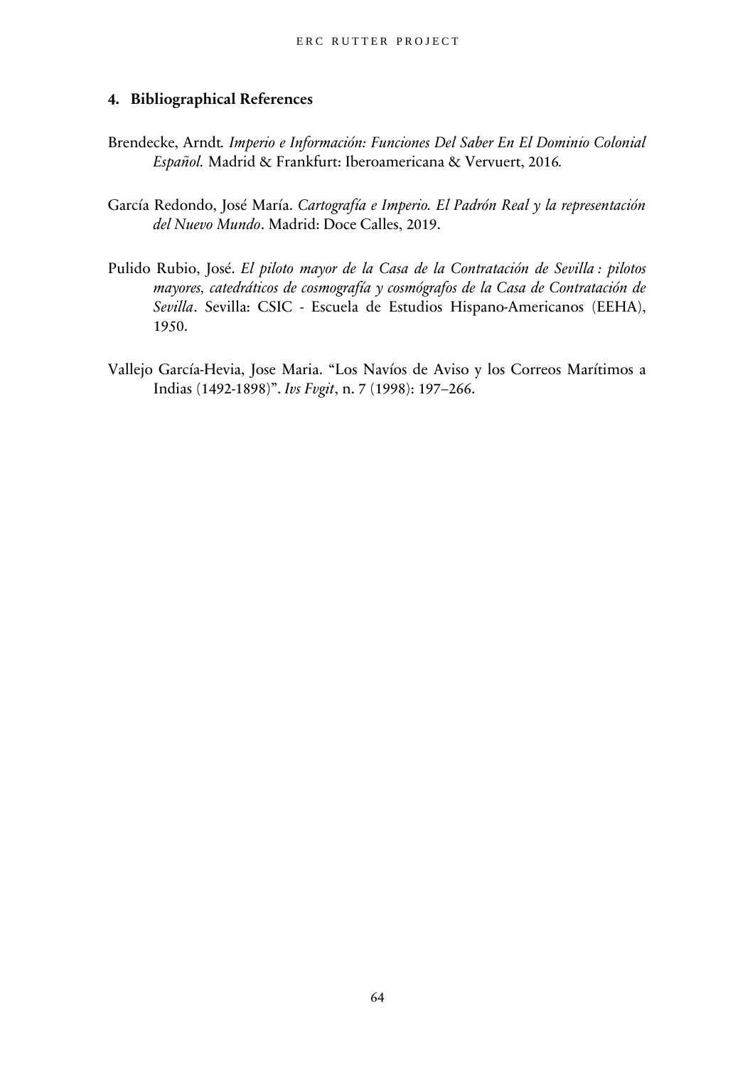### 4. Bibliographical References

Brendecke, Arndt. *Imperio e Información: Funciones Del Saber En El Dominio Colonial Español.* Madrid & Frankfurt: Iberoamericana & Vervuert, 2016.

García Redondo, José María. *Cartografía e Imperio. El Padrón Real y la representación del Nuevo Mundo*. Madrid: Doce Calles, 2019.

Pulido Rubio, José. *El piloto mayor de la Casa de la Contratación de Sevilla : pilotos mayores, catedráticos de cosmografía y cosmógrafos de la Casa de Contratación de Sevilla*. Sevilla: CSIC - Escuela de Estudios Hispano-Americanos (EEHA), 1950.

Vallejo García-Hevia, Jose Maria. "Los Navíos de Aviso y los Correos Marítimos a Indias (1492-1898)". *Ivs Fvgit*, n. 7 (1998): 197–266.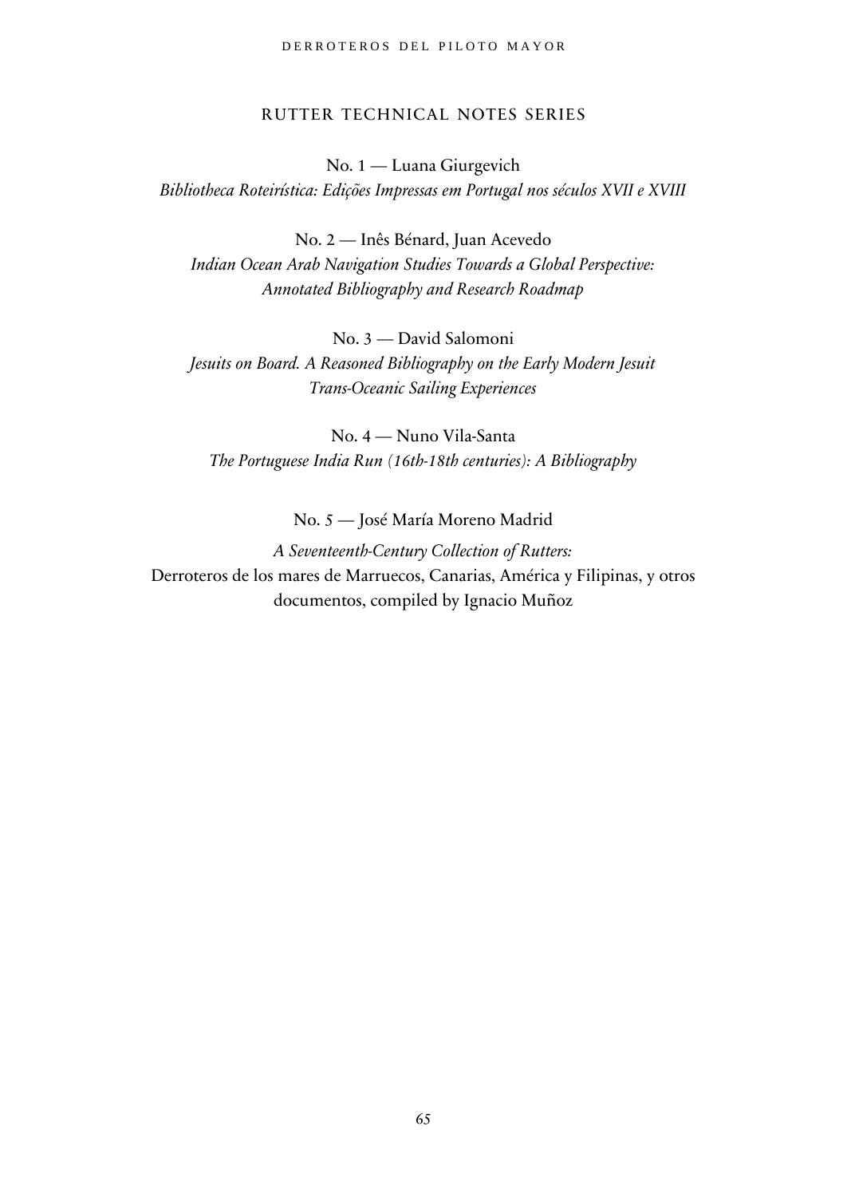## RUTTER TECHNICAL NOTES SERIES

No. 1 — Luana Giurgevich
*Bibliotheca Roteirística: Edições Impressas em Portugal nos séculos XVII e XVIII*

No. 2 — Inês Bénard, Juan Acevedo
*Indian Ocean Arab Navigation Studies Towards a Global Perspective: Annotated Bibliography and Research Roadmap*

No. 3 — David Salomoni
*Jesuits on Board. A Reasoned Bibliography on the Early Modern Jesuit Trans-Oceanic Sailing Experiences*

No. 4 — Nuno Vila-Santa
*The Portuguese India Run (16th-18th centuries): A Bibliography*

No. 5 — José María Moreno Madrid
*A Seventeenth-Century Collection of Rutters:* Derroteros de los mares de Marruecos, Canarias, América y Filipinas, y otros documentos, compiled by Ignacio Muñoz